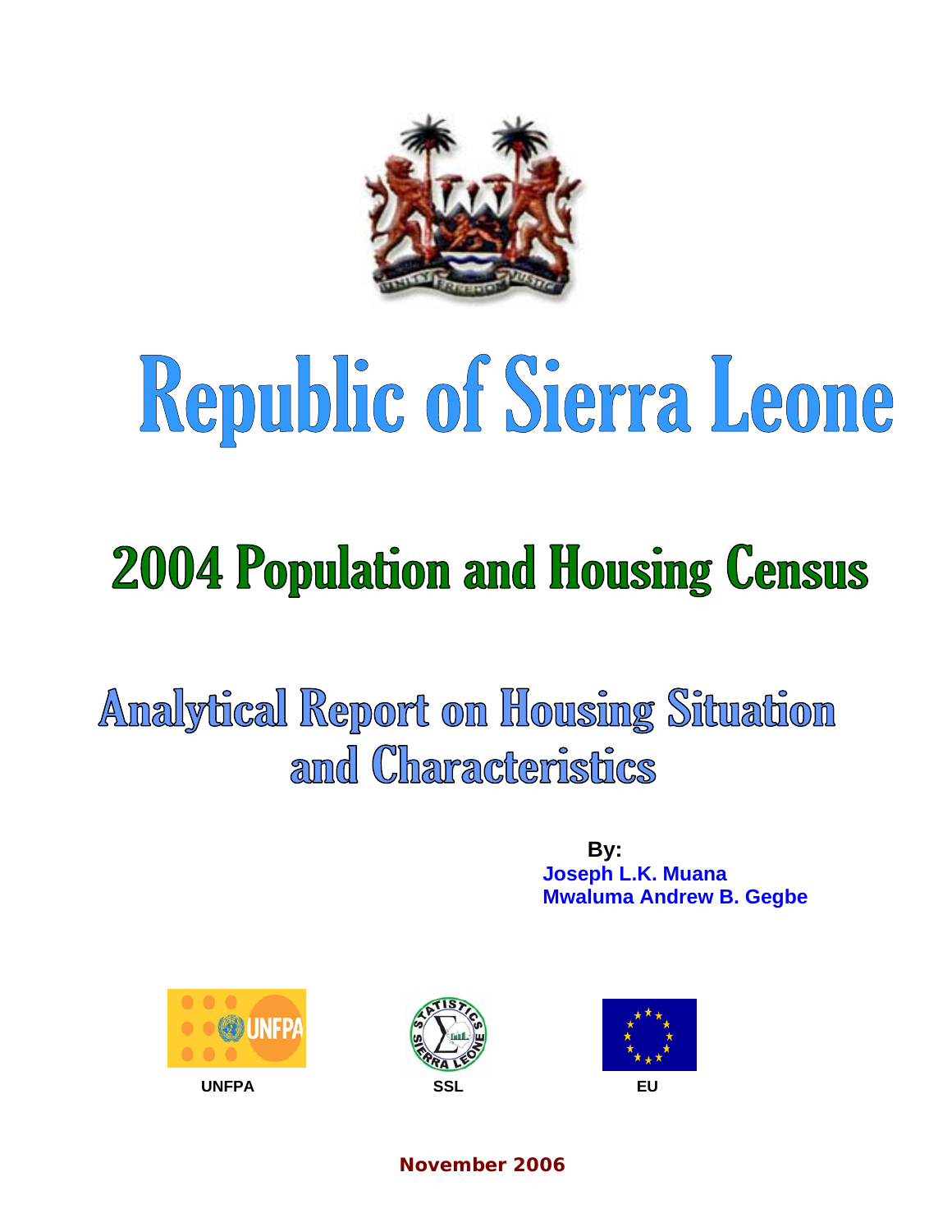# Republic of Sierra Leone

## 2004 Population and Housing Census

## Analytical Report on Housing Situation and Characteristics

**By:**
**Joseph L.K. Muana**
**Mwaluma Andrew B. Gegbe**

**UNFPA** **SSL** **EU**

**November 2006**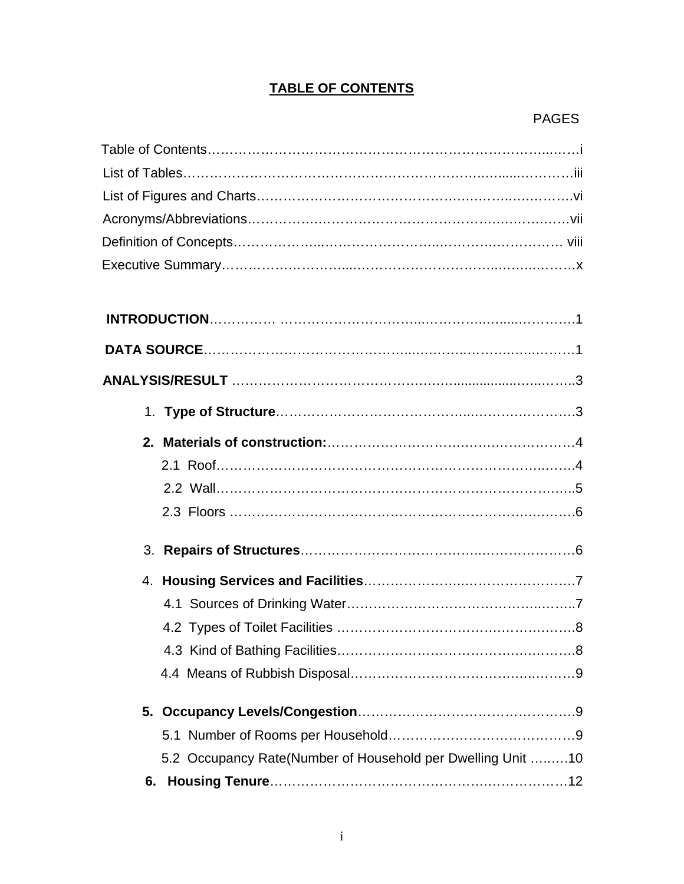# TABLE OF CONTENTS

| | PAGES |
|---|---|
| Table of Contents | i |
| List of Tables | iii |
| List of Figures and Charts | vi |
| Acronyms/Abbreviations | vii |
| Definition of Concepts | viii |
| Executive Summary | x |
| **INTRODUCTION** | 1 |
| **DATA SOURCE** | 1 |
| **ANALYSIS/RESULT** | 3 |
| 1. **Type of Structure** | 3 |
| 2. **Materials of construction:** | 4 |
| 2.1 Roof | 4 |
| 2.2 Wall | 5 |
| 2.3 Floors | 6 |
| 3. **Repairs of Structures** | 6 |
| 4. **Housing Services and Facilities** | 7 |
| 4.1 Sources of Drinking Water | 7 |
| 4.2 Types of Toilet Facilities | 8 |
| 4.3 Kind of Bathing Facilities | 8 |
| 4.4 Means of Rubbish Disposal | 9 |
| 5. **Occupancy Levels/Congestion** | 9 |
| 5.1 Number of Rooms per Household | 9 |
| 5.2 Occupancy Rate(Number of Household per Dwelling Unit | 10 |
| 6. **Housing Tenure** | 12 |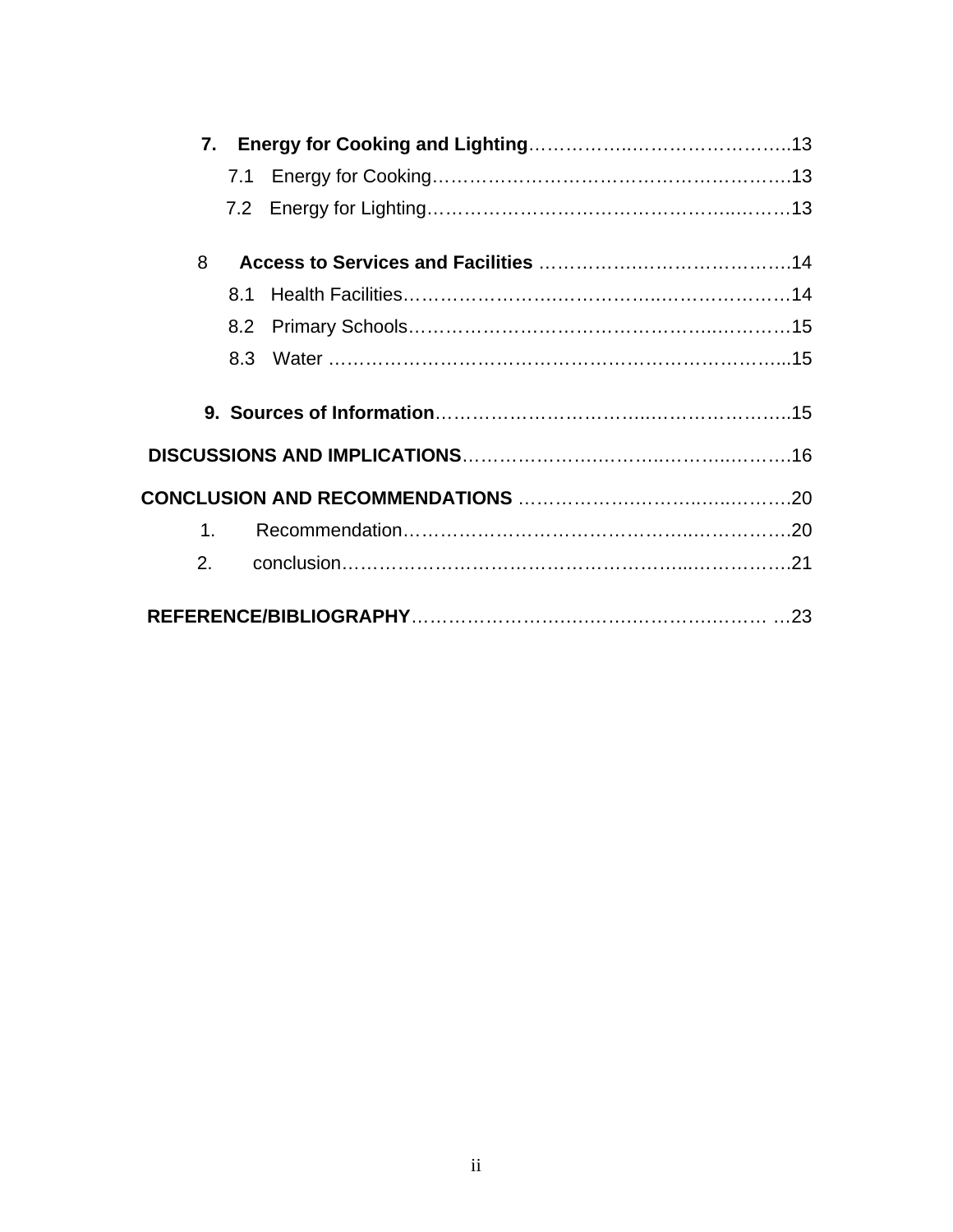**7. Energy for Cooking and Lighting**……………..……………………..13

7.1 Energy for Cooking…………………………………………………….13

7.2 Energy for Lighting…………………………………………..………13

8 **Access to Services and Facilities** ……………..………………….14

8.1 Health Facilities………………………………….………………….14

8.2 Primary Schools…………………………………………..…………15

8.3 Water …………………………………………………………………...15

**9. Sources of Information**…………………………..……………………..15

**DISCUSSIONS AND IMPLICATIONS**…………………………..……..……….16

**CONCLUSION AND RECOMMENDATIONS** …………………..……..…..……….20

1. Recommendation…………………………………………..…………….20

2. conclusion………………………………………………...…………….21

**REFERENCE/BIBLIOGRAPHY**…………………….…………………………. …23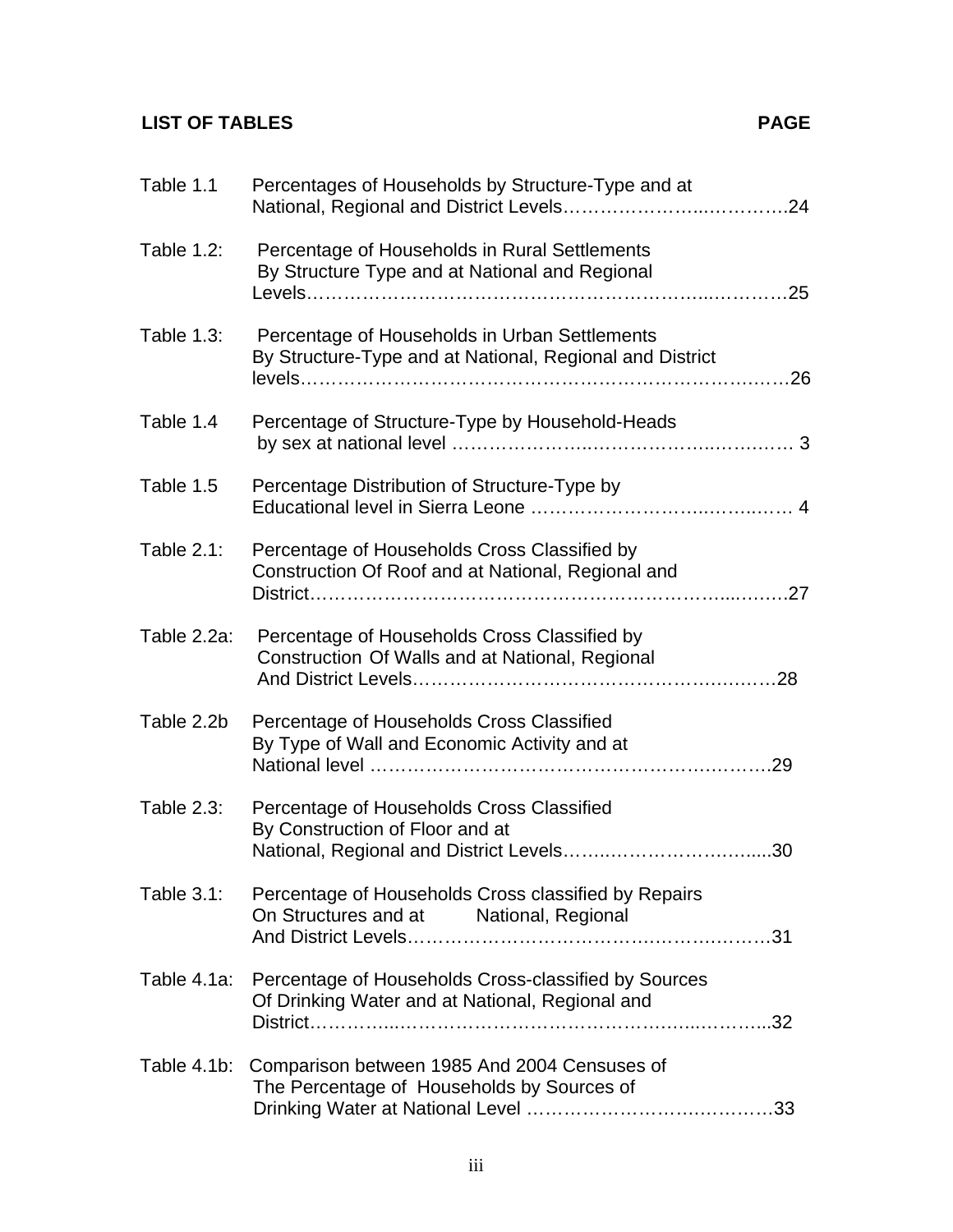## LIST OF TABLES

| | | PAGE |
|---|---|---|
| Table 1.1 | Percentages of Households by Structure-Type and at National, Regional and District Levels | 24 |
| Table 1.2: | Percentage of Households in Rural Settlements By Structure Type and at National and Regional Levels | 25 |
| Table 1.3: | Percentage of Households in Urban Settlements By Structure-Type and at National, Regional and District levels | 26 |
| Table 1.4 | Percentage of Structure-Type by Household-Heads by sex at national level | 3 |
| Table 1.5 | Percentage Distribution of Structure-Type by Educational level in Sierra Leone | 4 |
| Table 2.1: | Percentage of Households Cross Classified by Construction Of Roof and at National, Regional and District | 27 |
| Table 2.2a: | Percentage of Households Cross Classified by Construction Of Walls and at National, Regional And District Levels | 28 |
| Table 2.2b | Percentage of Households Cross Classified By Type of Wall and Economic Activity and at National level | 29 |
| Table 2.3: | Percentage of Households Cross Classified By Construction of Floor and at National, Regional and District Levels | 30 |
| Table 3.1: | Percentage of Households Cross classified by Repairs On Structures and at National, Regional And District Levels | 31 |
| Table 4.1a: | Percentage of Households Cross-classified by Sources Of Drinking Water and at National, Regional and District | 32 |
| Table 4.1b: | Comparison between 1985 And 2004 Censuses of The Percentage of Households by Sources of Drinking Water at National Level | 33 |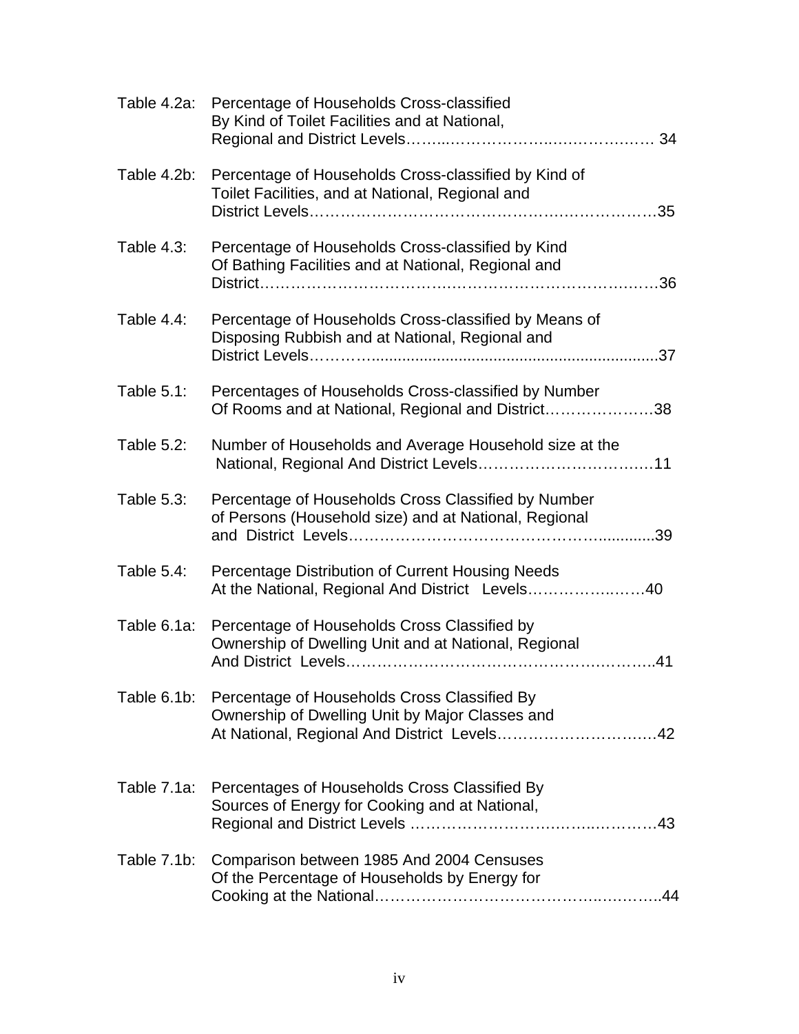| | |
|---|---|
| Table 4.2a: | Percentage of Households Cross-classified By Kind of Toilet Facilities and at National, Regional and District Levels……………………………………… 34 |
| Table 4.2b: | Percentage of Households Cross-classified by Kind of Toilet Facilities, and at National, Regional and District Levels……………………………………………………35 |
| Table 4.3: | Percentage of Households Cross-classified by Kind Of Bathing Facilities and at National, Regional and District………………………………………………………………36 |
| Table 4.4: | Percentage of Households Cross-classified by Means of Disposing Rubbish and at National, Regional and District Levels…………...................................................................37 |
| Table 5.1: | Percentages of Households Cross-classified by Number Of Rooms and at National, Regional and District…………………38 |
| Table 5.2: | Number of Households and Average Household size at the National, Regional And District Levels………………………………11 |
| Table 5.3: | Percentage of Households Cross Classified by Number of Persons (Household size) and at National, Regional and District Levels………………………………………….............39 |
| Table 5.4: | Percentage Distribution of Current Housing Needs At the National, Regional And District Levels…………………40 |
| Table 6.1a: | Percentage of Households Cross Classified by Ownership of Dwelling Unit and at National, Regional And District Levels…………………………………………………..41 |
| Table 6.1b: | Percentage of Households Cross Classified By Ownership of Dwelling Unit by Major Classes and At National, Regional And District Levels…………………………42 |
| Table 7.1a: | Percentages of Households Cross Classified By Sources of Energy for Cooking and at National, Regional and District Levels ……………………………………………43 |
| Table 7.1b: | Comparison between 1985 And 2004 Censuses Of the Percentage of Households by Energy for Cooking at the National…………………………………………………..44 |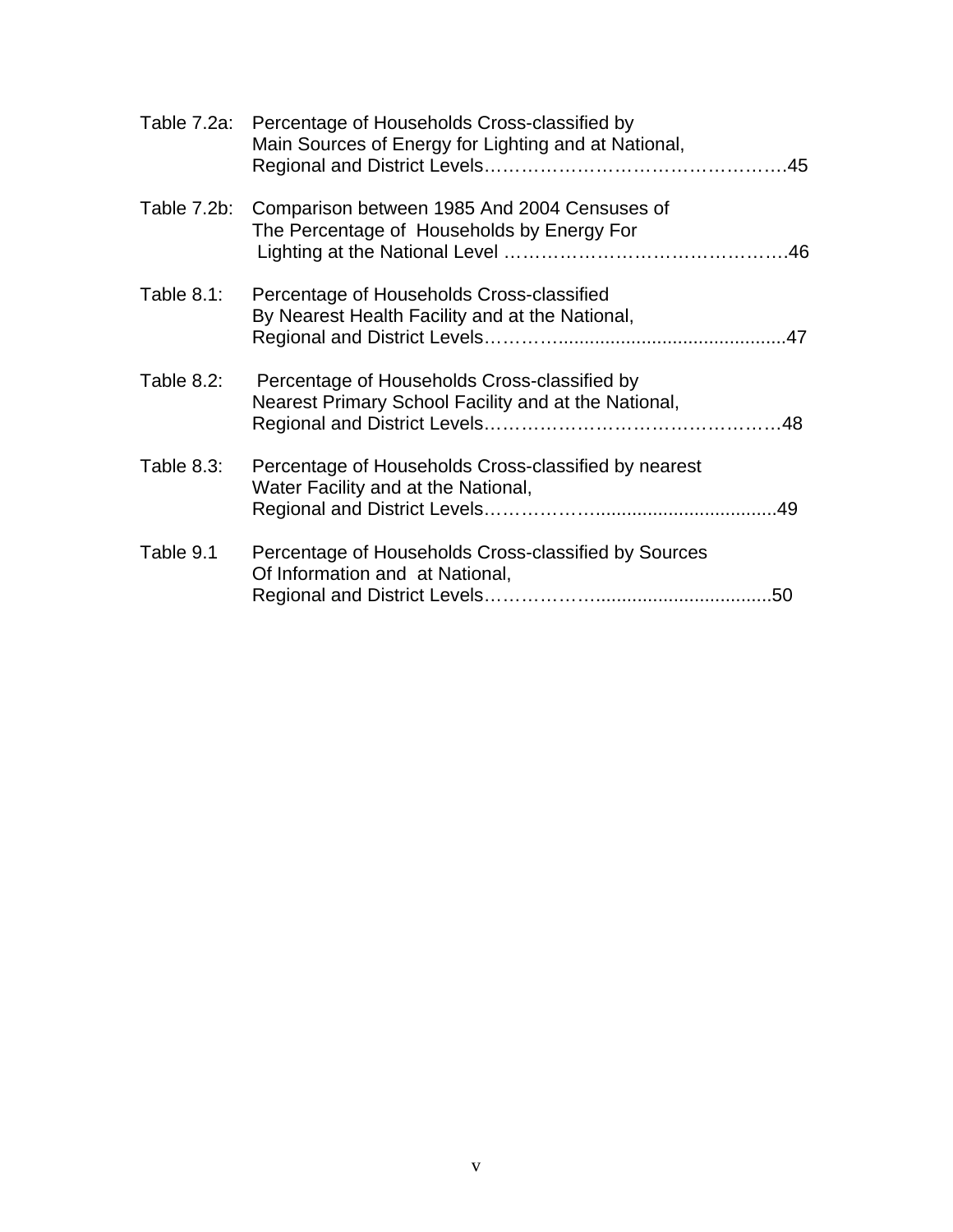| | |
|---|---|
| Table 7.2a: | Percentage of Households Cross-classified by Main Sources of Energy for Lighting and at National, Regional and District Levels………………………………………….45 |
| Table 7.2b: | Comparison between 1985 And 2004 Censuses of The Percentage of Households by Energy For Lighting at the National Level ……………………………………….46 |
| Table 8.1: | Percentage of Households Cross-classified By Nearest Health Facility and at the National, Regional and District Levels……….............................................47 |
| Table 8.2: | Percentage of Households Cross-classified by Nearest Primary School Facility and at the National, Regional and District Levels…………………………………………48 |
| Table 8.3: | Percentage of Households Cross-classified by nearest Water Facility and at the National, Regional and District Levels………………...................................49 |
| Table 9.1 | Percentage of Households Cross-classified by Sources Of Information and at National, Regional and District Levels………………..................................50 |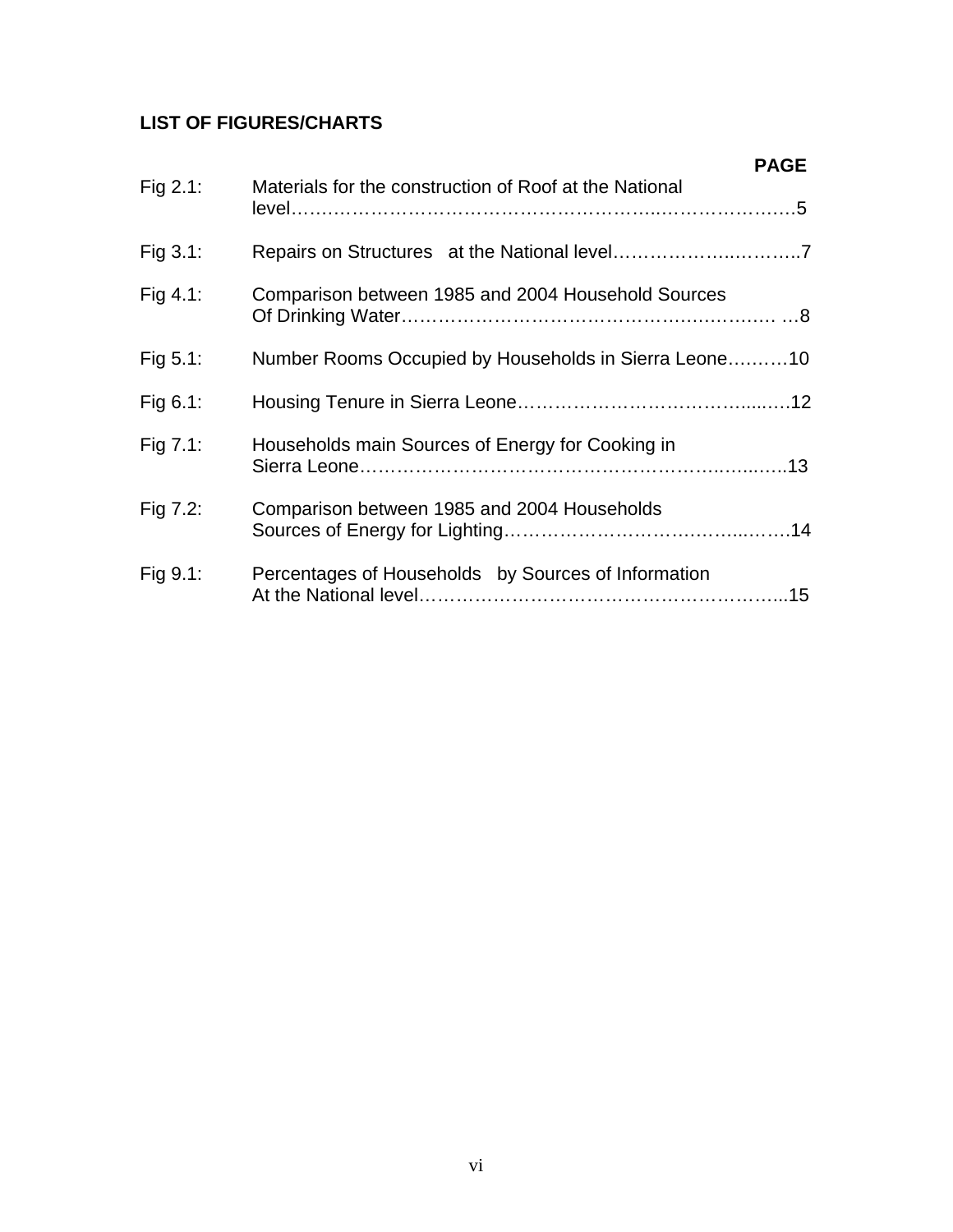## LIST OF FIGURES/CHARTS

| | | PAGE |
|---|---|---|
| Fig 2.1: | Materials for the construction of Roof at the National level | 5 |
| Fig 3.1: | Repairs on Structures at the National level | 7 |
| Fig 4.1: | Comparison between 1985 and 2004 Household Sources Of Drinking Water | 8 |
| Fig 5.1: | Number Rooms Occupied by Households in Sierra Leone | 10 |
| Fig 6.1: | Housing Tenure in Sierra Leone | 12 |
| Fig 7.1: | Households main Sources of Energy for Cooking in Sierra Leone | 13 |
| Fig 7.2: | Comparison between 1985 and 2004 Households Sources of Energy for Lighting | 14 |
| Fig 9.1: | Percentages of Households by Sources of Information At the National level | 15 |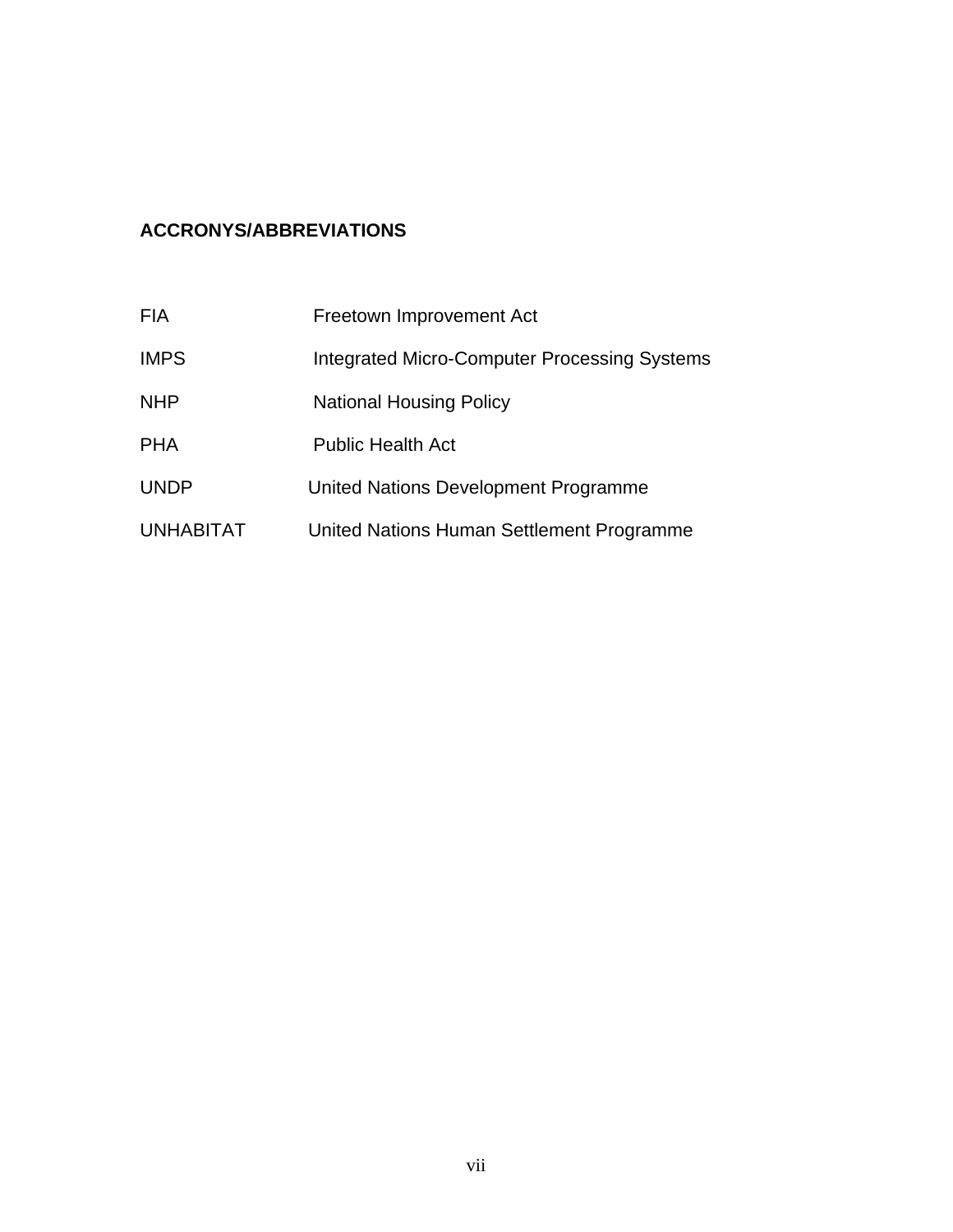**ACCRONYS/ABBREVIATIONS**

| | |
|---|---|
| FIA | Freetown Improvement Act |
| IMPS | Integrated Micro-Computer Processing Systems |
| NHP | National Housing Policy |
| PHA | Public Health Act |
| UNDP | United Nations Development Programme |
| UNHABITAT | United Nations Human Settlement Programme |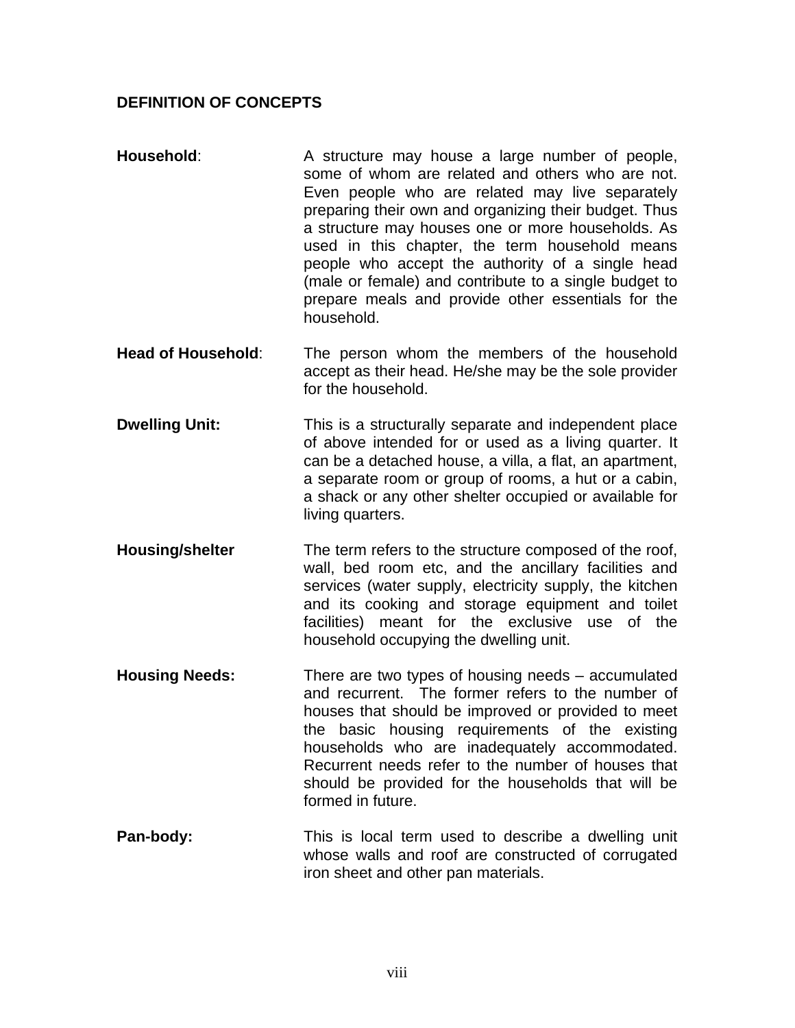## DEFINITION OF CONCEPTS

**Household**: A structure may house a large number of people, some of whom are related and others who are not. Even people who are related may live separately preparing their own and organizing their budget. Thus a structure may houses one or more households. As used in this chapter, the term household means people who accept the authority of a single head (male or female) and contribute to a single budget to prepare meals and provide other essentials for the household.

**Head of Household**: The person whom the members of the household accept as their head. He/she may be the sole provider for the household.

**Dwelling Unit:** This is a structurally separate and independent place of above intended for or used as a living quarter. It can be a detached house, a villa, a flat, an apartment, a separate room or group of rooms, a hut or a cabin, a shack or any other shelter occupied or available for living quarters.

**Housing/shelter** The term refers to the structure composed of the roof, wall, bed room etc, and the ancillary facilities and services (water supply, electricity supply, the kitchen and its cooking and storage equipment and toilet facilities) meant for the exclusive use of the household occupying the dwelling unit.

**Housing Needs:** There are two types of housing needs – accumulated and recurrent. The former refers to the number of houses that should be improved or provided to meet the basic housing requirements of the existing households who are inadequately accommodated. Recurrent needs refer to the number of houses that should be provided for the households that will be formed in future.

**Pan-body:** This is local term used to describe a dwelling unit whose walls and roof are constructed of corrugated iron sheet and other pan materials.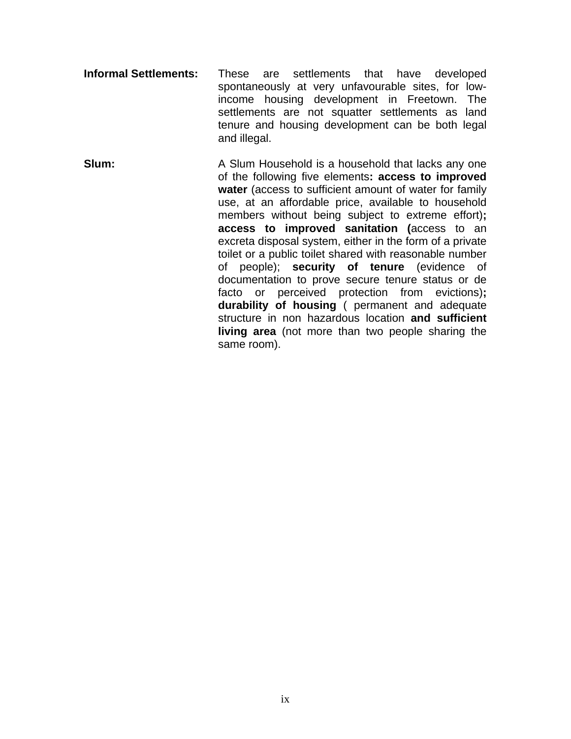**Informal Settlements:** These are settlements that have developed spontaneously at very unfavourable sites, for low-income housing development in Freetown. The settlements are not squatter settlements as land tenure and housing development can be both legal and illegal.

**Slum:** A Slum Household is a household that lacks any one of the following five elements**: access to improved water** (access to sufficient amount of water for family use, at an affordable price, available to household members without being subject to extreme effort)**; access to improved sanitation (**access to an excreta disposal system, either in the form of a private toilet or a public toilet shared with reasonable number of people); **security of tenure** (evidence of documentation to prove secure tenure status or de facto or perceived protection from evictions)**; durability of housing** ( permanent and adequate structure in non hazardous location **and sufficient living area** (not more than two people sharing the same room).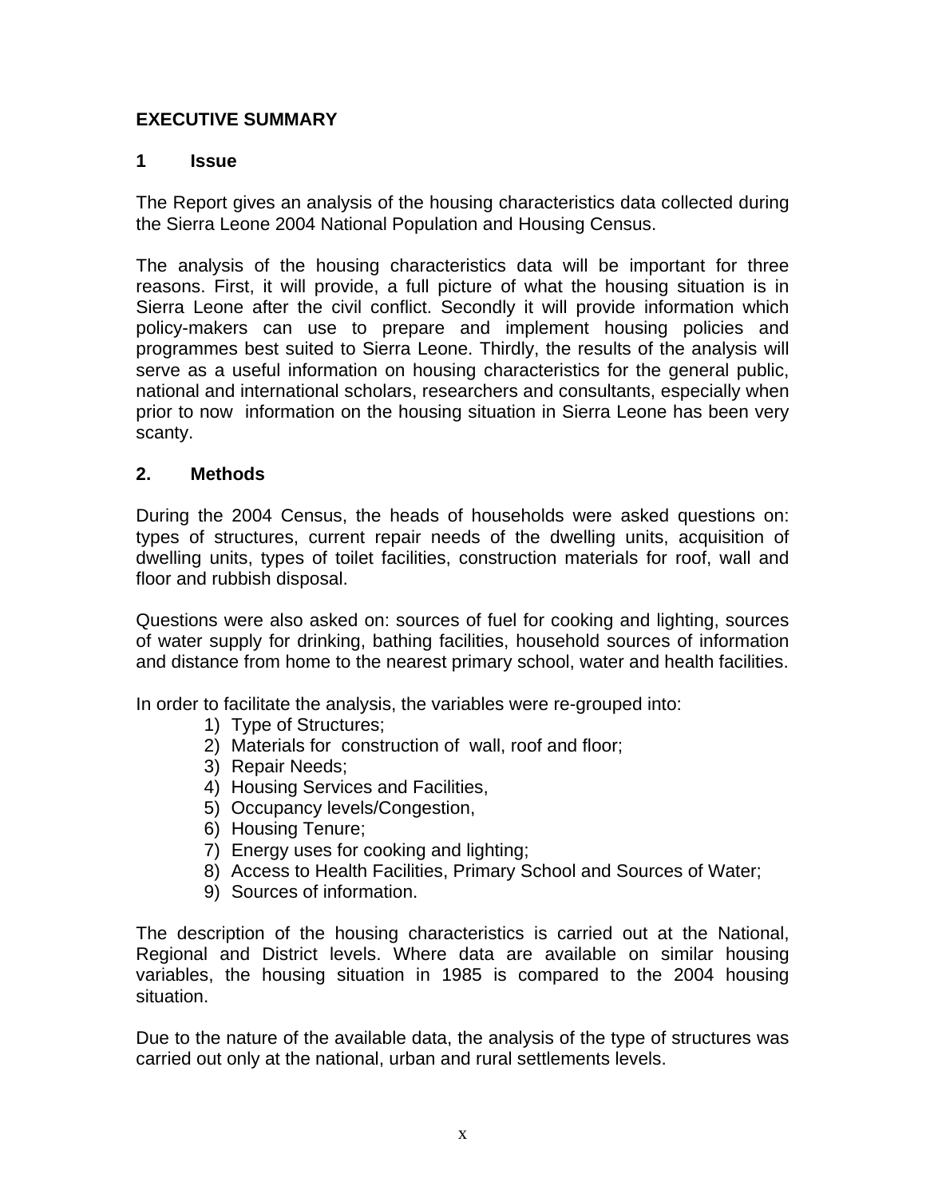# EXECUTIVE SUMMARY

## 1 Issue

The Report gives an analysis of the housing characteristics data collected during the Sierra Leone 2004 National Population and Housing Census.

The analysis of the housing characteristics data will be important for three reasons. First, it will provide, a full picture of what the housing situation is in Sierra Leone after the civil conflict. Secondly it will provide information which policy-makers can use to prepare and implement housing policies and programmes best suited to Sierra Leone. Thirdly, the results of the analysis will serve as a useful information on housing characteristics for the general public, national and international scholars, researchers and consultants, especially when prior to now information on the housing situation in Sierra Leone has been very scanty.

## 2. Methods

During the 2004 Census, the heads of households were asked questions on: types of structures, current repair needs of the dwelling units, acquisition of dwelling units, types of toilet facilities, construction materials for roof, wall and floor and rubbish disposal.

Questions were also asked on: sources of fuel for cooking and lighting, sources of water supply for drinking, bathing facilities, household sources of information and distance from home to the nearest primary school, water and health facilities.

In order to facilitate the analysis, the variables were re-grouped into:

1) Type of Structures;
2) Materials for construction of wall, roof and floor;
3) Repair Needs;
4) Housing Services and Facilities,
5) Occupancy levels/Congestion,
6) Housing Tenure;
7) Energy uses for cooking and lighting;
8) Access to Health Facilities, Primary School and Sources of Water;
9) Sources of information.

The description of the housing characteristics is carried out at the National, Regional and District levels. Where data are available on similar housing variables, the housing situation in 1985 is compared to the 2004 housing situation.

Due to the nature of the available data, the analysis of the type of structures was carried out only at the national, urban and rural settlements levels.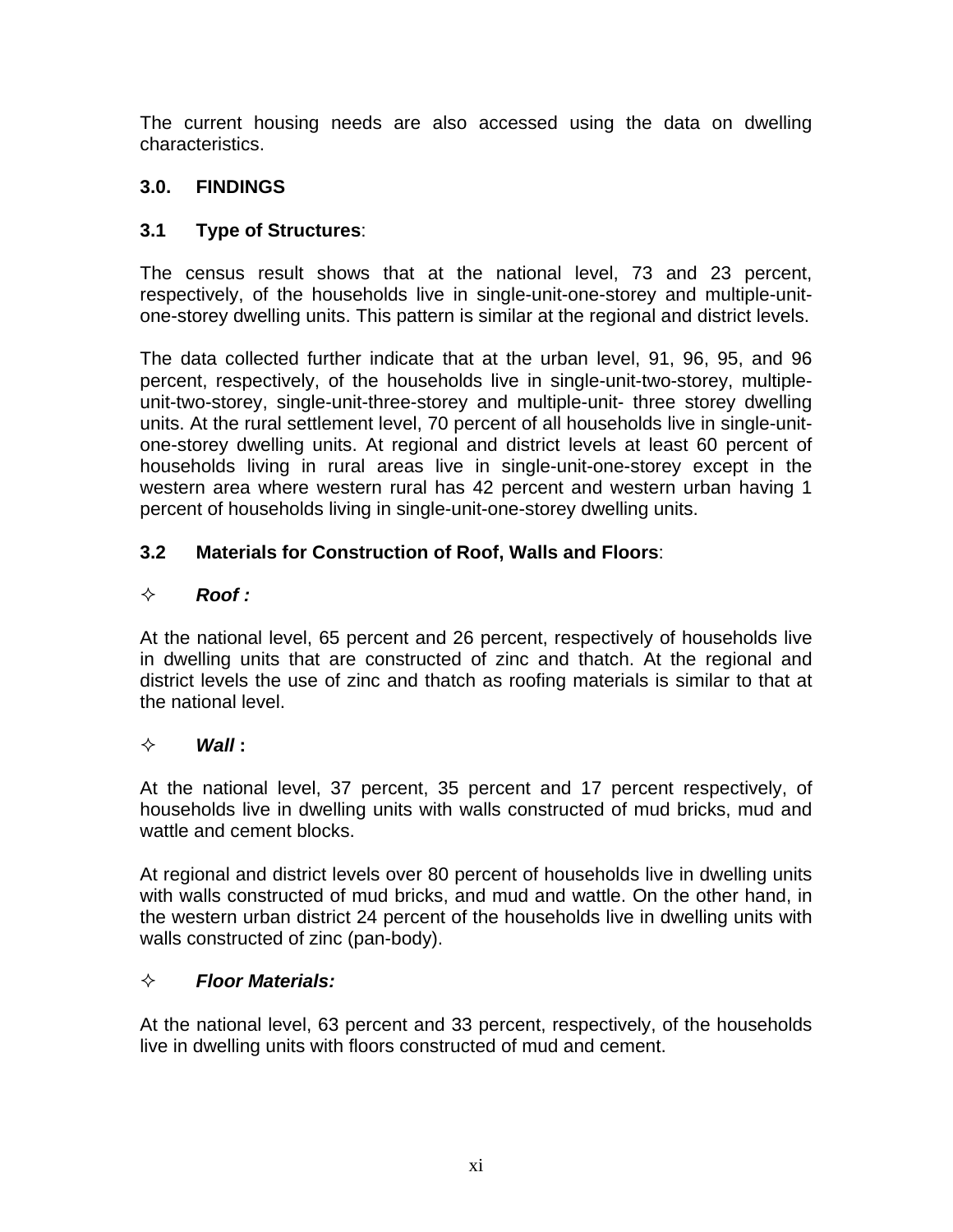The current housing needs are also accessed using the data on dwelling characteristics.

## 3.0. FINDINGS

### 3.1 Type of Structures:

The census result shows that at the national level, 73 and 23 percent, respectively, of the households live in single-unit-one-storey and multiple-unit-one-storey dwelling units. This pattern is similar at the regional and district levels.

The data collected further indicate that at the urban level, 91, 96, 95, and 96 percent, respectively, of the households live in single-unit-two-storey, multiple-unit-two-storey, single-unit-three-storey and multiple-unit- three storey dwelling units. At the rural settlement level, 70 percent of all households live in single-unit-one-storey dwelling units. At regional and district levels at least 60 percent of households living in rural areas live in single-unit-one-storey except in the western area where western rural has 42 percent and western urban having 1 percent of households living in single-unit-one-storey dwelling units.

### 3.2 Materials for Construction of Roof, Walls and Floors:

✧ ***Roof :***

At the national level, 65 percent and 26 percent, respectively of households live in dwelling units that are constructed of zinc and thatch. At the regional and district levels the use of zinc and thatch as roofing materials is similar to that at the national level.

✧ ***Wall*** **:**

At the national level, 37 percent, 35 percent and 17 percent respectively, of households live in dwelling units with walls constructed of mud bricks, mud and wattle and cement blocks.

At regional and district levels over 80 percent of households live in dwelling units with walls constructed of mud bricks, and mud and wattle. On the other hand, in the western urban district 24 percent of the households live in dwelling units with walls constructed of zinc (pan-body).

✧ ***Floor Materials:***

At the national level, 63 percent and 33 percent, respectively, of the households live in dwelling units with floors constructed of mud and cement.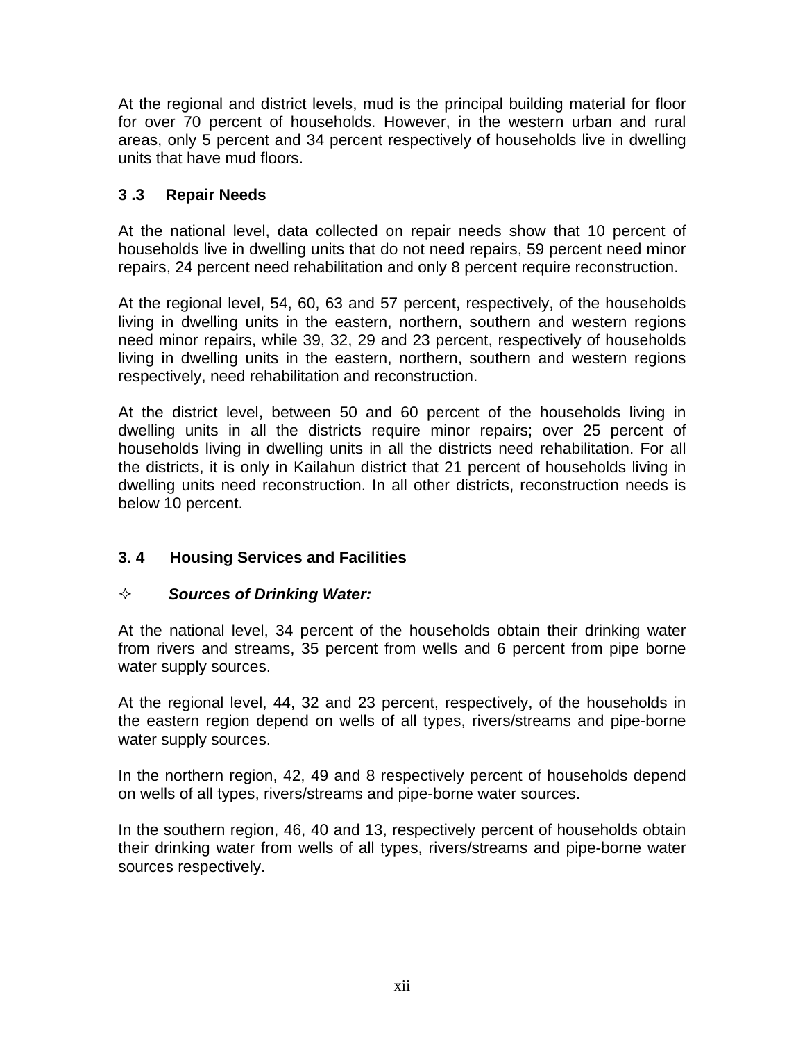At the regional and district levels, mud is the principal building material for floor for over 70 percent of households. However, in the western urban and rural areas, only 5 percent and 34 percent respectively of households live in dwelling units that have mud floors.

### 3 .3 Repair Needs

At the national level, data collected on repair needs show that 10 percent of households live in dwelling units that do not need repairs, 59 percent need minor repairs, 24 percent need rehabilitation and only 8 percent require reconstruction.

At the regional level, 54, 60, 63 and 57 percent, respectively, of the households living in dwelling units in the eastern, northern, southern and western regions need minor repairs, while 39, 32, 29 and 23 percent, respectively of households living in dwelling units in the eastern, northern, southern and western regions respectively, need rehabilitation and reconstruction.

At the district level, between 50 and 60 percent of the households living in dwelling units in all the districts require minor repairs; over 25 percent of households living in dwelling units in all the districts need rehabilitation. For all the districts, it is only in Kailahun district that 21 percent of households living in dwelling units need reconstruction. In all other districts, reconstruction needs is below 10 percent.

### 3. 4 Housing Services and Facilities

✧ ***Sources of Drinking Water:***

At the national level, 34 percent of the households obtain their drinking water from rivers and streams, 35 percent from wells and 6 percent from pipe borne water supply sources.

At the regional level, 44, 32 and 23 percent, respectively, of the households in the eastern region depend on wells of all types, rivers/streams and pipe-borne water supply sources.

In the northern region, 42, 49 and 8 respectively percent of households depend on wells of all types, rivers/streams and pipe-borne water sources.

In the southern region, 46, 40 and 13, respectively percent of households obtain their drinking water from wells of all types, rivers/streams and pipe-borne water sources respectively.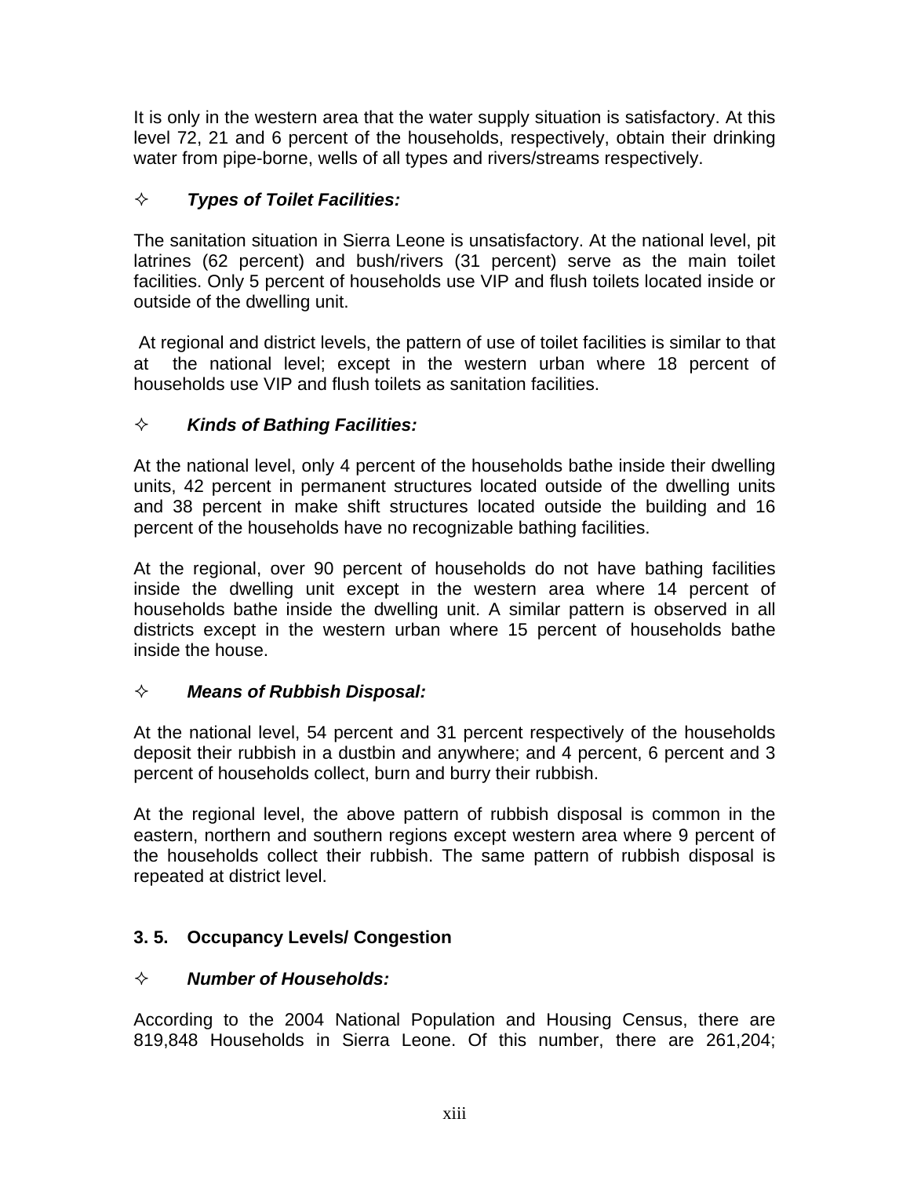It is only in the western area that the water supply situation is satisfactory. At this level 72, 21 and 6 percent of the households, respectively, obtain their drinking water from pipe-borne, wells of all types and rivers/streams respectively.

- ***Types of Toilet Facilities:***

The sanitation situation in Sierra Leone is unsatisfactory. At the national level, pit latrines (62 percent) and bush/rivers (31 percent) serve as the main toilet facilities. Only 5 percent of households use VIP and flush toilets located inside or outside of the dwelling unit.

At regional and district levels, the pattern of use of toilet facilities is similar to that at the national level; except in the western urban where 18 percent of households use VIP and flush toilets as sanitation facilities.

- ***Kinds of Bathing Facilities:***

At the national level, only 4 percent of the households bathe inside their dwelling units, 42 percent in permanent structures located outside of the dwelling units and 38 percent in make shift structures located outside the building and 16 percent of the households have no recognizable bathing facilities.

At the regional, over 90 percent of households do not have bathing facilities inside the dwelling unit except in the western area where 14 percent of households bathe inside the dwelling unit. A similar pattern is observed in all districts except in the western urban where 15 percent of households bathe inside the house.

- ***Means of Rubbish Disposal:***

At the national level, 54 percent and 31 percent respectively of the households deposit their rubbish in a dustbin and anywhere; and 4 percent, 6 percent and 3 percent of households collect, burn and burry their rubbish.

At the regional level, the above pattern of rubbish disposal is common in the eastern, northern and southern regions except western area where 9 percent of the households collect their rubbish. The same pattern of rubbish disposal is repeated at district level.

## 3. 5. Occupancy Levels/ Congestion

- ***Number of Households:***

According to the 2004 National Population and Housing Census, there are 819,848 Households in Sierra Leone. Of this number, there are 261,204;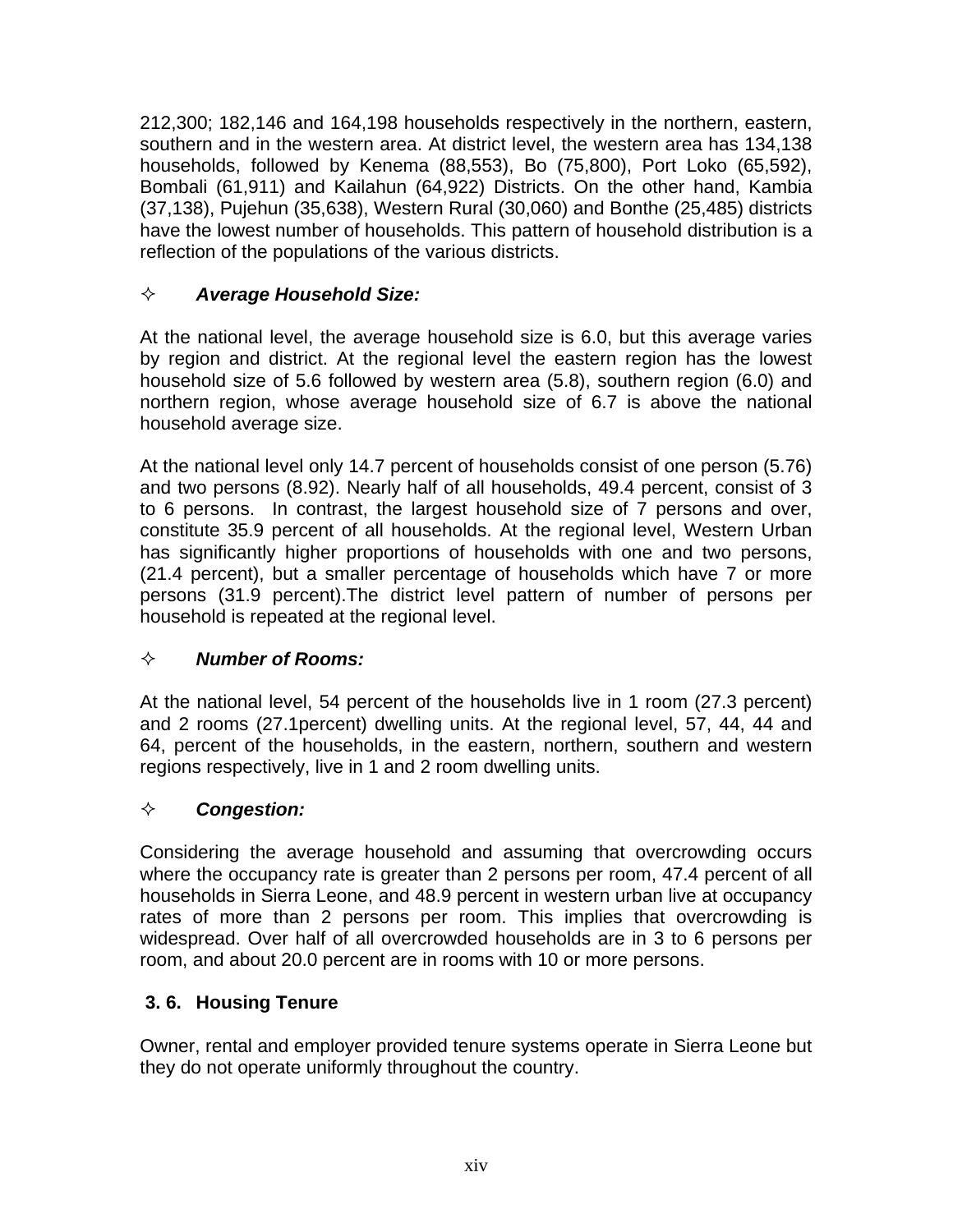212,300; 182,146 and 164,198 households respectively in the northern, eastern, southern and in the western area. At district level, the western area has 134,138 households, followed by Kenema (88,553), Bo (75,800), Port Loko (65,592), Bombali (61,911) and Kailahun (64,922) Districts. On the other hand, Kambia (37,138), Pujehun (35,638), Western Rural (30,060) and Bonthe (25,485) districts have the lowest number of households. This pattern of household distribution is a reflection of the populations of the various districts.

✧ ***Average Household Size:***

At the national level, the average household size is 6.0, but this average varies by region and district. At the regional level the eastern region has the lowest household size of 5.6 followed by western area (5.8), southern region (6.0) and northern region, whose average household size of 6.7 is above the national household average size.

At the national level only 14.7 percent of households consist of one person (5.76) and two persons (8.92). Nearly half of all households, 49.4 percent, consist of 3 to 6 persons. In contrast, the largest household size of 7 persons and over, constitute 35.9 percent of all households. At the regional level, Western Urban has significantly higher proportions of households with one and two persons, (21.4 percent), but a smaller percentage of households which have 7 or more persons (31.9 percent).The district level pattern of number of persons per household is repeated at the regional level.

✧ ***Number of Rooms:***

At the national level, 54 percent of the households live in 1 room (27.3 percent) and 2 rooms (27.1percent) dwelling units. At the regional level, 57, 44, 44 and 64, percent of the households, in the eastern, northern, southern and western regions respectively, live in 1 and 2 room dwelling units.

✧ ***Congestion:***

Considering the average household and assuming that overcrowding occurs where the occupancy rate is greater than 2 persons per room, 47.4 percent of all households in Sierra Leone, and 48.9 percent in western urban live at occupancy rates of more than 2 persons per room. This implies that overcrowding is widespread. Over half of all overcrowded households are in 3 to 6 persons per room, and about 20.0 percent are in rooms with 10 or more persons.

## 3. 6. Housing Tenure

Owner, rental and employer provided tenure systems operate in Sierra Leone but they do not operate uniformly throughout the country.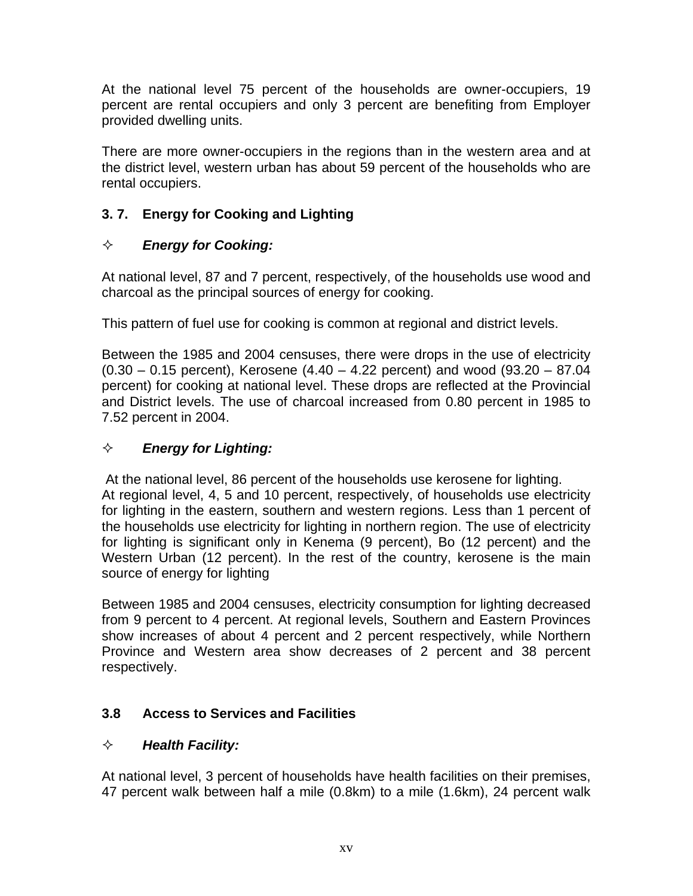At the national level 75 percent of the households are owner-occupiers, 19 percent are rental occupiers and only 3 percent are benefiting from Employer provided dwelling units.

There are more owner-occupiers in the regions than in the western area and at the district level, western urban has about 59 percent of the households who are rental occupiers.

### 3. 7. Energy for Cooking and Lighting

✧ ***Energy for Cooking:***

At national level, 87 and 7 percent, respectively, of the households use wood and charcoal as the principal sources of energy for cooking.

This pattern of fuel use for cooking is common at regional and district levels.

Between the 1985 and 2004 censuses, there were drops in the use of electricity (0.30 – 0.15 percent), Kerosene (4.40 – 4.22 percent) and wood (93.20 – 87.04 percent) for cooking at national level. These drops are reflected at the Provincial and District levels. The use of charcoal increased from 0.80 percent in 1985 to 7.52 percent in 2004.

✧ ***Energy for Lighting:***

At the national level, 86 percent of the households use kerosene for lighting. At regional level, 4, 5 and 10 percent, respectively, of households use electricity for lighting in the eastern, southern and western regions. Less than 1 percent of the households use electricity for lighting in northern region. The use of electricity for lighting is significant only in Kenema (9 percent), Bo (12 percent) and the Western Urban (12 percent). In the rest of the country, kerosene is the main source of energy for lighting

Between 1985 and 2004 censuses, electricity consumption for lighting decreased from 9 percent to 4 percent. At regional levels, Southern and Eastern Provinces show increases of about 4 percent and 2 percent respectively, while Northern Province and Western area show decreases of 2 percent and 38 percent respectively.

### 3.8 Access to Services and Facilities

✧ ***Health Facility:***

At national level, 3 percent of households have health facilities on their premises, 47 percent walk between half a mile (0.8km) to a mile (1.6km), 24 percent walk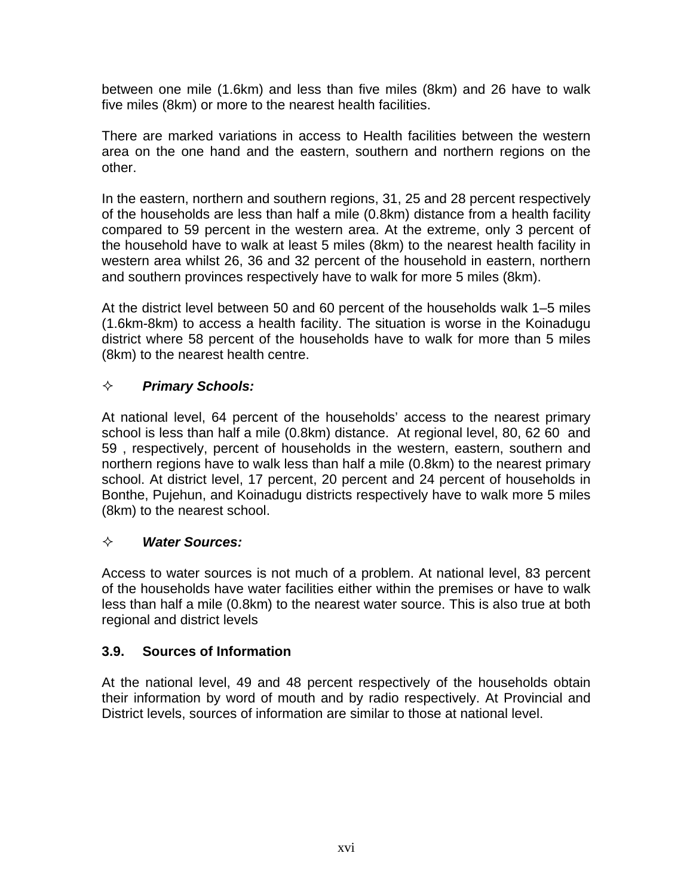between one mile (1.6km) and less than five miles (8km) and 26 have to walk five miles (8km) or more to the nearest health facilities.

There are marked variations in access to Health facilities between the western area on the one hand and the eastern, southern and northern regions on the other.

In the eastern, northern and southern regions, 31, 25 and 28 percent respectively of the households are less than half a mile (0.8km) distance from a health facility compared to 59 percent in the western area. At the extreme, only 3 percent of the household have to walk at least 5 miles (8km) to the nearest health facility in western area whilst 26, 36 and 32 percent of the household in eastern, northern and southern provinces respectively have to walk for more 5 miles (8km).

At the district level between 50 and 60 percent of the households walk 1–5 miles (1.6km-8km) to access a health facility. The situation is worse in the Koinadugu district where 58 percent of the households have to walk for more than 5 miles (8km) to the nearest health centre.

✧ ***Primary Schools:***

At national level, 64 percent of the households' access to the nearest primary school is less than half a mile (0.8km) distance. At regional level, 80, 62 60 and 59 , respectively, percent of households in the western, eastern, southern and northern regions have to walk less than half a mile (0.8km) to the nearest primary school. At district level, 17 percent, 20 percent and 24 percent of households in Bonthe, Pujehun, and Koinadugu districts respectively have to walk more 5 miles (8km) to the nearest school.

✧ ***Water Sources:***

Access to water sources is not much of a problem. At national level, 83 percent of the households have water facilities either within the premises or have to walk less than half a mile (0.8km) to the nearest water source. This is also true at both regional and district levels

### 3.9. Sources of Information

At the national level, 49 and 48 percent respectively of the households obtain their information by word of mouth and by radio respectively. At Provincial and District levels, sources of information are similar to those at national level.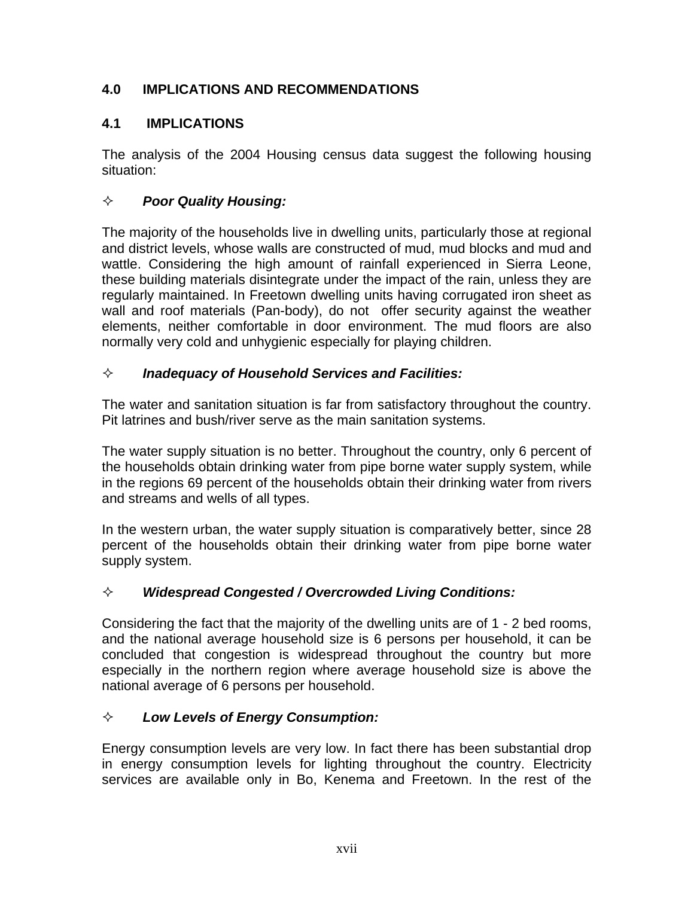## 4.0 IMPLICATIONS AND RECOMMENDATIONS

### 4.1 IMPLICATIONS

The analysis of the 2004 Housing census data suggest the following housing situation:

- ***Poor Quality Housing:***

The majority of the households live in dwelling units, particularly those at regional and district levels, whose walls are constructed of mud, mud blocks and mud and wattle. Considering the high amount of rainfall experienced in Sierra Leone, these building materials disintegrate under the impact of the rain, unless they are regularly maintained. In Freetown dwelling units having corrugated iron sheet as wall and roof materials (Pan-body), do not offer security against the weather elements, neither comfortable in door environment. The mud floors are also normally very cold and unhygienic especially for playing children.

- ***Inadequacy of Household Services and Facilities:***

The water and sanitation situation is far from satisfactory throughout the country. Pit latrines and bush/river serve as the main sanitation systems.

The water supply situation is no better. Throughout the country, only 6 percent of the households obtain drinking water from pipe borne water supply system, while in the regions 69 percent of the households obtain their drinking water from rivers and streams and wells of all types.

In the western urban, the water supply situation is comparatively better, since 28 percent of the households obtain their drinking water from pipe borne water supply system.

- ***Widespread Congested / Overcrowded Living Conditions:***

Considering the fact that the majority of the dwelling units are of 1 - 2 bed rooms, and the national average household size is 6 persons per household, it can be concluded that congestion is widespread throughout the country but more especially in the northern region where average household size is above the national average of 6 persons per household.

- ***Low Levels of Energy Consumption:***

Energy consumption levels are very low. In fact there has been substantial drop in energy consumption levels for lighting throughout the country. Electricity services are available only in Bo, Kenema and Freetown. In the rest of the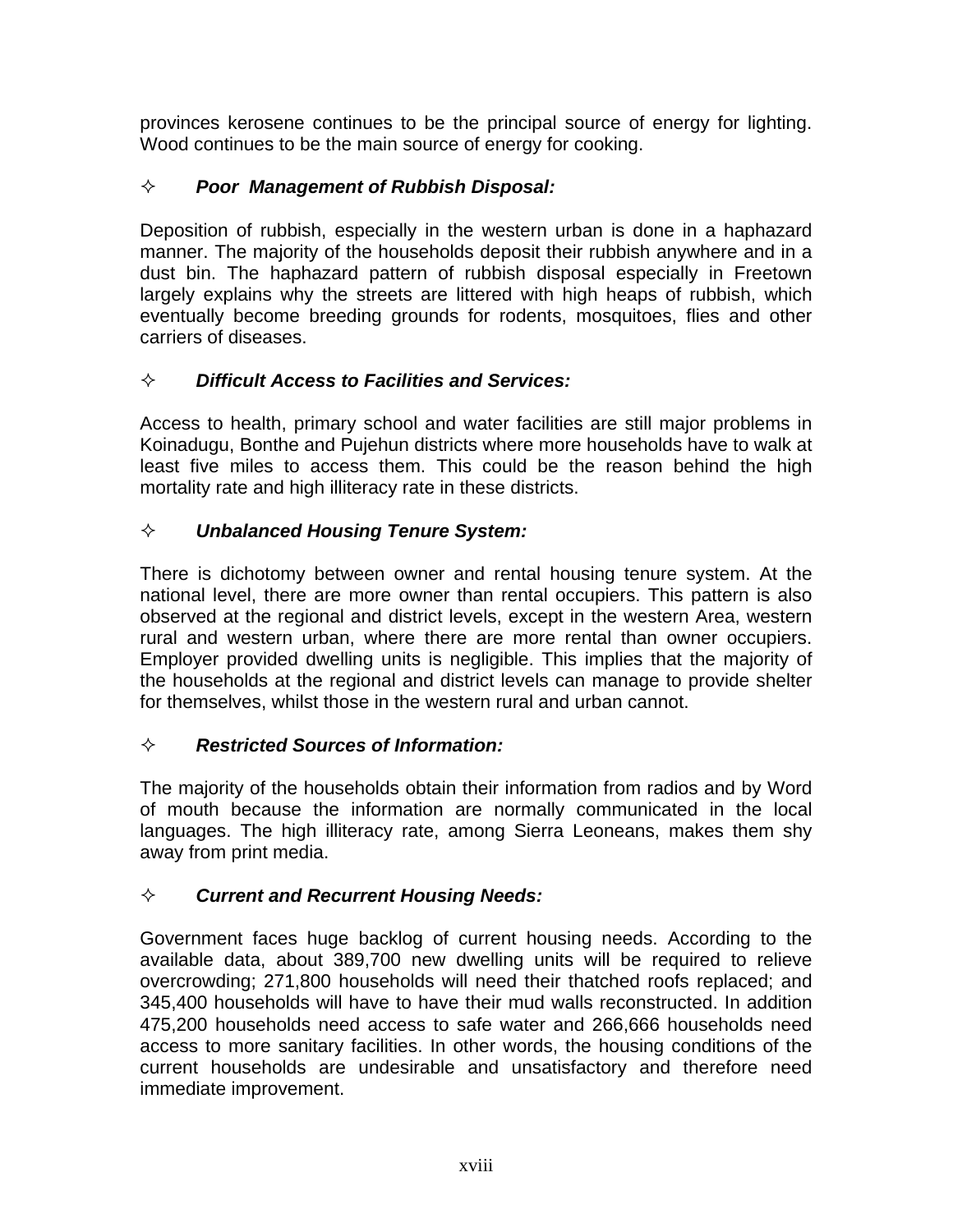provinces kerosene continues to be the principal source of energy for lighting. Wood continues to be the main source of energy for cooking.

✧ ***Poor Management of Rubbish Disposal:***

Deposition of rubbish, especially in the western urban is done in a haphazard manner. The majority of the households deposit their rubbish anywhere and in a dust bin. The haphazard pattern of rubbish disposal especially in Freetown largely explains why the streets are littered with high heaps of rubbish, which eventually become breeding grounds for rodents, mosquitoes, flies and other carriers of diseases.

✧ ***Difficult Access to Facilities and Services:***

Access to health, primary school and water facilities are still major problems in Koinadugu, Bonthe and Pujehun districts where more households have to walk at least five miles to access them. This could be the reason behind the high mortality rate and high illiteracy rate in these districts.

✧ ***Unbalanced Housing Tenure System:***

There is dichotomy between owner and rental housing tenure system. At the national level, there are more owner than rental occupiers. This pattern is also observed at the regional and district levels, except in the western Area, western rural and western urban, where there are more rental than owner occupiers. Employer provided dwelling units is negligible. This implies that the majority of the households at the regional and district levels can manage to provide shelter for themselves, whilst those in the western rural and urban cannot.

✧ ***Restricted Sources of Information:***

The majority of the households obtain their information from radios and by Word of mouth because the information are normally communicated in the local languages. The high illiteracy rate, among Sierra Leoneans, makes them shy away from print media.

✧ ***Current and Recurrent Housing Needs:***

Government faces huge backlog of current housing needs. According to the available data, about 389,700 new dwelling units will be required to relieve overcrowding; 271,800 households will need their thatched roofs replaced; and 345,400 households will have to have their mud walls reconstructed. In addition 475,200 households need access to safe water and 266,666 households need access to more sanitary facilities. In other words, the housing conditions of the current households are undesirable and unsatisfactory and therefore need immediate improvement.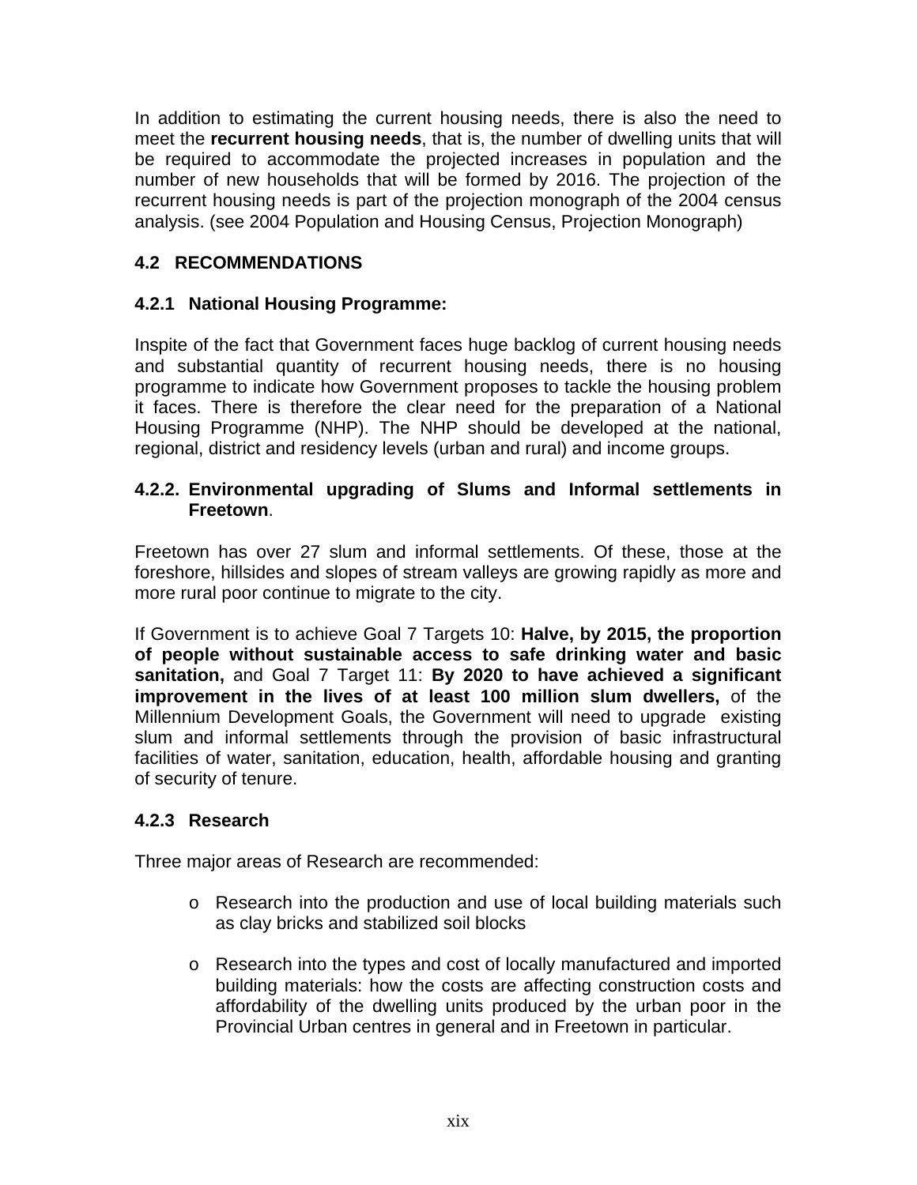In addition to estimating the current housing needs, there is also the need to meet the **recurrent housing needs**, that is, the number of dwelling units that will be required to accommodate the projected increases in population and the number of new households that will be formed by 2016. The projection of the recurrent housing needs is part of the projection monograph of the 2004 census analysis. (see 2004 Population and Housing Census, Projection Monograph)

## 4.2 RECOMMENDATIONS

### 4.2.1 National Housing Programme:

Inspite of the fact that Government faces huge backlog of current housing needs and substantial quantity of recurrent housing needs, there is no housing programme to indicate how Government proposes to tackle the housing problem it faces. There is therefore the clear need for the preparation of a National Housing Programme (NHP). The NHP should be developed at the national, regional, district and residency levels (urban and rural) and income groups.

### 4.2.2. Environmental upgrading of Slums and Informal settlements in Freetown.

Freetown has over 27 slum and informal settlements. Of these, those at the foreshore, hillsides and slopes of stream valleys are growing rapidly as more and more rural poor continue to migrate to the city.

If Government is to achieve Goal 7 Targets 10: **Halve, by 2015, the proportion of people without sustainable access to safe drinking water and basic sanitation,** and Goal 7 Target 11: **By 2020 to have achieved a significant improvement in the lives of at least 100 million slum dwellers,** of the Millennium Development Goals, the Government will need to upgrade existing slum and informal settlements through the provision of basic infrastructural facilities of water, sanitation, education, health, affordable housing and granting of security of tenure.

### 4.2.3 Research

Three major areas of Research are recommended:

- Research into the production and use of local building materials such as clay bricks and stabilized soil blocks

- Research into the types and cost of locally manufactured and imported building materials: how the costs are affecting construction costs and affordability of the dwelling units produced by the urban poor in the Provincial Urban centres in general and in Freetown in particular.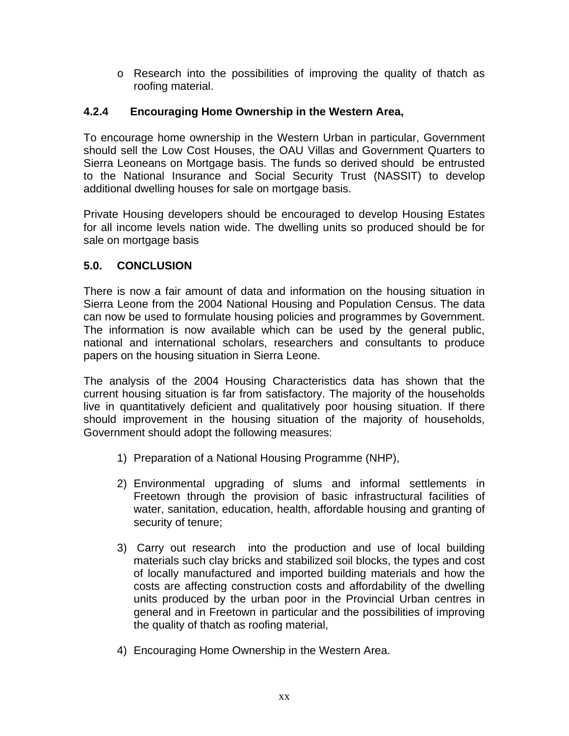- Research into the possibilities of improving the quality of thatch as roofing material.

### 4.2.4 Encouraging Home Ownership in the Western Area,

To encourage home ownership in the Western Urban in particular, Government should sell the Low Cost Houses, the OAU Villas and Government Quarters to Sierra Leoneans on Mortgage basis. The funds so derived should be entrusted to the National Insurance and Social Security Trust (NASSIT) to develop additional dwelling houses for sale on mortgage basis.

Private Housing developers should be encouraged to develop Housing Estates for all income levels nation wide. The dwelling units so produced should be for sale on mortgage basis

## 5.0. CONCLUSION

There is now a fair amount of data and information on the housing situation in Sierra Leone from the 2004 National Housing and Population Census. The data can now be used to formulate housing policies and programmes by Government. The information is now available which can be used by the general public, national and international scholars, researchers and consultants to produce papers on the housing situation in Sierra Leone.

The analysis of the 2004 Housing Characteristics data has shown that the current housing situation is far from satisfactory. The majority of the households live in quantitatively deficient and qualitatively poor housing situation. If there should improvement in the housing situation of the majority of households, Government should adopt the following measures:

1) Preparation of a National Housing Programme (NHP),

2) Environmental upgrading of slums and informal settlements in Freetown through the provision of basic infrastructural facilities of water, sanitation, education, health, affordable housing and granting of security of tenure;

3) Carry out research into the production and use of local building materials such clay bricks and stabilized soil blocks, the types and cost of locally manufactured and imported building materials and how the costs are affecting construction costs and affordability of the dwelling units produced by the urban poor in the Provincial Urban centres in general and in Freetown in particular and the possibilities of improving the quality of thatch as roofing material,

4) Encouraging Home Ownership in the Western Area.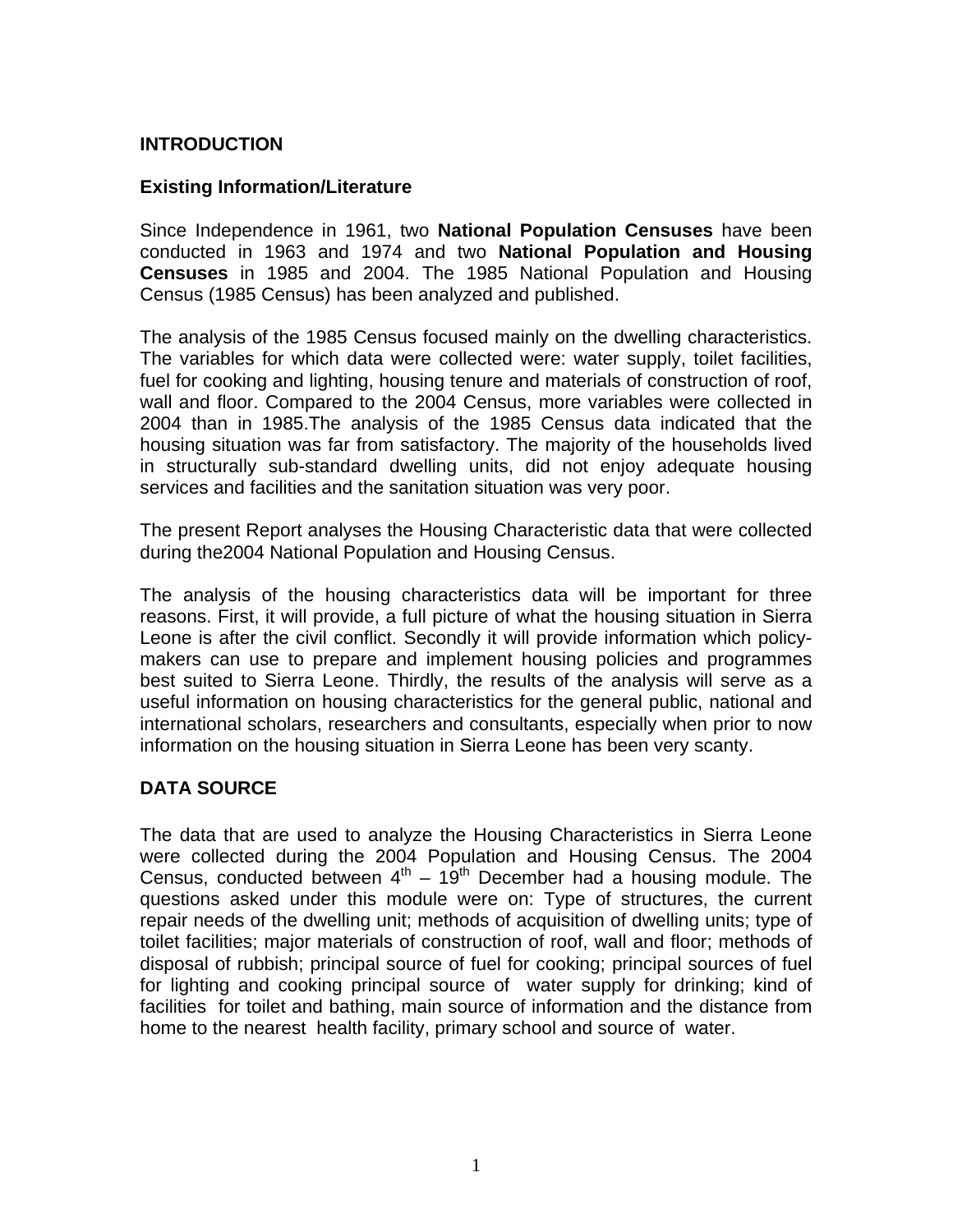## INTRODUCTION

### Existing Information/Literature

Since Independence in 1961, two **National Population Censuses** have been conducted in 1963 and 1974 and two **National Population and Housing Censuses** in 1985 and 2004. The 1985 National Population and Housing Census (1985 Census) has been analyzed and published.

The analysis of the 1985 Census focused mainly on the dwelling characteristics. The variables for which data were collected were: water supply, toilet facilities, fuel for cooking and lighting, housing tenure and materials of construction of roof, wall and floor. Compared to the 2004 Census, more variables were collected in 2004 than in 1985.The analysis of the 1985 Census data indicated that the housing situation was far from satisfactory. The majority of the households lived in structurally sub-standard dwelling units, did not enjoy adequate housing services and facilities and the sanitation situation was very poor.

The present Report analyses the Housing Characteristic data that were collected during the2004 National Population and Housing Census.

The analysis of the housing characteristics data will be important for three reasons. First, it will provide, a full picture of what the housing situation in Sierra Leone is after the civil conflict. Secondly it will provide information which policy-makers can use to prepare and implement housing policies and programmes best suited to Sierra Leone. Thirdly, the results of the analysis will serve as a useful information on housing characteristics for the general public, national and international scholars, researchers and consultants, especially when prior to now information on the housing situation in Sierra Leone has been very scanty.

## DATA SOURCE

The data that are used to analyze the Housing Characteristics in Sierra Leone were collected during the 2004 Population and Housing Census. The 2004 Census, conducted between 4th – 19th December had a housing module. The questions asked under this module were on: Type of structures, the current repair needs of the dwelling unit; methods of acquisition of dwelling units; type of toilet facilities; major materials of construction of roof, wall and floor; methods of disposal of rubbish; principal source of fuel for cooking; principal sources of fuel for lighting and cooking principal source of water supply for drinking; kind of facilities for toilet and bathing, main source of information and the distance from home to the nearest health facility, primary school and source of water.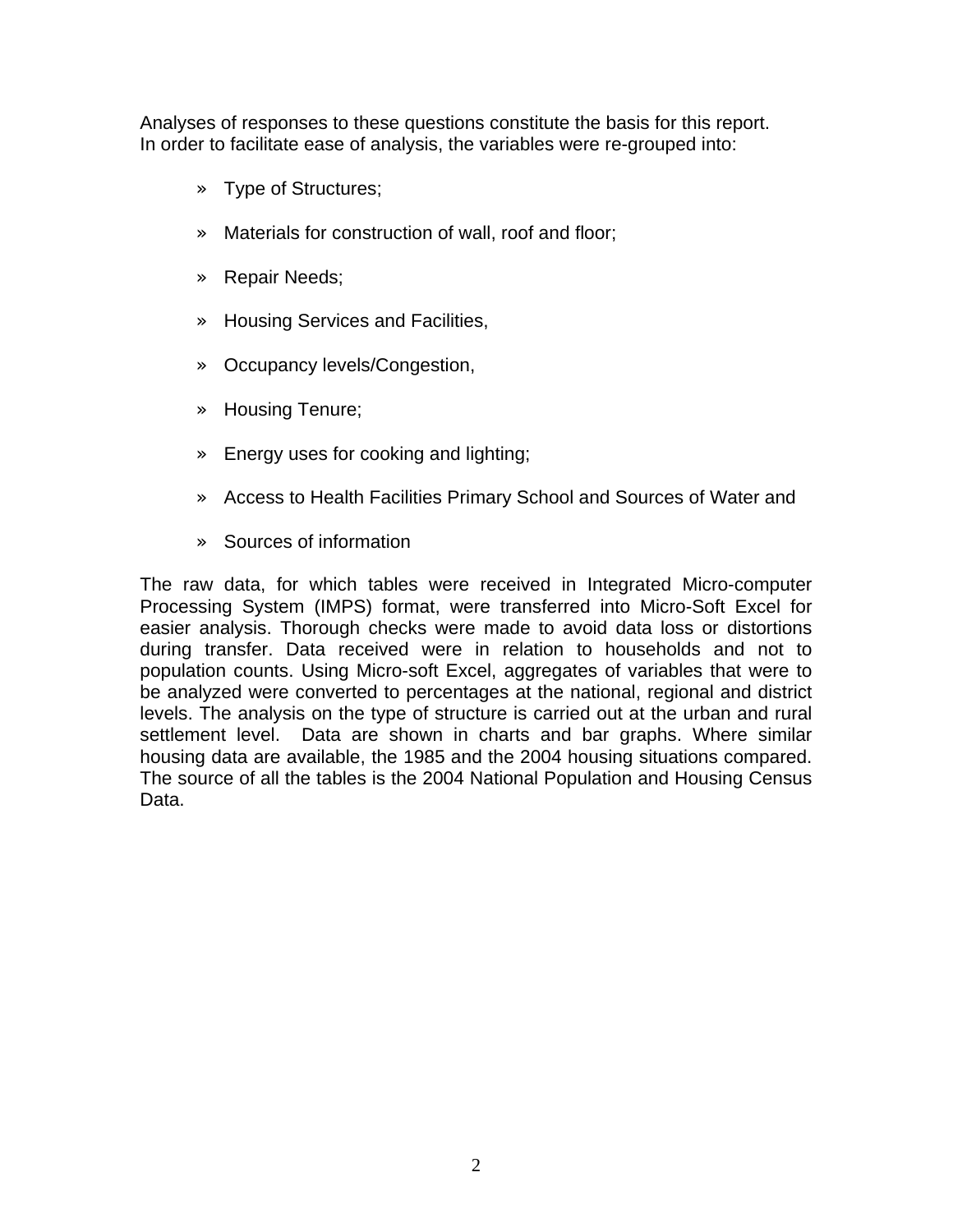Analyses of responses to these questions constitute the basis for this report. In order to facilitate ease of analysis, the variables were re-grouped into:

- Type of Structures;
- Materials for construction of wall, roof and floor;
- Repair Needs;
- Housing Services and Facilities,
- Occupancy levels/Congestion,
- Housing Tenure;
- Energy uses for cooking and lighting;
- Access to Health Facilities Primary School and Sources of Water and
- Sources of information

The raw data, for which tables were received in Integrated Micro-computer Processing System (IMPS) format, were transferred into Micro-Soft Excel for easier analysis. Thorough checks were made to avoid data loss or distortions during transfer. Data received were in relation to households and not to population counts. Using Micro-soft Excel, aggregates of variables that were to be analyzed were converted to percentages at the national, regional and district levels. The analysis on the type of structure is carried out at the urban and rural settlement level. Data are shown in charts and bar graphs. Where similar housing data are available, the 1985 and the 2004 housing situations compared. The source of all the tables is the 2004 National Population and Housing Census Data.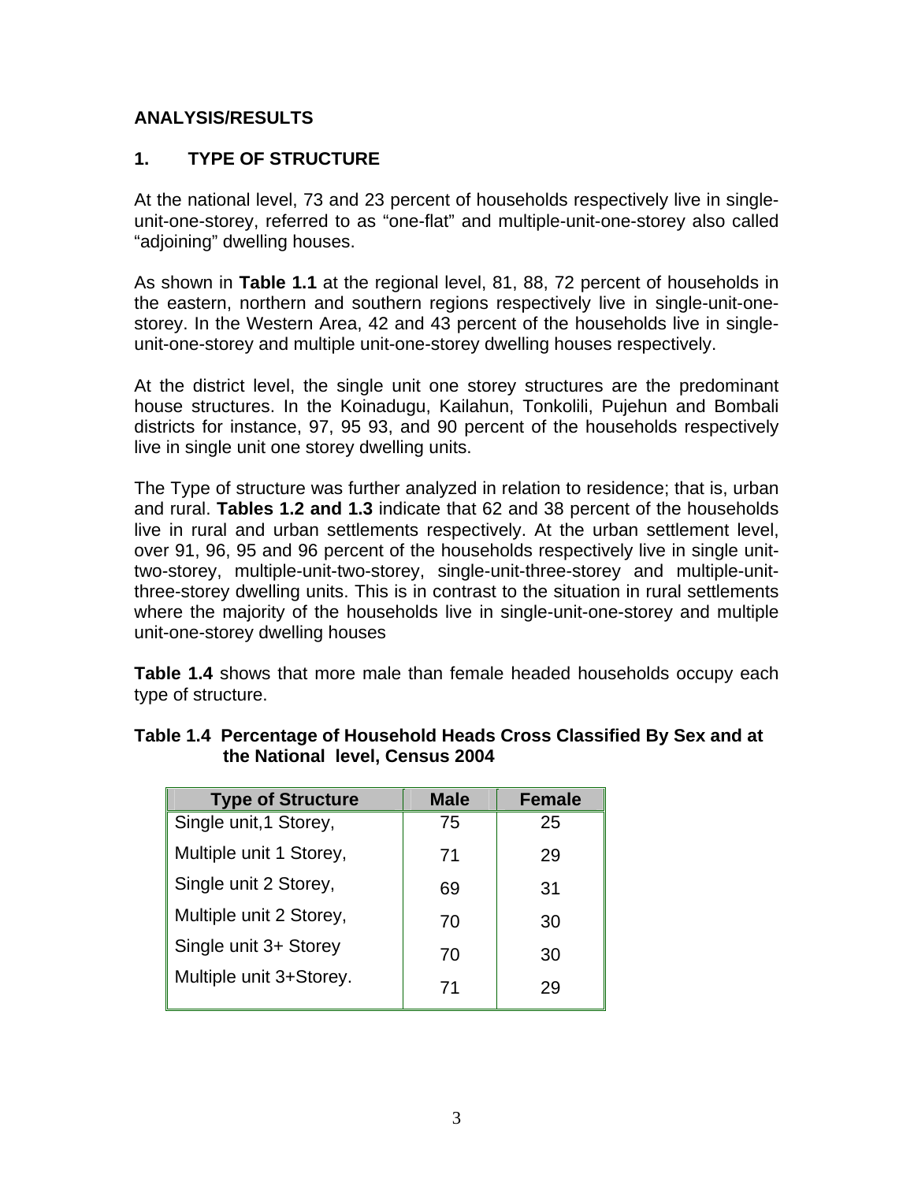## ANALYSIS/RESULTS

### 1. TYPE OF STRUCTURE

At the national level, 73 and 23 percent of households respectively live in single-unit-one-storey, referred to as "one-flat" and multiple-unit-one-storey also called "adjoining" dwelling houses.

As shown in **Table 1.1** at the regional level, 81, 88, 72 percent of households in the eastern, northern and southern regions respectively live in single-unit-one-storey. In the Western Area, 42 and 43 percent of the households live in single-unit-one-storey and multiple unit-one-storey dwelling houses respectively.

At the district level, the single unit one storey structures are the predominant house structures. In the Koinadugu, Kailahun, Tonkolili, Pujehun and Bombali districts for instance, 97, 95 93, and 90 percent of the households respectively live in single unit one storey dwelling units.

The Type of structure was further analyzed in relation to residence; that is, urban and rural. **Tables 1.2 and 1.3** indicate that 62 and 38 percent of the households live in rural and urban settlements respectively. At the urban settlement level, over 91, 96, 95 and 96 percent of the households respectively live in single unit-two-storey, multiple-unit-two-storey, single-unit-three-storey and multiple-unit-three-storey dwelling units. This is in contrast to the situation in rural settlements where the majority of the households live in single-unit-one-storey and multiple unit-one-storey dwelling houses

**Table 1.4** shows that more male than female headed households occupy each type of structure.

**Table 1.4 Percentage of Household Heads Cross Classified By Sex and at the National level, Census 2004**

| Type of Structure | Male | Female |
|---|---|---|
| Single unit,1 Storey, | 75 | 25 |
| Multiple unit 1 Storey, | 71 | 29 |
| Single unit 2 Storey, | 69 | 31 |
| Multiple unit 2 Storey, | 70 | 30 |
| Single unit 3+ Storey | 70 | 30 |
| Multiple unit 3+Storey. | 71 | 29 |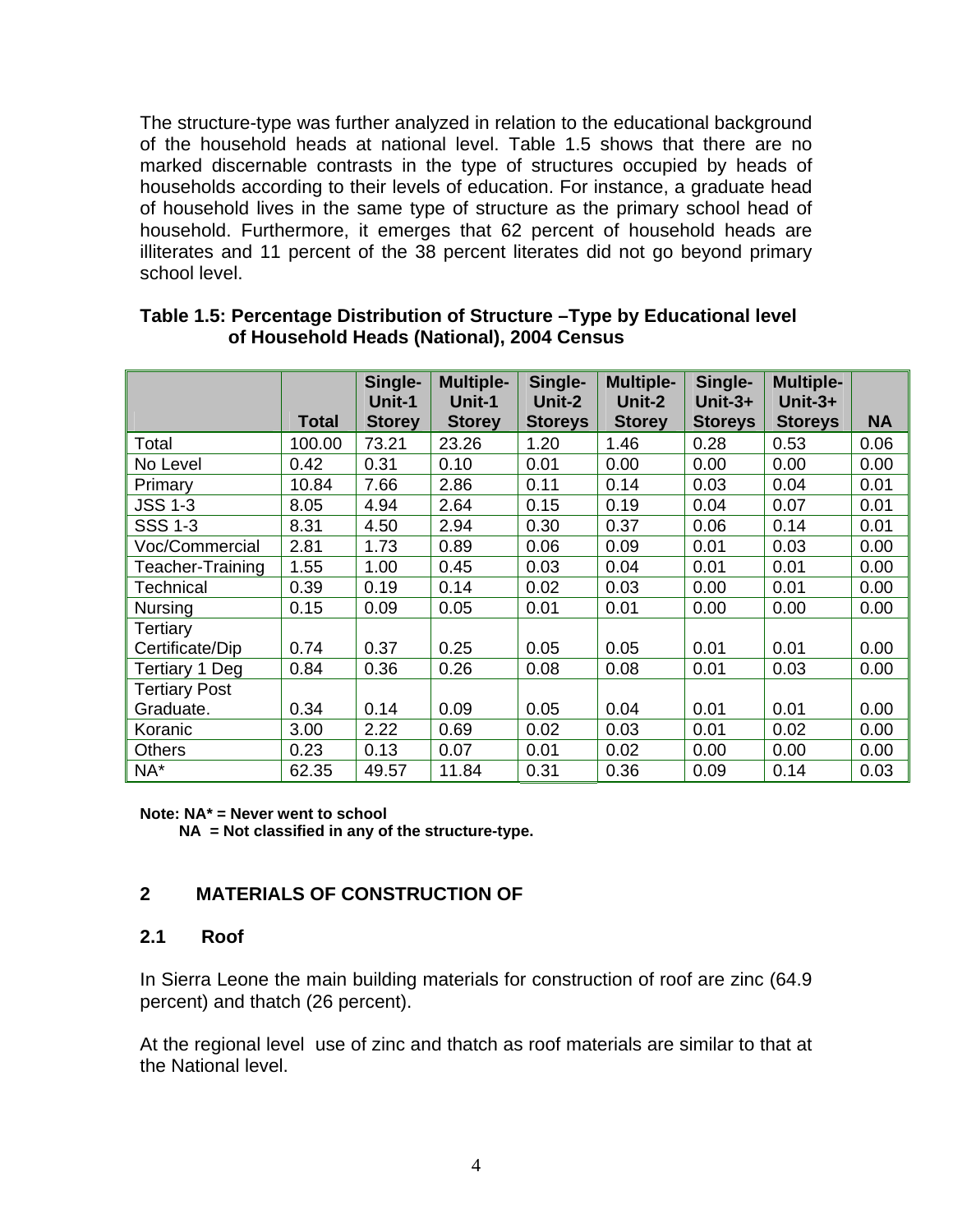The structure-type was further analyzed in relation to the educational background of the household heads at national level. Table 1.5 shows that there are no marked discernable contrasts in the type of structures occupied by heads of households according to their levels of education. For instance, a graduate head of household lives in the same type of structure as the primary school head of household. Furthermore, it emerges that 62 percent of household heads are illiterates and 11 percent of the 38 percent literates did not go beyond primary school level.

**Table 1.5: Percentage Distribution of Structure –Type by Educational level of Household Heads (National), 2004 Census**

| | Total | Single-Unit-1 Storey | Multiple-Unit-1 Storey | Single-Unit-2 Storeys | Multiple-Unit-2 Storey | Single-Unit-3+ Storeys | Multiple-Unit-3+ Storeys | NA |
|---|---|---|---|---|---|---|---|---|
| Total | 100.00 | 73.21 | 23.26 | 1.20 | 1.46 | 0.28 | 0.53 | 0.06 |
| No Level | 0.42 | 0.31 | 0.10 | 0.01 | 0.00 | 0.00 | 0.00 | 0.00 |
| Primary | 10.84 | 7.66 | 2.86 | 0.11 | 0.14 | 0.03 | 0.04 | 0.01 |
| JSS 1-3 | 8.05 | 4.94 | 2.64 | 0.15 | 0.19 | 0.04 | 0.07 | 0.01 |
| SSS 1-3 | 8.31 | 4.50 | 2.94 | 0.30 | 0.37 | 0.06 | 0.14 | 0.01 |
| Voc/Commercial | 2.81 | 1.73 | 0.89 | 0.06 | 0.09 | 0.01 | 0.03 | 0.00 |
| Teacher-Training | 1.55 | 1.00 | 0.45 | 0.03 | 0.04 | 0.01 | 0.01 | 0.00 |
| Technical | 0.39 | 0.19 | 0.14 | 0.02 | 0.03 | 0.00 | 0.01 | 0.00 |
| Nursing | 0.15 | 0.09 | 0.05 | 0.01 | 0.01 | 0.00 | 0.00 | 0.00 |
| Tertiary Certificate/Dip | 0.74 | 0.37 | 0.25 | 0.05 | 0.05 | 0.01 | 0.01 | 0.00 |
| Tertiary 1 Deg | 0.84 | 0.36 | 0.26 | 0.08 | 0.08 | 0.01 | 0.03 | 0.00 |
| Tertiary Post Graduate. | 0.34 | 0.14 | 0.09 | 0.05 | 0.04 | 0.01 | 0.01 | 0.00 |
| Koranic | 3.00 | 2.22 | 0.69 | 0.02 | 0.03 | 0.01 | 0.02 | 0.00 |
| Others | 0.23 | 0.13 | 0.07 | 0.01 | 0.02 | 0.00 | 0.00 | 0.00 |
| NA* | 62.35 | 49.57 | 11.84 | 0.31 | 0.36 | 0.09 | 0.14 | 0.03 |

**Note: NA* = Never went to school**
**NA = Not classified in any of the structure-type.**

## 2 MATERIALS OF CONSTRUCTION OF

### 2.1 Roof

In Sierra Leone the main building materials for construction of roof are zinc (64.9 percent) and thatch (26 percent).

At the regional level use of zinc and thatch as roof materials are similar to that at the National level.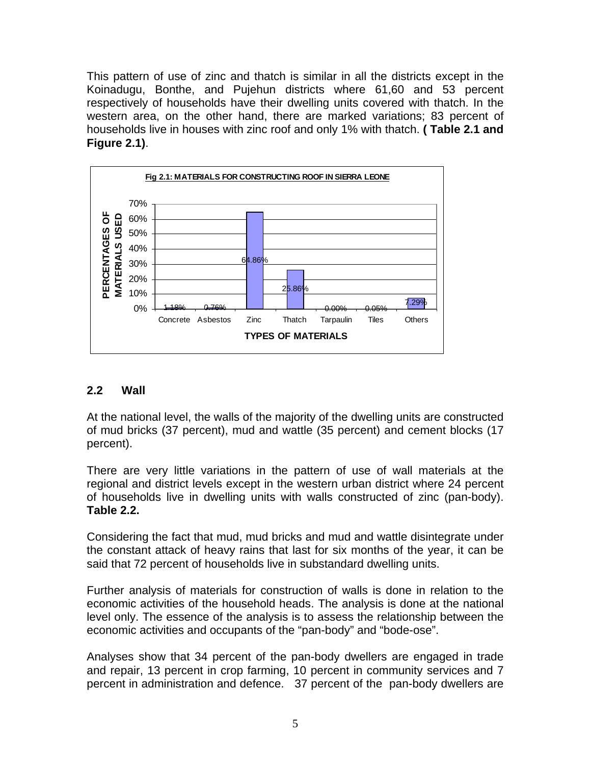This pattern of use of zinc and thatch is similar in all the districts except in the Koinadugu, Bonthe, and Pujehun districts where 61,60 and 53 percent respectively of households have their dwelling units covered with thatch. In the western area, on the other hand, there are marked variations; 83 percent of households live in houses with zinc roof and only 1% with thatch. **( Table 2.1 and Figure 2.1)**.

**Fig 2.1: MATERIALS FOR CONSTRUCTING ROOF IN SIERRA LEONE**

| TYPES OF MATERIALS | PERCENTAGES OF MATERIALS USED |
|---|---|
| Concrete | 1.18% |
| Asbestos | 0.76% |
| Zinc | 64.86% |
| Thatch | 25.86% |
| Tarpaulin | 0.00% |
| Tiles | 0.05% |
| Others | 7.29% |

## 2.2 Wall

At the national level, the walls of the majority of the dwelling units are constructed of mud bricks (37 percent), mud and wattle (35 percent) and cement blocks (17 percent).

There are very little variations in the pattern of use of wall materials at the regional and district levels except in the western urban district where 24 percent of households live in dwelling units with walls constructed of zinc (pan-body). **Table 2.2.**

Considering the fact that mud, mud bricks and mud and wattle disintegrate under the constant attack of heavy rains that last for six months of the year, it can be said that 72 percent of households live in substandard dwelling units.

Further analysis of materials for construction of walls is done in relation to the economic activities of the household heads. The analysis is done at the national level only. The essence of the analysis is to assess the relationship between the economic activities and occupants of the "pan-body" and "bode-ose".

Analyses show that 34 percent of the pan-body dwellers are engaged in trade and repair, 13 percent in crop farming, 10 percent in community services and 7 percent in administration and defence. 37 percent of the pan-body dwellers are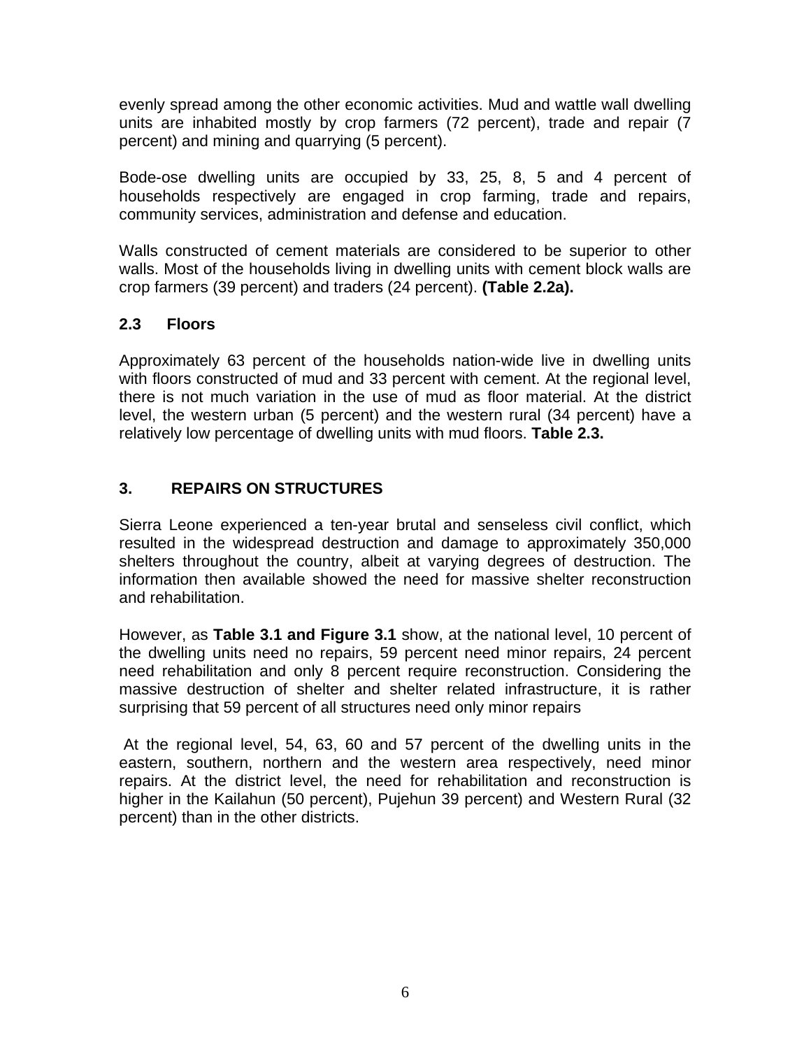evenly spread among the other economic activities. Mud and wattle wall dwelling units are inhabited mostly by crop farmers (72 percent), trade and repair (7 percent) and mining and quarrying (5 percent).

Bode-ose dwelling units are occupied by 33, 25, 8, 5 and 4 percent of households respectively are engaged in crop farming, trade and repairs, community services, administration and defense and education.

Walls constructed of cement materials are considered to be superior to other walls. Most of the households living in dwelling units with cement block walls are crop farmers (39 percent) and traders (24 percent). **(Table 2.2a).**

### 2.3 Floors

Approximately 63 percent of the households nation-wide live in dwelling units with floors constructed of mud and 33 percent with cement. At the regional level, there is not much variation in the use of mud as floor material. At the district level, the western urban (5 percent) and the western rural (34 percent) have a relatively low percentage of dwelling units with mud floors. **Table 2.3.**

## 3. REPAIRS ON STRUCTURES

Sierra Leone experienced a ten-year brutal and senseless civil conflict, which resulted in the widespread destruction and damage to approximately 350,000 shelters throughout the country, albeit at varying degrees of destruction. The information then available showed the need for massive shelter reconstruction and rehabilitation.

However, as **Table 3.1 and Figure 3.1** show, at the national level, 10 percent of the dwelling units need no repairs, 59 percent need minor repairs, 24 percent need rehabilitation and only 8 percent require reconstruction. Considering the massive destruction of shelter and shelter related infrastructure, it is rather surprising that 59 percent of all structures need only minor repairs

At the regional level, 54, 63, 60 and 57 percent of the dwelling units in the eastern, southern, northern and the western area respectively, need minor repairs. At the district level, the need for rehabilitation and reconstruction is higher in the Kailahun (50 percent), Pujehun 39 percent) and Western Rural (32 percent) than in the other districts.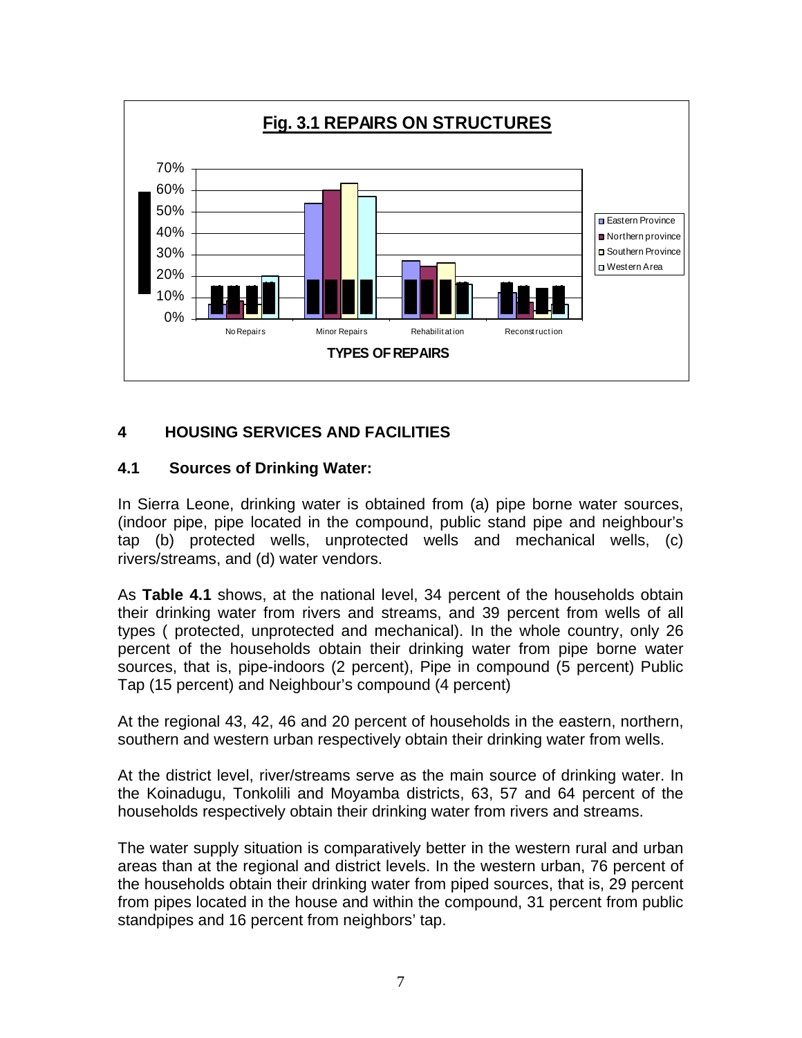**Fig. 3.1 REPAIRS ON STRUCTURES**

## 4 HOUSING SERVICES AND FACILITIES

### 4.1 Sources of Drinking Water:

In Sierra Leone, drinking water is obtained from (a) pipe borne water sources, (indoor pipe, pipe located in the compound, public stand pipe and neighbour's tap (b) protected wells, unprotected wells and mechanical wells, (c) rivers/streams, and (d) water vendors.

As **Table 4.1** shows, at the national level, 34 percent of the households obtain their drinking water from rivers and streams, and 39 percent from wells of all types ( protected, unprotected and mechanical). In the whole country, only 26 percent of the households obtain their drinking water from pipe borne water sources, that is, pipe-indoors (2 percent), Pipe in compound (5 percent) Public Tap (15 percent) and Neighbour's compound (4 percent)

At the regional 43, 42, 46 and 20 percent of households in the eastern, northern, southern and western urban respectively obtain their drinking water from wells.

At the district level, river/streams serve as the main source of drinking water. In the Koinadugu, Tonkolili and Moyamba districts, 63, 57 and 64 percent of the households respectively obtain their drinking water from rivers and streams.

The water supply situation is comparatively better in the western rural and urban areas than at the regional and district levels. In the western urban, 76 percent of the households obtain their drinking water from piped sources, that is, 29 percent from pipes located in the house and within the compound, 31 percent from public standpipes and 16 percent from neighbors' tap.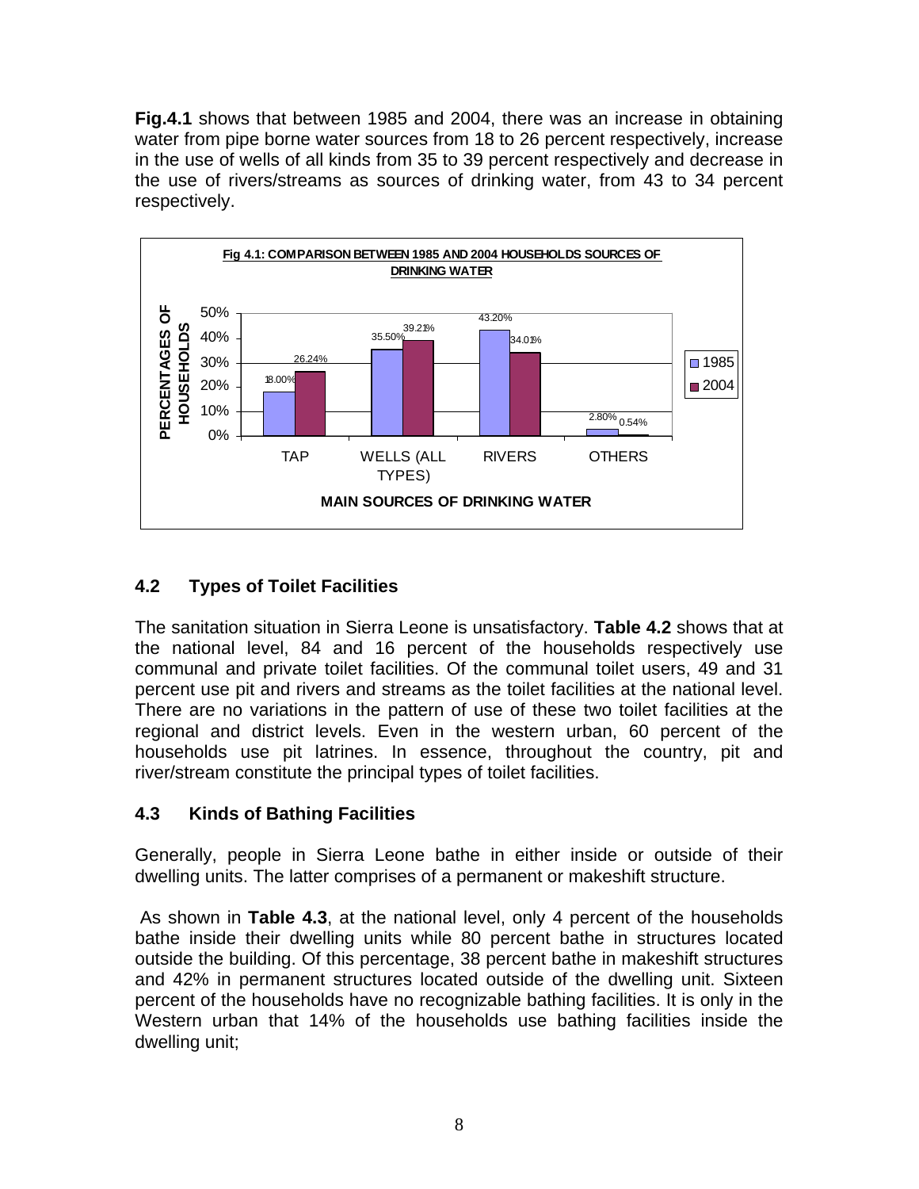**Fig.4.1** shows that between 1985 and 2004, there was an increase in obtaining water from pipe borne water sources from 18 to 26 percent respectively, increase in the use of wells of all kinds from 35 to 39 percent respectively and decrease in the use of rivers/streams as sources of drinking water, from 43 to 34 percent respectively.

**Fig 4.1: COMPARISON BETWEEN 1985 AND 2004 HOUSEHOLDS SOURCES OF DRINKING WATER**

| MAIN SOURCES OF DRINKING WATER | 1985 | 2004 |
|---|---|---|
| TAP | 18.00% | 26.24% |
| WELLS (ALL TYPES) | 35.50% | 39.21% |
| RIVERS | 43.20% | 34.01% |
| OTHERS | 2.80% | 0.54% |

## 4.2 Types of Toilet Facilities

The sanitation situation in Sierra Leone is unsatisfactory. **Table 4.2** shows that at the national level, 84 and 16 percent of the households respectively use communal and private toilet facilities. Of the communal toilet users, 49 and 31 percent use pit and rivers and streams as the toilet facilities at the national level. There are no variations in the pattern of use of these two toilet facilities at the regional and district levels. Even in the western urban, 60 percent of the households use pit latrines. In essence, throughout the country, pit and river/stream constitute the principal types of toilet facilities.

## 4.3 Kinds of Bathing Facilities

Generally, people in Sierra Leone bathe in either inside or outside of their dwelling units. The latter comprises of a permanent or makeshift structure.

As shown in **Table 4.3**, at the national level, only 4 percent of the households bathe inside their dwelling units while 80 percent bathe in structures located outside the building. Of this percentage, 38 percent bathe in makeshift structures and 42% in permanent structures located outside of the dwelling unit. Sixteen percent of the households have no recognizable bathing facilities. It is only in the Western urban that 14% of the households use bathing facilities inside the dwelling unit;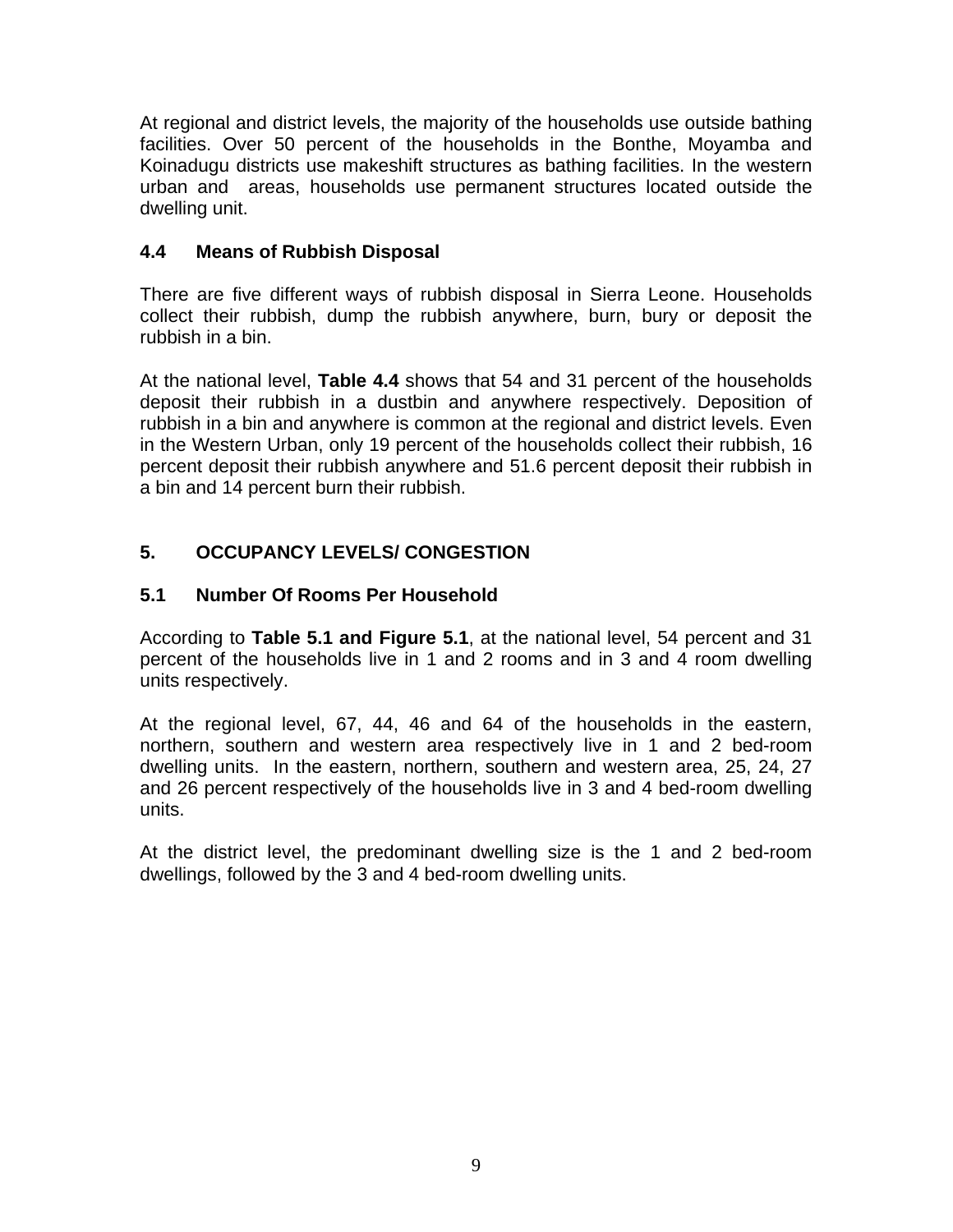At regional and district levels, the majority of the households use outside bathing facilities. Over 50 percent of the households in the Bonthe, Moyamba and Koinadugu districts use makeshift structures as bathing facilities. In the western urban and areas, households use permanent structures located outside the dwelling unit.

### 4.4 Means of Rubbish Disposal

There are five different ways of rubbish disposal in Sierra Leone. Households collect their rubbish, dump the rubbish anywhere, burn, bury or deposit the rubbish in a bin.

At the national level, **Table 4.4** shows that 54 and 31 percent of the households deposit their rubbish in a dustbin and anywhere respectively. Deposition of rubbish in a bin and anywhere is common at the regional and district levels. Even in the Western Urban, only 19 percent of the households collect their rubbish, 16 percent deposit their rubbish anywhere and 51.6 percent deposit their rubbish in a bin and 14 percent burn their rubbish.

## 5. OCCUPANCY LEVELS/ CONGESTION

### 5.1 Number Of Rooms Per Household

According to **Table 5.1 and Figure 5.1**, at the national level, 54 percent and 31 percent of the households live in 1 and 2 rooms and in 3 and 4 room dwelling units respectively.

At the regional level, 67, 44, 46 and 64 of the households in the eastern, northern, southern and western area respectively live in 1 and 2 bed-room dwelling units. In the eastern, northern, southern and western area, 25, 24, 27 and 26 percent respectively of the households live in 3 and 4 bed-room dwelling units.

At the district level, the predominant dwelling size is the 1 and 2 bed-room dwellings, followed by the 3 and 4 bed-room dwelling units.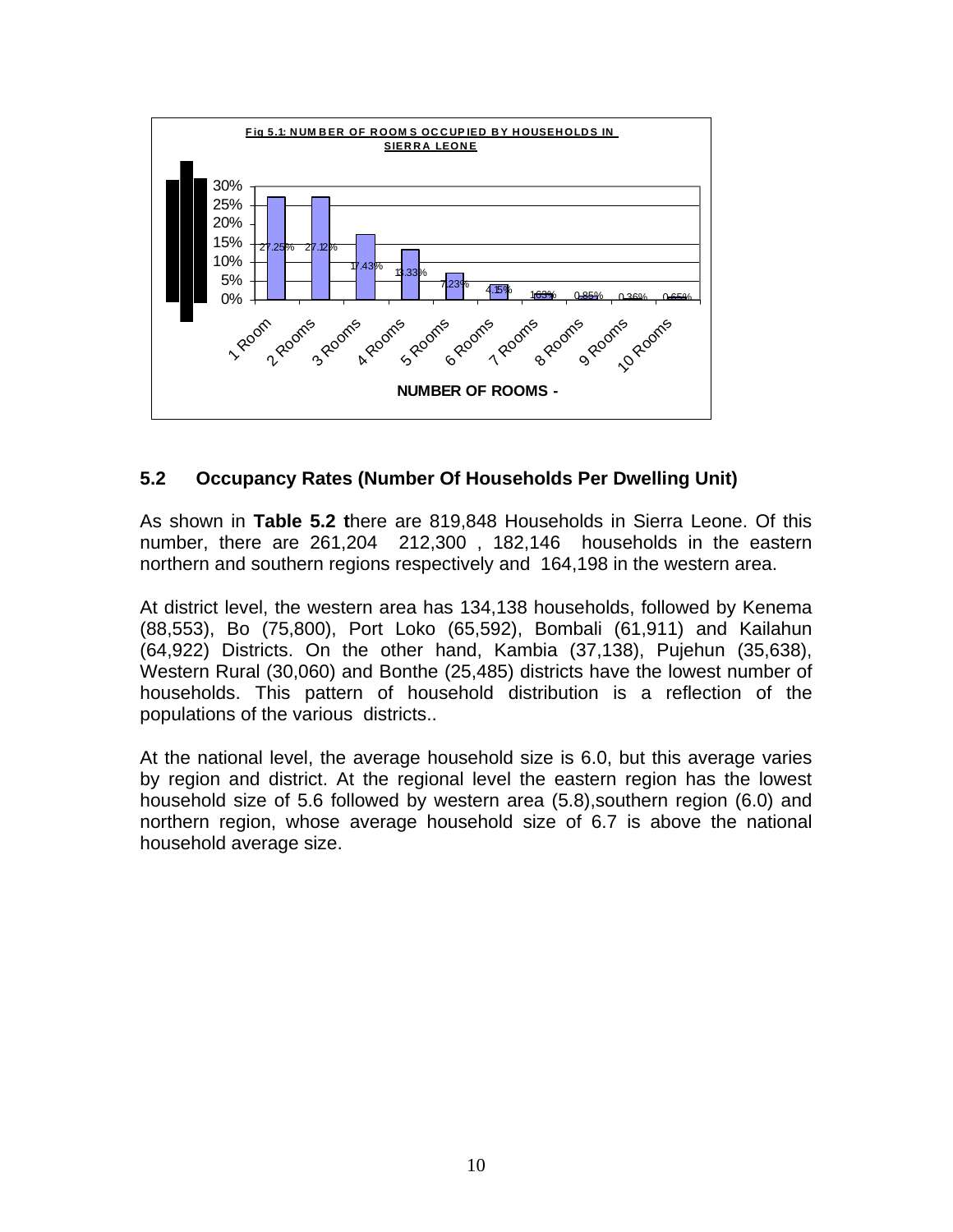**Fig 5.1: NUMBER OF ROOMS OCCUPIED BY HOUSEHOLDS IN SIERRA LEONE**

| Number of Rooms | Percentage |
|---|---|
| 1 Room | 27.25% |
| 2 Rooms | 27.12% |
| 3 Rooms | 17.43% |
| 4 Rooms | 13.33% |
| 5 Rooms | 7.23% |
| 6 Rooms | 4.15% |
| 7 Rooms | 1.63% |
| 8 Rooms | 0.85% |
| 9 Rooms | 0.36% |
| 10 Rooms | 0.65% |

NUMBER OF ROOMS -

## 5.2 Occupancy Rates (Number Of Households Per Dwelling Unit)

As shown in **Table 5.2 t**here are 819,848 Households in Sierra Leone. Of this number, there are 261,204 212,300 , 182,146 households in the eastern northern and southern regions respectively and 164,198 in the western area.

At district level, the western area has 134,138 households, followed by Kenema (88,553), Bo (75,800), Port Loko (65,592), Bombali (61,911) and Kailahun (64,922) Districts. On the other hand, Kambia (37,138), Pujehun (35,638), Western Rural (30,060) and Bonthe (25,485) districts have the lowest number of households. This pattern of household distribution is a reflection of the populations of the various districts..

At the national level, the average household size is 6.0, but this average varies by region and district. At the regional level the eastern region has the lowest household size of 5.6 followed by western area (5.8),southern region (6.0) and northern region, whose average household size of 6.7 is above the national household average size.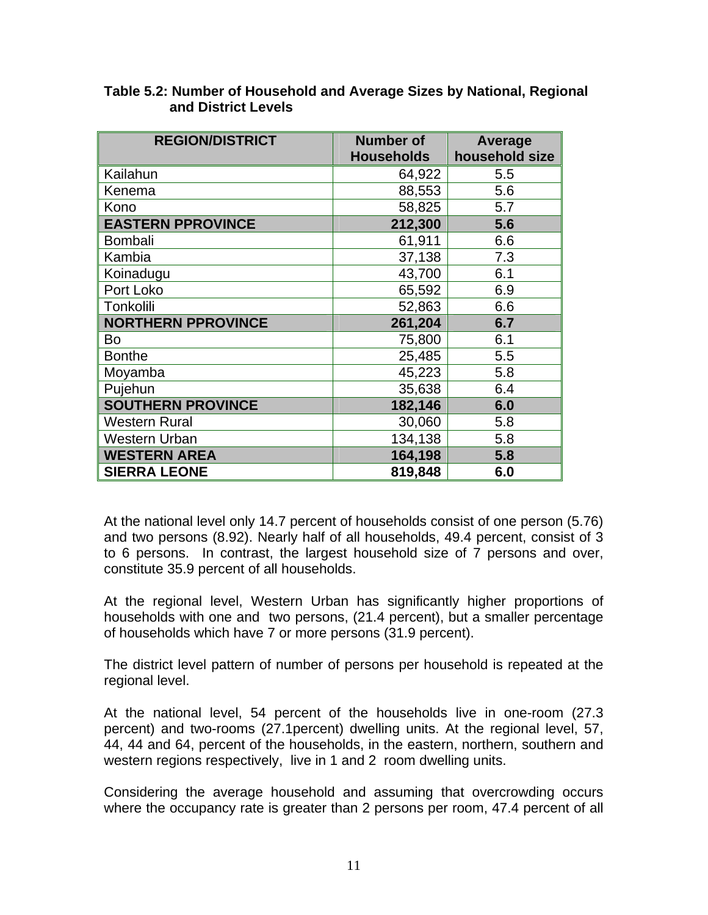**Table 5.2: Number of Household and Average Sizes by National, Regional and District Levels**

| REGION/DISTRICT | Number of Households | Average household size |
|---|---|---|
| Kailahun | 64,922 | 5.5 |
| Kenema | 88,553 | 5.6 |
| Kono | 58,825 | 5.7 |
| **EASTERN PPROVINCE** | **212,300** | **5.6** |
| Bombali | 61,911 | 6.6 |
| Kambia | 37,138 | 7.3 |
| Koinadugu | 43,700 | 6.1 |
| Port Loko | 65,592 | 6.9 |
| Tonkolili | 52,863 | 6.6 |
| **NORTHERN PPROVINCE** | **261,204** | **6.7** |
| Bo | 75,800 | 6.1 |
| Bonthe | 25,485 | 5.5 |
| Moyamba | 45,223 | 5.8 |
| Pujehun | 35,638 | 6.4 |
| **SOUTHERN PROVINCE** | **182,146** | **6.0** |
| Western Rural | 30,060 | 5.8 |
| Western Urban | 134,138 | 5.8 |
| **WESTERN AREA** | **164,198** | **5.8** |
| **SIERRA LEONE** | **819,848** | **6.0** |

At the national level only 14.7 percent of households consist of one person (5.76) and two persons (8.92). Nearly half of all households, 49.4 percent, consist of 3 to 6 persons. In contrast, the largest household size of 7 persons and over, constitute 35.9 percent of all households.

At the regional level, Western Urban has significantly higher proportions of households with one and two persons, (21.4 percent), but a smaller percentage of households which have 7 or more persons (31.9 percent).

The district level pattern of number of persons per household is repeated at the regional level.

At the national level, 54 percent of the households live in one-room (27.3 percent) and two-rooms (27.1percent) dwelling units. At the regional level, 57, 44, 44 and 64, percent of the households, in the eastern, northern, southern and western regions respectively, live in 1 and 2 room dwelling units.

Considering the average household and assuming that overcrowding occurs where the occupancy rate is greater than 2 persons per room, 47.4 percent of all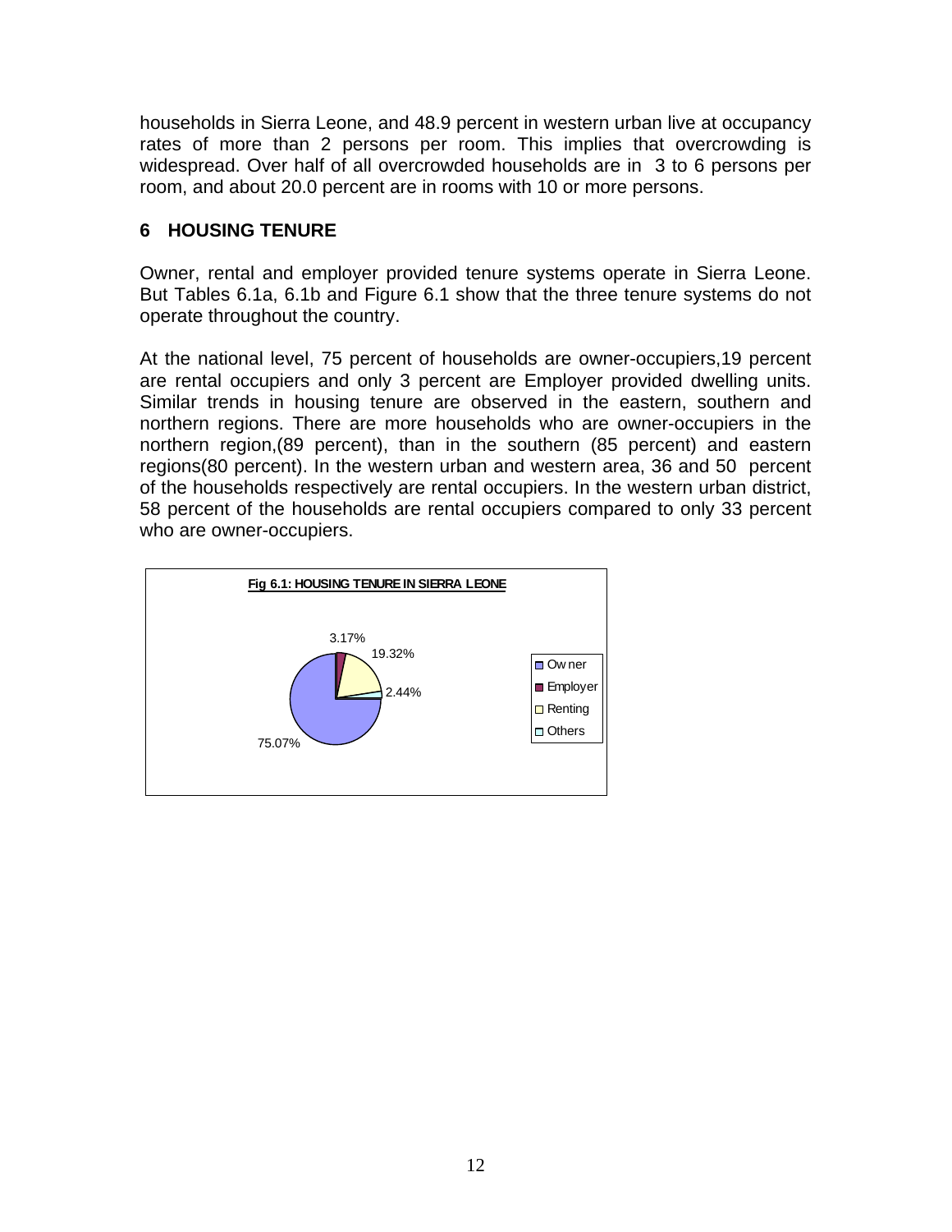households in Sierra Leone, and 48.9 percent in western urban live at occupancy rates of more than 2 persons per room. This implies that overcrowding is widespread. Over half of all overcrowded households are in 3 to 6 persons per room, and about 20.0 percent are in rooms with 10 or more persons.

## 6 HOUSING TENURE

Owner, rental and employer provided tenure systems operate in Sierra Leone. But Tables 6.1a, 6.1b and Figure 6.1 show that the three tenure systems do not operate throughout the country.

At the national level, 75 percent of households are owner-occupiers,19 percent are rental occupiers and only 3 percent are Employer provided dwelling units. Similar trends in housing tenure are observed in the eastern, southern and northern regions. There are more households who are owner-occupiers in the northern region,(89 percent), than in the southern (85 percent) and eastern regions(80 percent). In the western urban and western area, 36 and 50 percent of the households respectively are rental occupiers. In the western urban district, 58 percent of the households are rental occupiers compared to only 33 percent who are owner-occupiers.

**Fig 6.1: HOUSING TENURE IN SIERRA LEONE**

| Tenure | Percent |
|---|---|
| Owner | 75.07% |
| Employer | 3.17% |
| Renting | 19.32% |
| Others | 2.44% |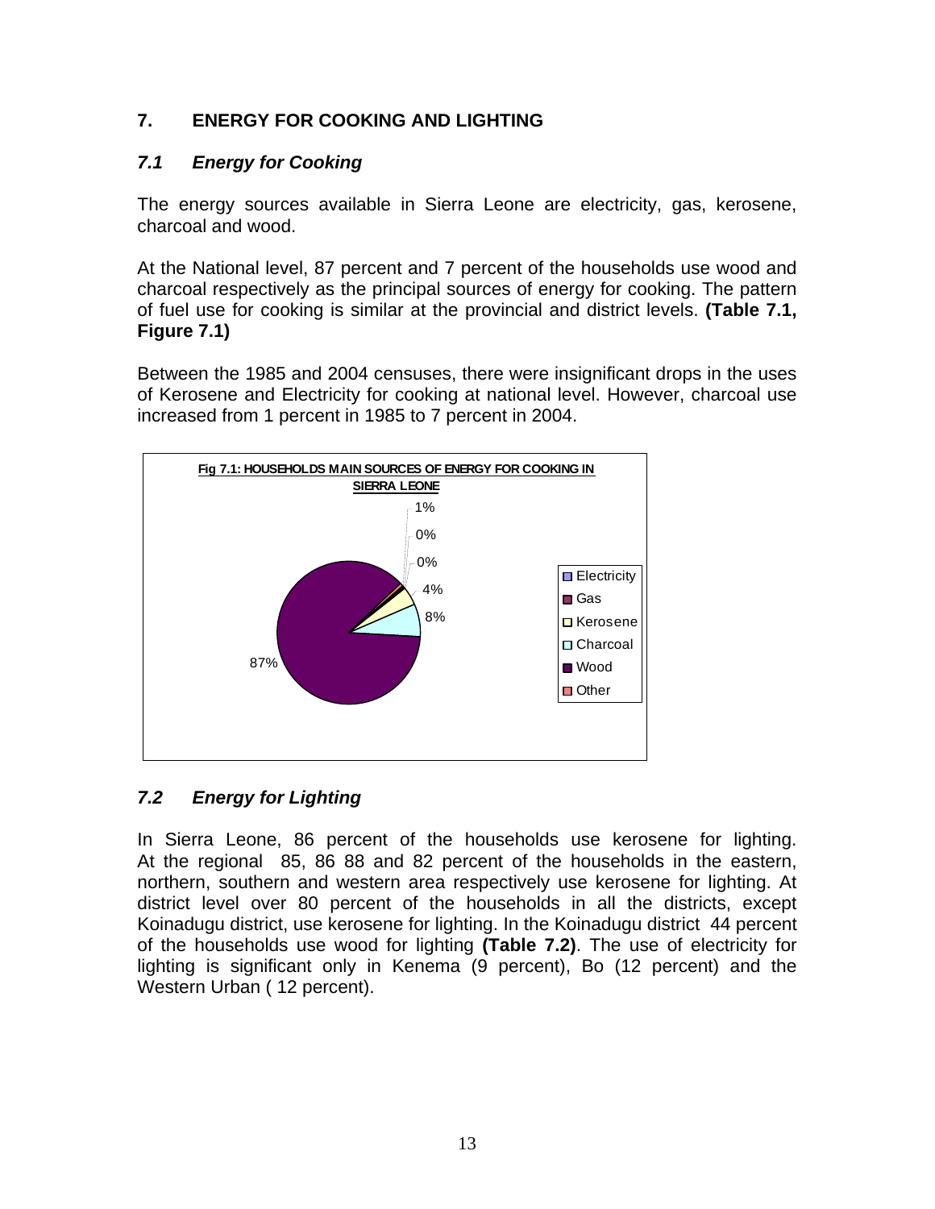# 7. ENERGY FOR COOKING AND LIGHTING

## *7.1 Energy for Cooking*

The energy sources available in Sierra Leone are electricity, gas, kerosene, charcoal and wood.

At the National level, 87 percent and 7 percent of the households use wood and charcoal respectively as the principal sources of energy for cooking. The pattern of fuel use for cooking is similar at the provincial and district levels. **(Table 7.1, Figure 7.1)**

Between the 1985 and 2004 censuses, there were insignificant drops in the uses of Kerosene and Electricity for cooking at national level. However, charcoal use increased from 1 percent in 1985 to 7 percent in 2004.

**Fig 7.1: HOUSEHOLDS MAIN SOURCES OF ENERGY FOR COOKING IN SIERRA LEONE**

| Source | Percent |
| --- | --- |
| Electricity | 0% |
| Gas | 0% |
| Kerosene | 4% |
| Charcoal | 8% |
| Wood | 87% |
| Other | 1% |

## *7.2 Energy for Lighting*

In Sierra Leone, 86 percent of the households use kerosene for lighting. At the regional 85, 86 88 and 82 percent of the households in the eastern, northern, southern and western area respectively use kerosene for lighting. At district level over 80 percent of the households in all the districts, except Koinadugu district, use kerosene for lighting. In the Koinadugu district 44 percent of the households use wood for lighting **(Table 7.2)**. The use of electricity for lighting is significant only in Kenema (9 percent), Bo (12 percent) and the Western Urban ( 12 percent).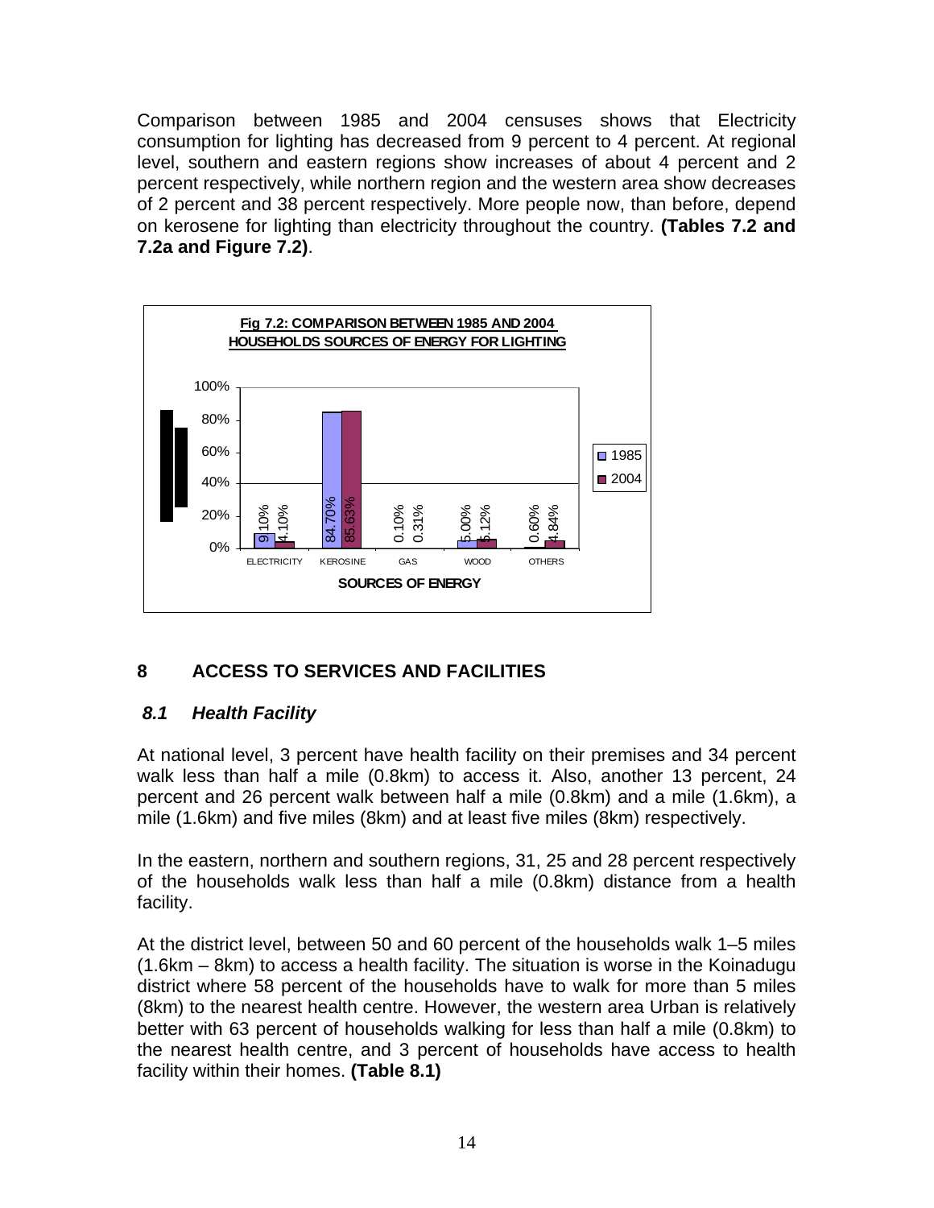Comparison between 1985 and 2004 censuses shows that Electricity consumption for lighting has decreased from 9 percent to 4 percent. At regional level, southern and eastern regions show increases of about 4 percent and 2 percent respectively, while northern region and the western area show decreases of 2 percent and 38 percent respectively. More people now, than before, depend on kerosene for lighting than electricity throughout the country. **(Tables 7.2 and 7.2a and Figure 7.2)**.

**Fig 7.2: COMPARISON BETWEEN 1985 AND 2004 HOUSEHOLDS SOURCES OF ENERGY FOR LIGHTING**

| SOURCES OF ENERGY | 1985 | 2004 |
|---|---|---|
| ELECTRICITY | 9.10% | 4.10% |
| KEROSINE | 84.70% | 85.63% |
| GAS | 0.10% | 0.31% |
| WOOD | 5.00% | 5.12% |
| OTHERS | 0.60% | 4.84% |

## 8 ACCESS TO SERVICES AND FACILITIES

### *8.1 Health Facility*

At national level, 3 percent have health facility on their premises and 34 percent walk less than half a mile (0.8km) to access it. Also, another 13 percent, 24 percent and 26 percent walk between half a mile (0.8km) and a mile (1.6km), a mile (1.6km) and five miles (8km) and at least five miles (8km) respectively.

In the eastern, northern and southern regions, 31, 25 and 28 percent respectively of the households walk less than half a mile (0.8km) distance from a health facility.

At the district level, between 50 and 60 percent of the households walk 1–5 miles (1.6km – 8km) to access a health facility. The situation is worse in the Koinadugu district where 58 percent of the households have to walk for more than 5 miles (8km) to the nearest health centre. However, the western area Urban is relatively better with 63 percent of households walking for less than half a mile (0.8km) to the nearest health centre, and 3 percent of households have access to health facility within their homes. **(Table 8.1)**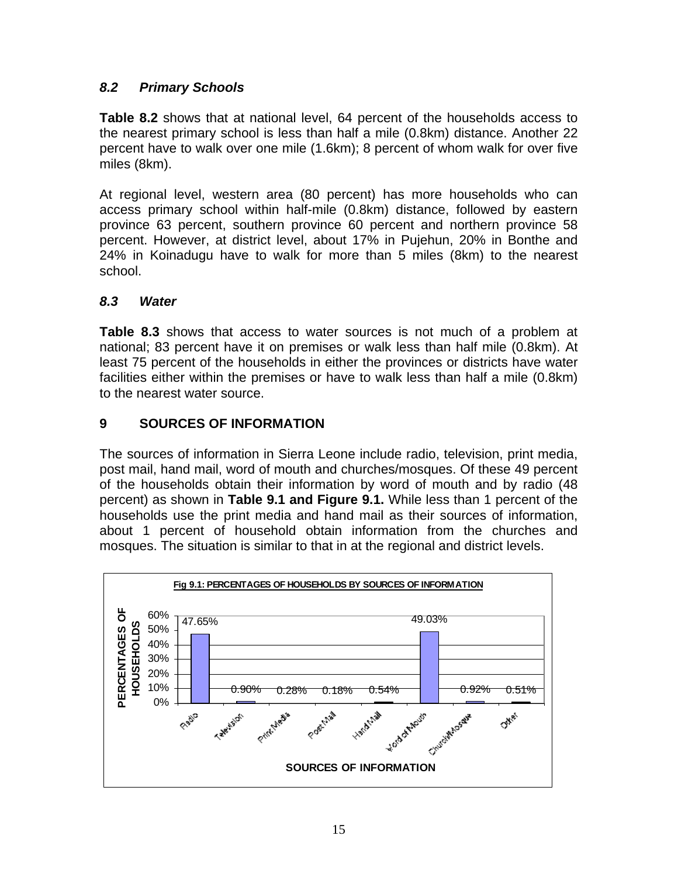### *8.2 Primary Schools*

**Table 8.2** shows that at national level, 64 percent of the households access to the nearest primary school is less than half a mile (0.8km) distance. Another 22 percent have to walk over one mile (1.6km); 8 percent of whom walk for over five miles (8km).

At regional level, western area (80 percent) has more households who can access primary school within half-mile (0.8km) distance, followed by eastern province 63 percent, southern province 60 percent and northern province 58 percent. However, at district level, about 17% in Pujehun, 20% in Bonthe and 24% in Koinadugu have to walk for more than 5 miles (8km) to the nearest school.

### *8.3 Water*

**Table 8.3** shows that access to water sources is not much of a problem at national; 83 percent have it on premises or walk less than half mile (0.8km). At least 75 percent of the households in either the provinces or districts have water facilities either within the premises or have to walk less than half a mile (0.8km) to the nearest water source.

## 9 SOURCES OF INFORMATION

The sources of information in Sierra Leone include radio, television, print media, post mail, hand mail, word of mouth and churches/mosques. Of these 49 percent of the households obtain their information by word of mouth and by radio (48 percent) as shown in **Table 9.1 and Figure 9.1.** While less than 1 percent of the households use the print media and hand mail as their sources of information, about 1 percent of household obtain information from the churches and mosques. The situation is similar to that in at the regional and district levels.

**Fig 9.1: PERCENTAGES OF HOUSEHOLDS BY SOURCES OF INFORMATION**

| SOURCES OF INFORMATION | PERCENTAGES OF HOUSEHOLDS |
|---|---|
| Radio | 47.65% |
| Television | 0.90% |
| Print Media | 0.28% |
| Post Mail | 0.18% |
| Hand Mail | 0.54% |
| Word of Mouth | 49.03% |
| Church/Mosque | 0.92% |
| Other | 0.51% |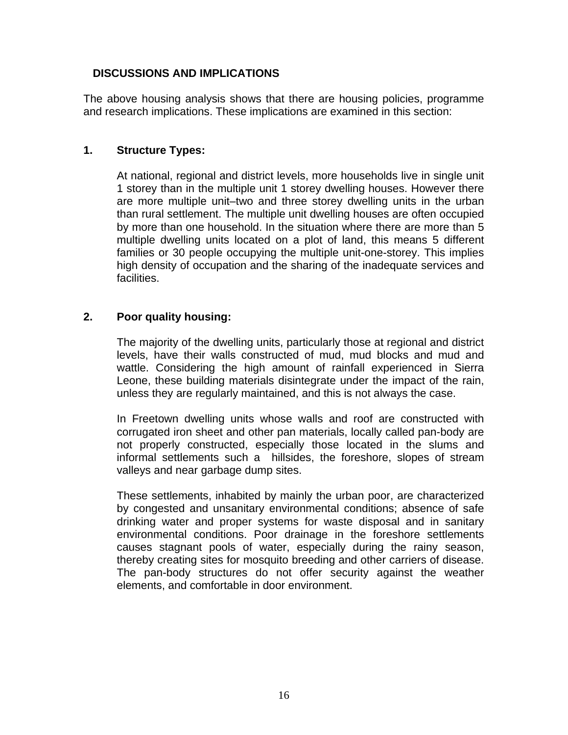## DISCUSSIONS AND IMPLICATIONS

The above housing analysis shows that there are housing policies, programme and research implications. These implications are examined in this section:

### 1. Structure Types:

At national, regional and district levels, more households live in single unit 1 storey than in the multiple unit 1 storey dwelling houses. However there are more multiple unit–two and three storey dwelling units in the urban than rural settlement. The multiple unit dwelling houses are often occupied by more than one household. In the situation where there are more than 5 multiple dwelling units located on a plot of land, this means 5 different families or 30 people occupying the multiple unit-one-storey. This implies high density of occupation and the sharing of the inadequate services and facilities.

### 2. Poor quality housing:

The majority of the dwelling units, particularly those at regional and district levels, have their walls constructed of mud, mud blocks and mud and wattle. Considering the high amount of rainfall experienced in Sierra Leone, these building materials disintegrate under the impact of the rain, unless they are regularly maintained, and this is not always the case.

In Freetown dwelling units whose walls and roof are constructed with corrugated iron sheet and other pan materials, locally called pan-body are not properly constructed, especially those located in the slums and informal settlements such a hillsides, the foreshore, slopes of stream valleys and near garbage dump sites.

These settlements, inhabited by mainly the urban poor, are characterized by congested and unsanitary environmental conditions; absence of safe drinking water and proper systems for waste disposal and in sanitary environmental conditions. Poor drainage in the foreshore settlements causes stagnant pools of water, especially during the rainy season, thereby creating sites for mosquito breeding and other carriers of disease. The pan-body structures do not offer security against the weather elements, and comfortable in door environment.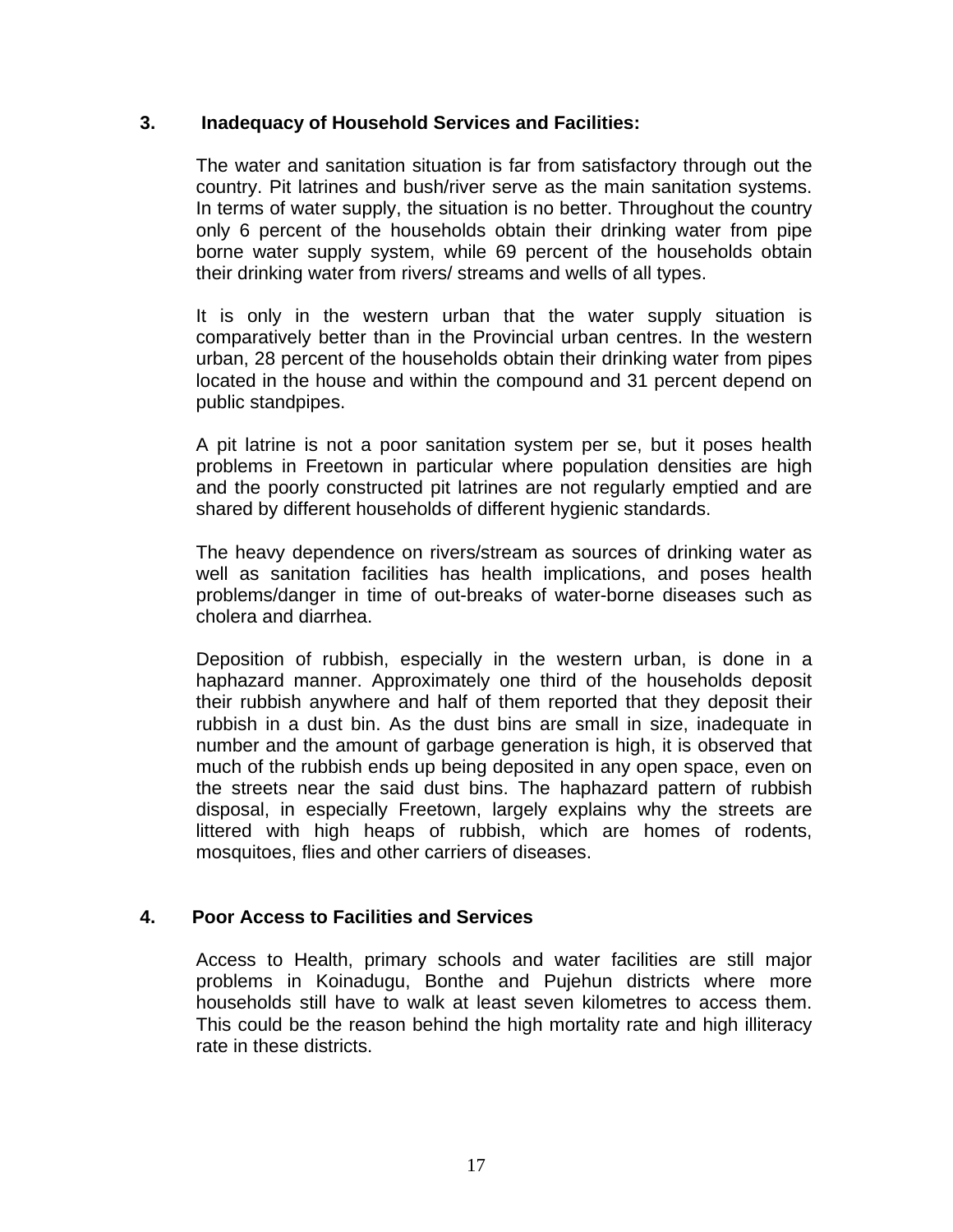### 3. Inadequacy of Household Services and Facilities:

The water and sanitation situation is far from satisfactory through out the country. Pit latrines and bush/river serve as the main sanitation systems. In terms of water supply, the situation is no better. Throughout the country only 6 percent of the households obtain their drinking water from pipe borne water supply system, while 69 percent of the households obtain their drinking water from rivers/ streams and wells of all types.

It is only in the western urban that the water supply situation is comparatively better than in the Provincial urban centres. In the western urban, 28 percent of the households obtain their drinking water from pipes located in the house and within the compound and 31 percent depend on public standpipes.

A pit latrine is not a poor sanitation system per se, but it poses health problems in Freetown in particular where population densities are high and the poorly constructed pit latrines are not regularly emptied and are shared by different households of different hygienic standards.

The heavy dependence on rivers/stream as sources of drinking water as well as sanitation facilities has health implications, and poses health problems/danger in time of out-breaks of water-borne diseases such as cholera and diarrhea.

Deposition of rubbish, especially in the western urban, is done in a haphazard manner. Approximately one third of the households deposit their rubbish anywhere and half of them reported that they deposit their rubbish in a dust bin. As the dust bins are small in size, inadequate in number and the amount of garbage generation is high, it is observed that much of the rubbish ends up being deposited in any open space, even on the streets near the said dust bins. The haphazard pattern of rubbish disposal, in especially Freetown, largely explains why the streets are littered with high heaps of rubbish, which are homes of rodents, mosquitoes, flies and other carriers of diseases.

### 4. Poor Access to Facilities and Services

Access to Health, primary schools and water facilities are still major problems in Koinadugu, Bonthe and Pujehun districts where more households still have to walk at least seven kilometres to access them. This could be the reason behind the high mortality rate and high illiteracy rate in these districts.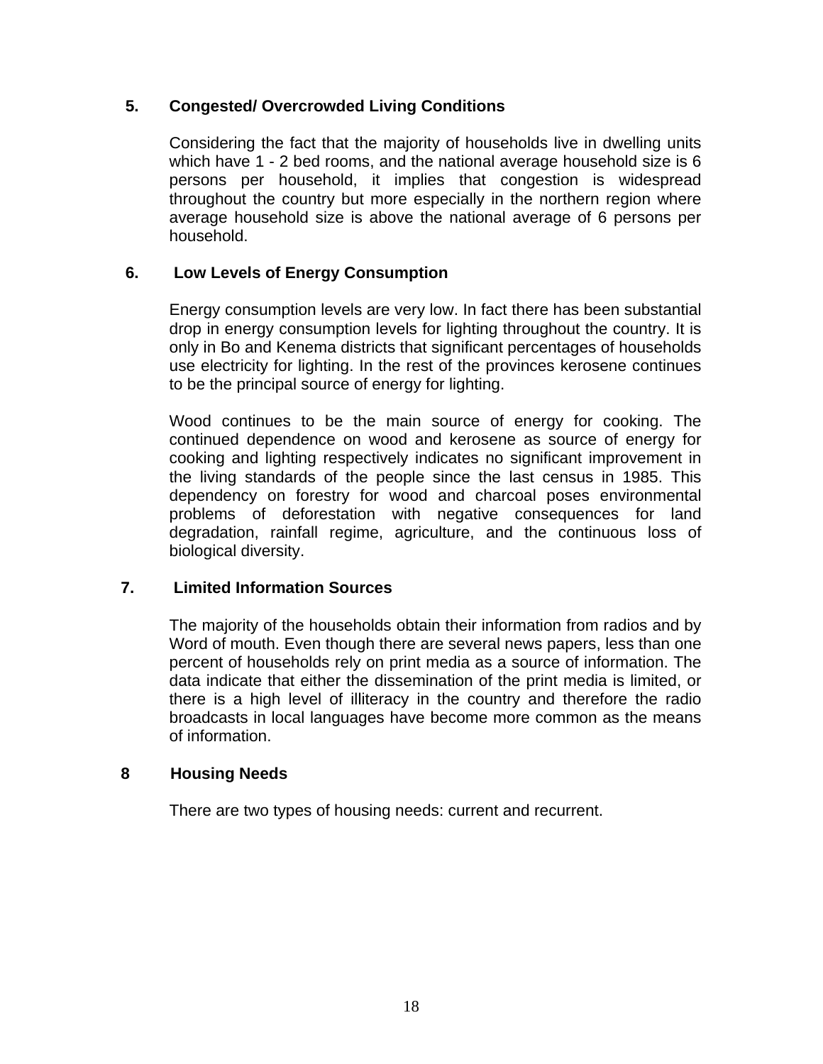## 5. Congested/ Overcrowded Living Conditions

Considering the fact that the majority of households live in dwelling units which have 1 - 2 bed rooms, and the national average household size is 6 persons per household, it implies that congestion is widespread throughout the country but more especially in the northern region where average household size is above the national average of 6 persons per household.

## 6. Low Levels of Energy Consumption

Energy consumption levels are very low. In fact there has been substantial drop in energy consumption levels for lighting throughout the country. It is only in Bo and Kenema districts that significant percentages of households use electricity for lighting. In the rest of the provinces kerosene continues to be the principal source of energy for lighting.

Wood continues to be the main source of energy for cooking. The continued dependence on wood and kerosene as source of energy for cooking and lighting respectively indicates no significant improvement in the living standards of the people since the last census in 1985. This dependency on forestry for wood and charcoal poses environmental problems of deforestation with negative consequences for land degradation, rainfall regime, agriculture, and the continuous loss of biological diversity.

## 7. Limited Information Sources

The majority of the households obtain their information from radios and by Word of mouth. Even though there are several news papers, less than one percent of households rely on print media as a source of information. The data indicate that either the dissemination of the print media is limited, or there is a high level of illiteracy in the country and therefore the radio broadcasts in local languages have become more common as the means of information.

## 8 Housing Needs

There are two types of housing needs: current and recurrent.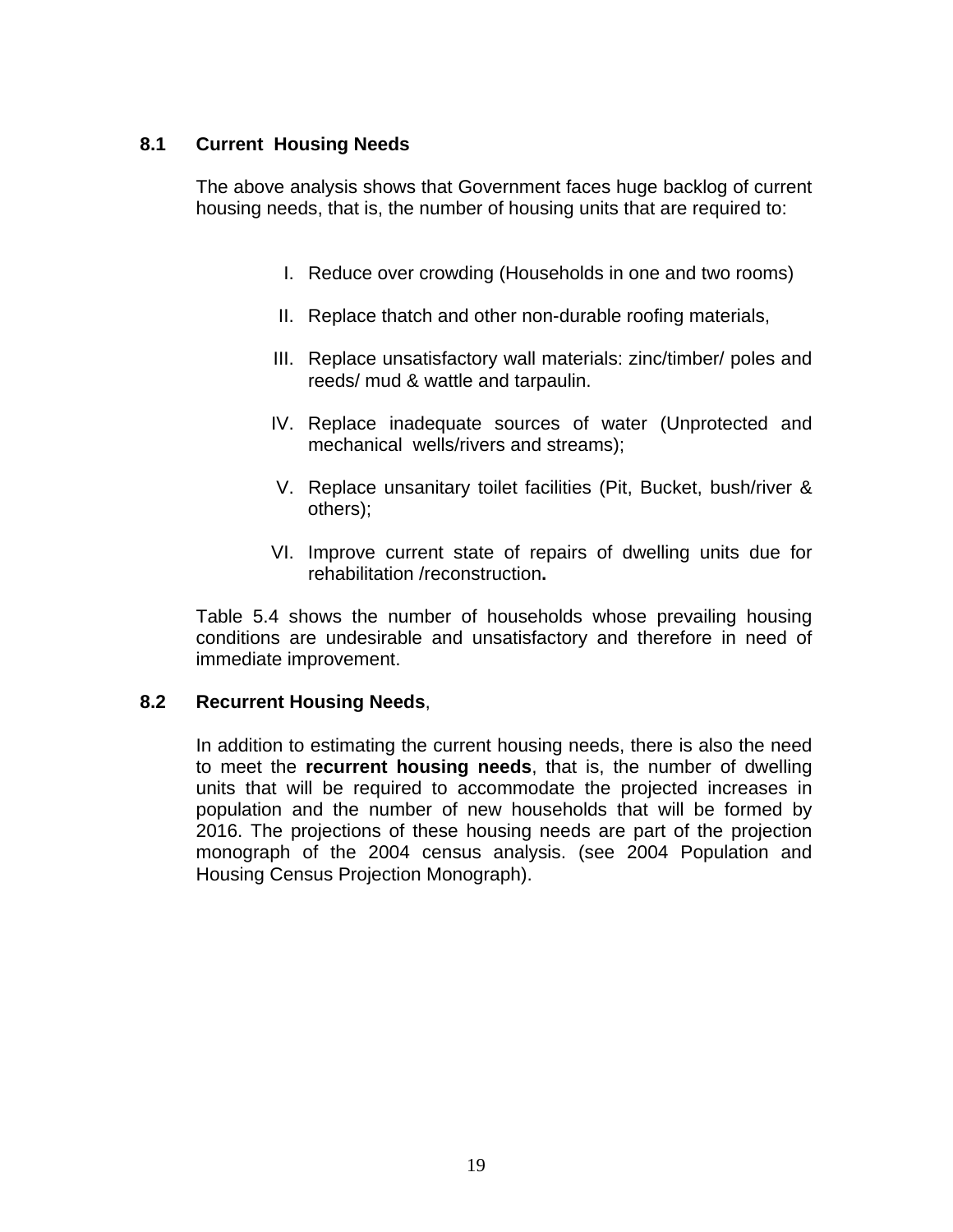## 8.1 Current Housing Needs

The above analysis shows that Government faces huge backlog of current housing needs, that is, the number of housing units that are required to:

I. Reduce over crowding (Households in one and two rooms)

II. Replace thatch and other non-durable roofing materials,

III. Replace unsatisfactory wall materials: zinc/timber/ poles and reeds/ mud & wattle and tarpaulin.

IV. Replace inadequate sources of water (Unprotected and mechanical wells/rivers and streams);

V. Replace unsanitary toilet facilities (Pit, Bucket, bush/river & others);

VI. Improve current state of repairs of dwelling units due for rehabilitation /reconstruction**.**

Table 5.4 shows the number of households whose prevailing housing conditions are undesirable and unsatisfactory and therefore in need of immediate improvement.

## 8.2 Recurrent Housing Needs,

In addition to estimating the current housing needs, there is also the need to meet the **recurrent housing needs**, that is, the number of dwelling units that will be required to accommodate the projected increases in population and the number of new households that will be formed by 2016. The projections of these housing needs are part of the projection monograph of the 2004 census analysis. (see 2004 Population and Housing Census Projection Monograph).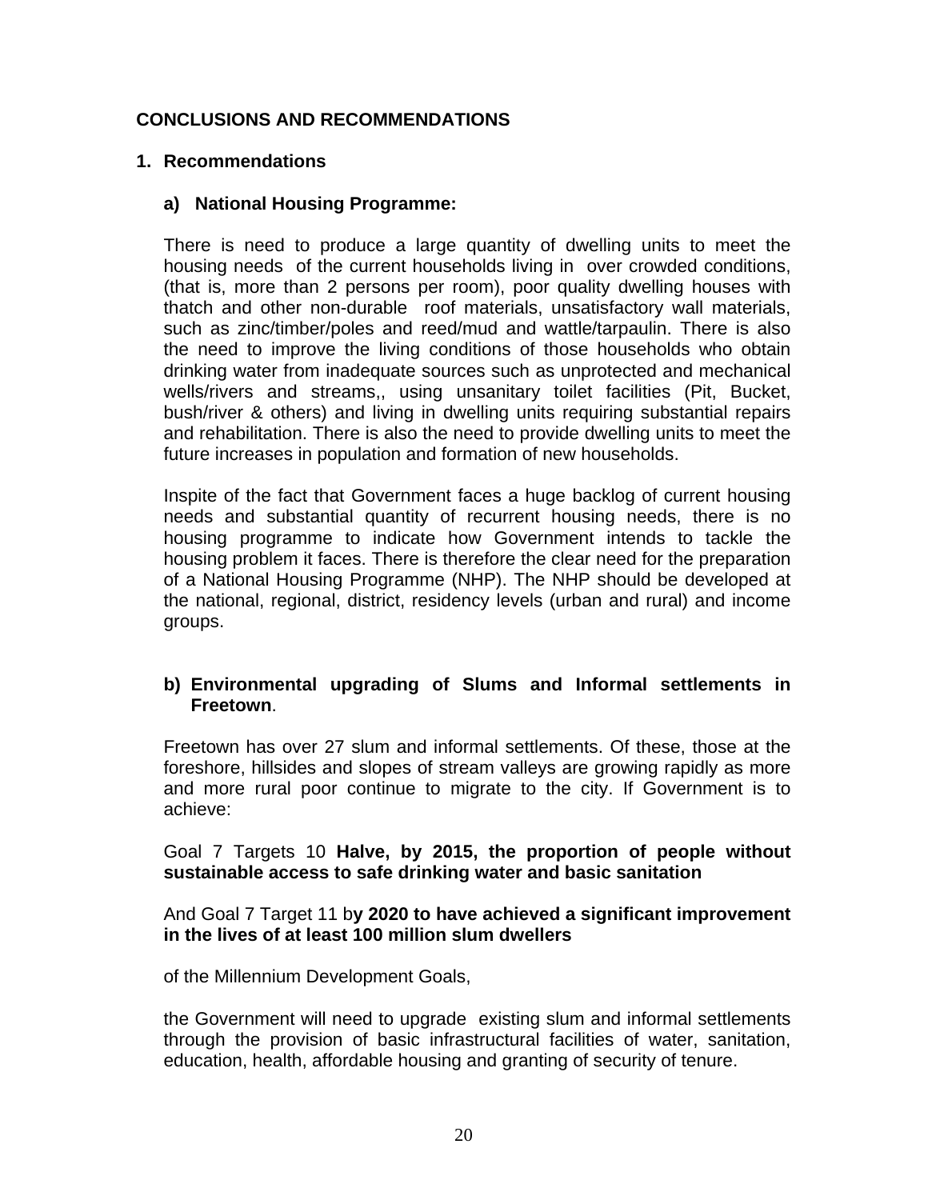## CONCLUSIONS AND RECOMMENDATIONS

### 1. Recommendations

#### a) National Housing Programme:

There is need to produce a large quantity of dwelling units to meet the housing needs of the current households living in over crowded conditions, (that is, more than 2 persons per room), poor quality dwelling houses with thatch and other non-durable roof materials, unsatisfactory wall materials, such as zinc/timber/poles and reed/mud and wattle/tarpaulin. There is also the need to improve the living conditions of those households who obtain drinking water from inadequate sources such as unprotected and mechanical wells/rivers and streams,, using unsanitary toilet facilities (Pit, Bucket, bush/river & others) and living in dwelling units requiring substantial repairs and rehabilitation. There is also the need to provide dwelling units to meet the future increases in population and formation of new households.

Inspite of the fact that Government faces a huge backlog of current housing needs and substantial quantity of recurrent housing needs, there is no housing programme to indicate how Government intends to tackle the housing problem it faces. There is therefore the clear need for the preparation of a National Housing Programme (NHP). The NHP should be developed at the national, regional, district, residency levels (urban and rural) and income groups.

#### b) Environmental upgrading of Slums and Informal settlements in Freetown.

Freetown has over 27 slum and informal settlements. Of these, those at the foreshore, hillsides and slopes of stream valleys are growing rapidly as more and more rural poor continue to migrate to the city. If Government is to achieve:

Goal 7 Targets 10 **Halve, by 2015, the proportion of people without sustainable access to safe drinking water and basic sanitation**

And Goal 7 Target 11 b**y 2020 to have achieved a significant improvement in the lives of at least 100 million slum dwellers**

of the Millennium Development Goals,

the Government will need to upgrade existing slum and informal settlements through the provision of basic infrastructural facilities of water, sanitation, education, health, affordable housing and granting of security of tenure.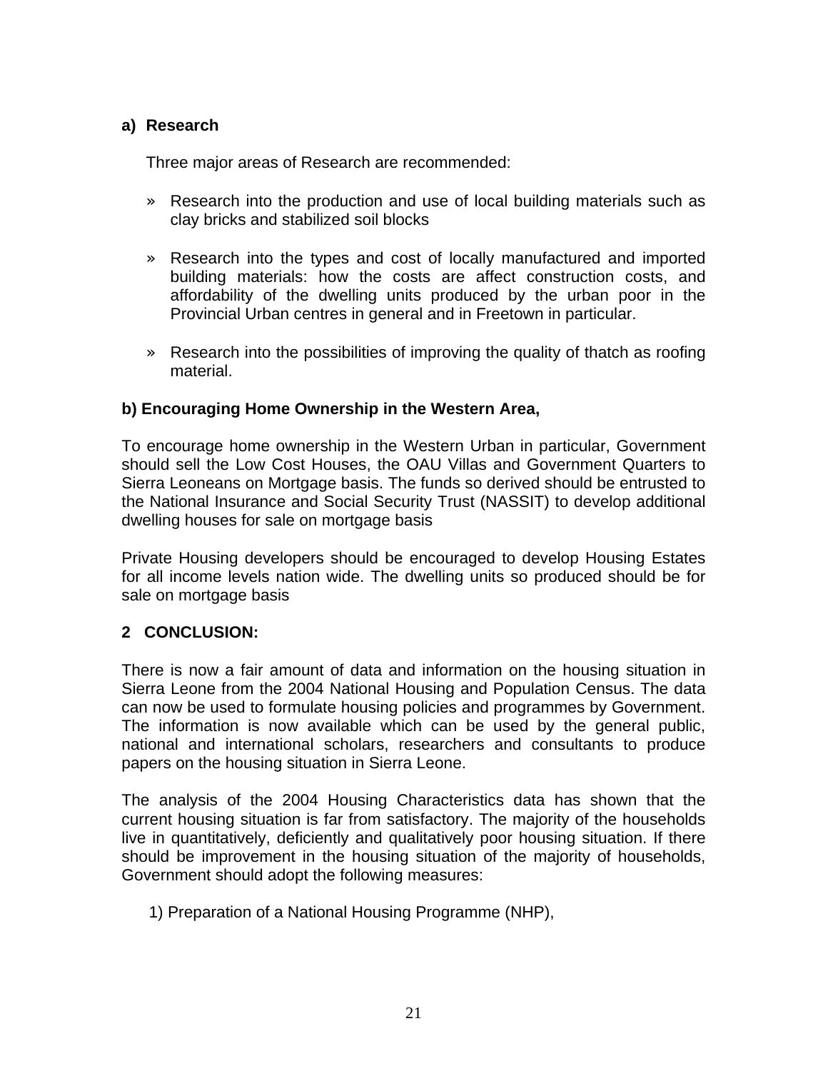### a) Research

Three major areas of Research are recommended:

- Research into the production and use of local building materials such as clay bricks and stabilized soil blocks

- Research into the types and cost of locally manufactured and imported building materials: how the costs are affect construction costs, and affordability of the dwelling units produced by the urban poor in the Provincial Urban centres in general and in Freetown in particular.

- Research into the possibilities of improving the quality of thatch as roofing material.

### b) Encouraging Home Ownership in the Western Area,

To encourage home ownership in the Western Urban in particular, Government should sell the Low Cost Houses, the OAU Villas and Government Quarters to Sierra Leoneans on Mortgage basis. The funds so derived should be entrusted to the National Insurance and Social Security Trust (NASSIT) to develop additional dwelling houses for sale on mortgage basis

Private Housing developers should be encouraged to develop Housing Estates for all income levels nation wide. The dwelling units so produced should be for sale on mortgage basis

## 2 CONCLUSION:

There is now a fair amount of data and information on the housing situation in Sierra Leone from the 2004 National Housing and Population Census. The data can now be used to formulate housing policies and programmes by Government. The information is now available which can be used by the general public, national and international scholars, researchers and consultants to produce papers on the housing situation in Sierra Leone.

The analysis of the 2004 Housing Characteristics data has shown that the current housing situation is far from satisfactory. The majority of the households live in quantitatively, deficiently and qualitatively poor housing situation. If there should be improvement in the housing situation of the majority of households, Government should adopt the following measures:

1) Preparation of a National Housing Programme (NHP),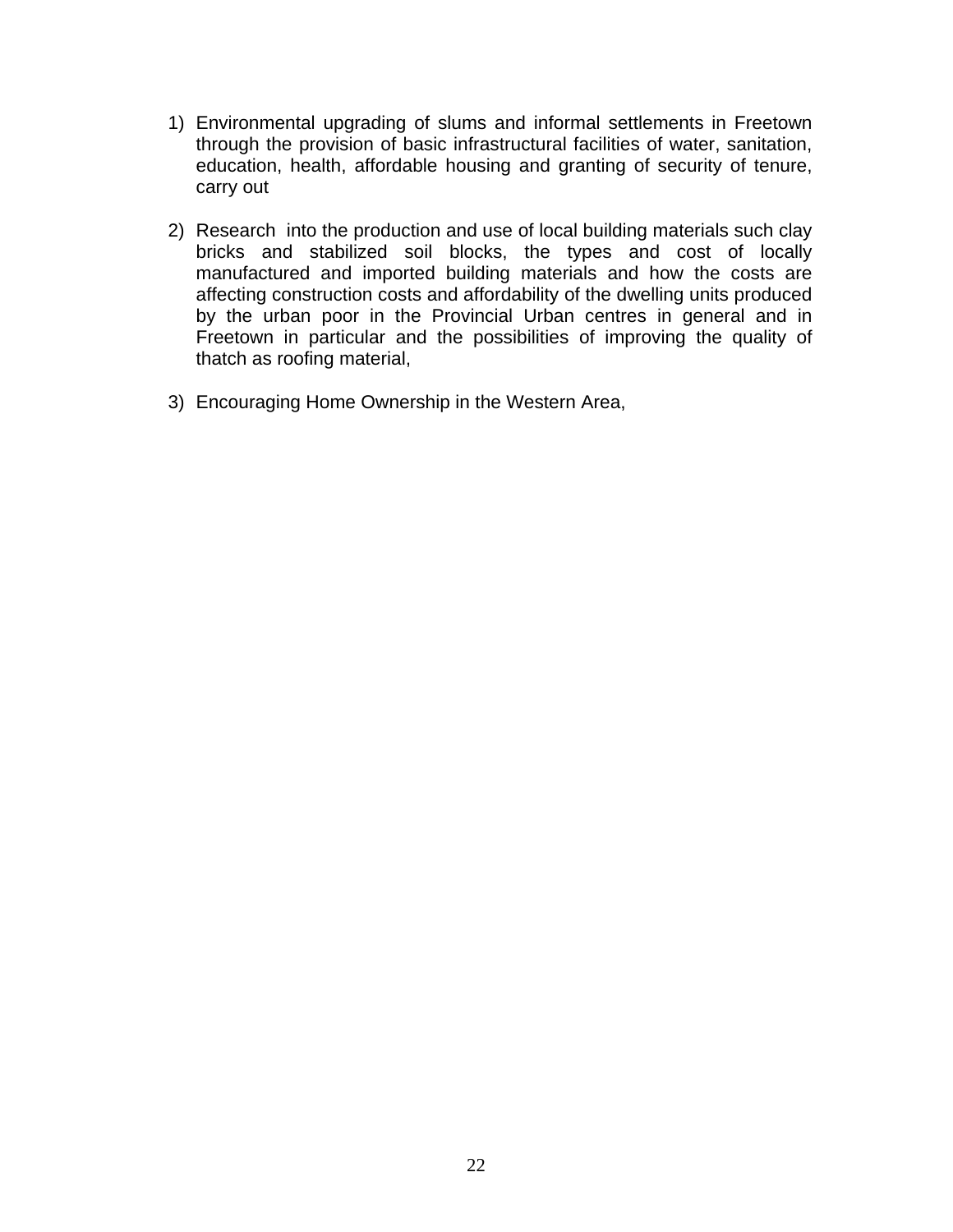1) Environmental upgrading of slums and informal settlements in Freetown through the provision of basic infrastructural facilities of water, sanitation, education, health, affordable housing and granting of security of tenure, carry out

2) Research into the production and use of local building materials such clay bricks and stabilized soil blocks, the types and cost of locally manufactured and imported building materials and how the costs are affecting construction costs and affordability of the dwelling units produced by the urban poor in the Provincial Urban centres in general and in Freetown in particular and the possibilities of improving the quality of thatch as roofing material,

3) Encouraging Home Ownership in the Western Area,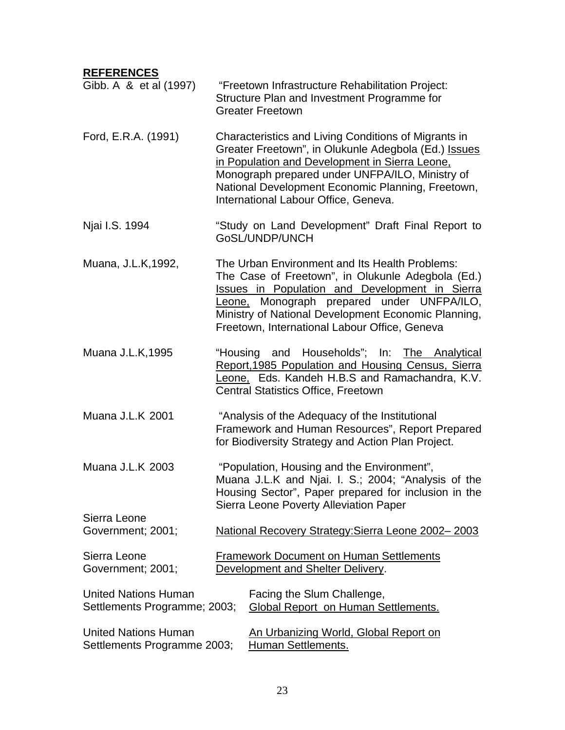**REFERENCES**

Gibb. A & et al (1997) "Freetown Infrastructure Rehabilitation Project: Structure Plan and Investment Programme for Greater Freetown

Ford, E.R.A. (1991) Characteristics and Living Conditions of Migrants in Greater Freetown", in Olukunle Adegbola (Ed.) Issues in Population and Development in Sierra Leone, Monograph prepared under UNFPA/ILO, Ministry of National Development Economic Planning, Freetown, International Labour Office, Geneva.

Njai I.S. 1994 "Study on Land Development" Draft Final Report to GoSL/UNDP/UNCH

Muana, J.L.K,1992, The Urban Environment and Its Health Problems: The Case of Freetown", in Olukunle Adegbola (Ed.) Issues in Population and Development in Sierra Leone, Monograph prepared under UNFPA/ILO, Ministry of National Development Economic Planning, Freetown, International Labour Office, Geneva

Muana J.L.K,1995 "Housing and Households"; In: The Analytical Report,1985 Population and Housing Census, Sierra Leone, Eds. Kandeh H.B.S and Ramachandra, K.V. Central Statistics Office, Freetown

Muana J.L.K 2001 "Analysis of the Adequacy of the Institutional Framework and Human Resources", Report Prepared for Biodiversity Strategy and Action Plan Project.

Muana J.L.K 2003 "Population, Housing and the Environment", Muana J.L.K and Njai. I. S.; 2004; "Analysis of the Housing Sector", Paper prepared for inclusion in the Sierra Leone Poverty Alleviation Paper

Sierra Leone Government; 2001; National Recovery Strategy:Sierra Leone 2002– 2003

Sierra Leone Government; 2001; Framework Document on Human Settlements Development and Shelter Delivery.

United Nations Human Settlements Programme; 2003; Facing the Slum Challenge, Global Report on Human Settlements.

United Nations Human Settlements Programme 2003; An Urbanizing World, Global Report on Human Settlements.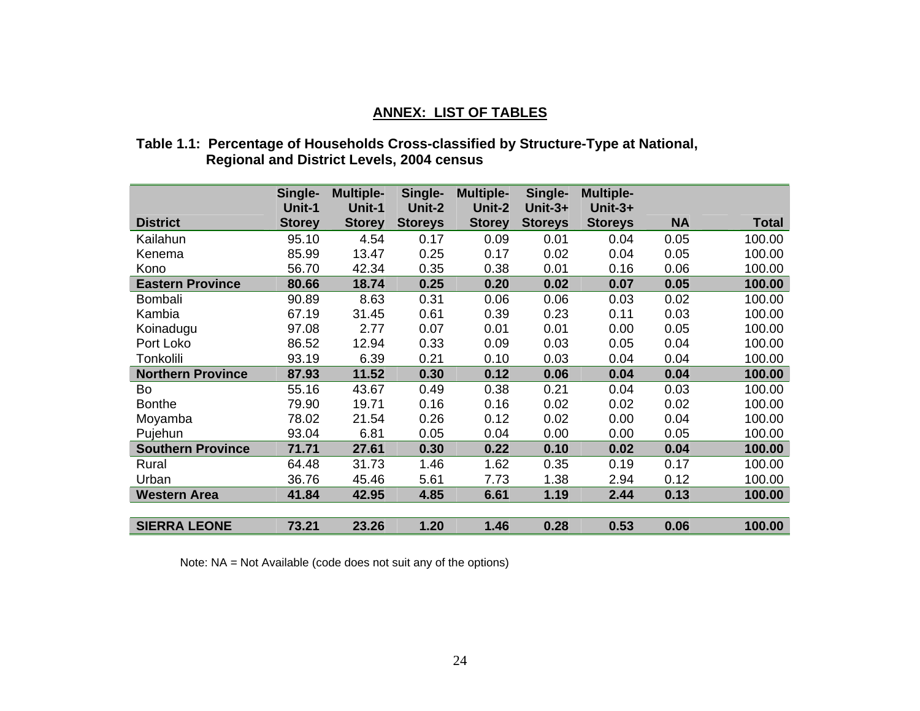## ANNEX: LIST OF TABLES

**Table 1.1: Percentage of Households Cross-classified by Structure-Type at National, Regional and District Levels, 2004 census**

| District | Single-Unit-1 Storey | Multiple-Unit-1 Storey | Single-Unit-2 Storeys | Multiple-Unit-2 Storey | Single-Unit-3+ Storeys | Multiple-Unit-3+ Storeys | NA | Total |
|---|---|---|---|---|---|---|---|---|
| Kailahun | 95.10 | 4.54 | 0.17 | 0.09 | 0.01 | 0.04 | 0.05 | 100.00 |
| Kenema | 85.99 | 13.47 | 0.25 | 0.17 | 0.02 | 0.04 | 0.05 | 100.00 |
| Kono | 56.70 | 42.34 | 0.35 | 0.38 | 0.01 | 0.16 | 0.06 | 100.00 |
| **Eastern Province** | **80.66** | **18.74** | **0.25** | **0.20** | **0.02** | **0.07** | **0.05** | **100.00** |
| Bombali | 90.89 | 8.63 | 0.31 | 0.06 | 0.06 | 0.03 | 0.02 | 100.00 |
| Kambia | 67.19 | 31.45 | 0.61 | 0.39 | 0.23 | 0.11 | 0.03 | 100.00 |
| Koinadugu | 97.08 | 2.77 | 0.07 | 0.01 | 0.01 | 0.00 | 0.05 | 100.00 |
| Port Loko | 86.52 | 12.94 | 0.33 | 0.09 | 0.03 | 0.05 | 0.04 | 100.00 |
| Tonkolili | 93.19 | 6.39 | 0.21 | 0.10 | 0.03 | 0.04 | 0.04 | 100.00 |
| **Northern Province** | **87.93** | **11.52** | **0.30** | **0.12** | **0.06** | **0.04** | **0.04** | **100.00** |
| Bo | 55.16 | 43.67 | 0.49 | 0.38 | 0.21 | 0.04 | 0.03 | 100.00 |
| Bonthe | 79.90 | 19.71 | 0.16 | 0.16 | 0.02 | 0.02 | 0.02 | 100.00 |
| Moyamba | 78.02 | 21.54 | 0.26 | 0.12 | 0.02 | 0.00 | 0.04 | 100.00 |
| Pujehun | 93.04 | 6.81 | 0.05 | 0.04 | 0.00 | 0.00 | 0.05 | 100.00 |
| **Southern Province** | **71.71** | **27.61** | **0.30** | **0.22** | **0.10** | **0.02** | **0.04** | **100.00** |
| Rural | 64.48 | 31.73 | 1.46 | 1.62 | 0.35 | 0.19 | 0.17 | 100.00 |
| Urban | 36.76 | 45.46 | 5.61 | 7.73 | 1.38 | 2.94 | 0.12 | 100.00 |
| **Western Area** | **41.84** | **42.95** | **4.85** | **6.61** | **1.19** | **2.44** | **0.13** | **100.00** |
| **SIERRA LEONE** | **73.21** | **23.26** | **1.20** | **1.46** | **0.28** | **0.53** | **0.06** | **100.00** |

Note: NA = Not Available (code does not suit any of the options)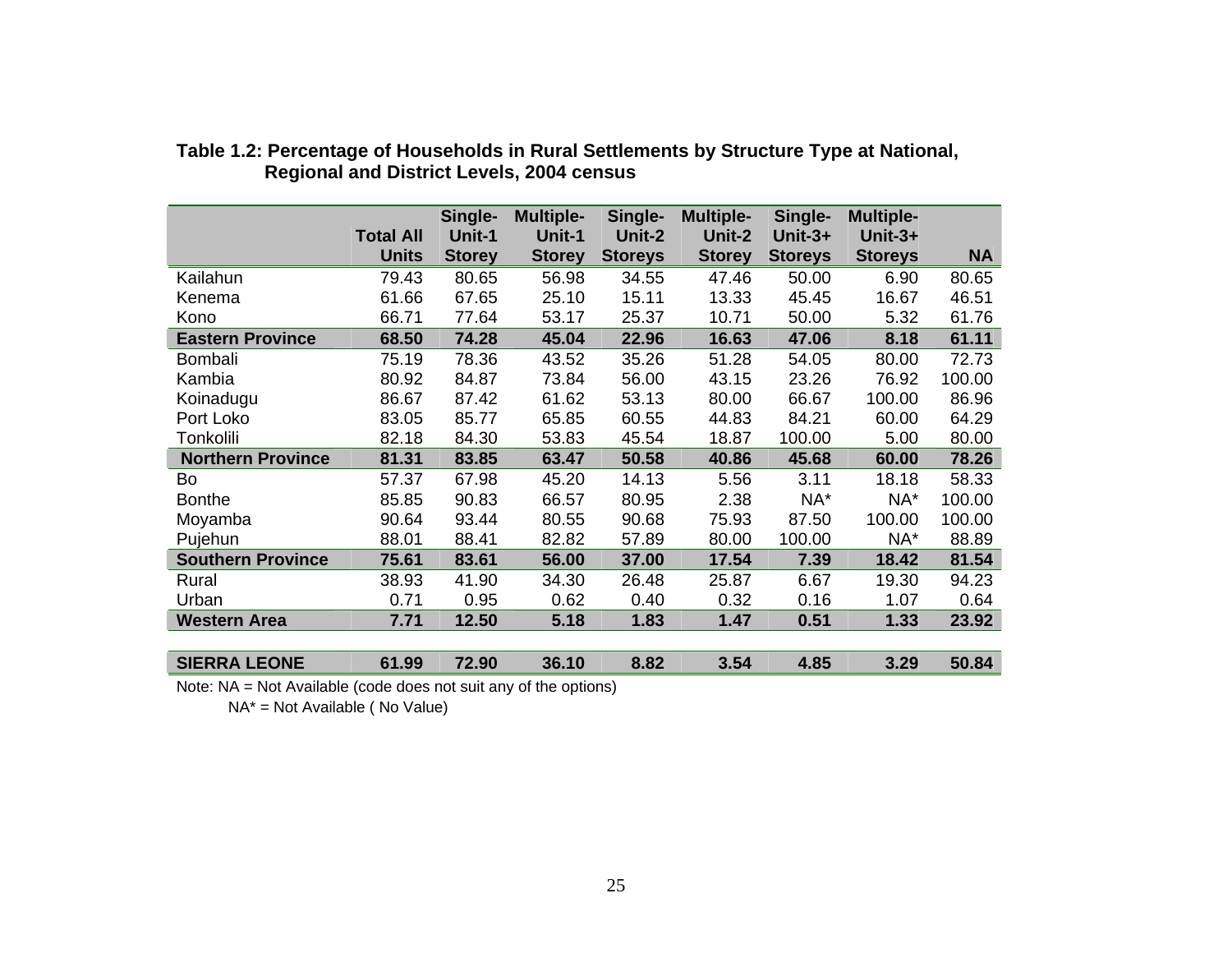**Table 1.2: Percentage of Households in Rural Settlements by Structure Type at National, Regional and District Levels, 2004 census**

| | Total All Units | Single-Unit-1 Storey | Multiple-Unit-1 Storey | Single-Unit-2 Storeys | Multiple-Unit-2 Storey | Single-Unit-3+ Storeys | Multiple-Unit-3+ Storeys | NA |
|---|---|---|---|---|---|---|---|---|
| Kailahun | 79.43 | 80.65 | 56.98 | 34.55 | 47.46 | 50.00 | 6.90 | 80.65 |
| Kenema | 61.66 | 67.65 | 25.10 | 15.11 | 13.33 | 45.45 | 16.67 | 46.51 |
| Kono | 66.71 | 77.64 | 53.17 | 25.37 | 10.71 | 50.00 | 5.32 | 61.76 |
| **Eastern Province** | **68.50** | **74.28** | **45.04** | **22.96** | **16.63** | **47.06** | **8.18** | **61.11** |
| Bombali | 75.19 | 78.36 | 43.52 | 35.26 | 51.28 | 54.05 | 80.00 | 72.73 |
| Kambia | 80.92 | 84.87 | 73.84 | 56.00 | 43.15 | 23.26 | 76.92 | 100.00 |
| Koinadugu | 86.67 | 87.42 | 61.62 | 53.13 | 80.00 | 66.67 | 100.00 | 86.96 |
| Port Loko | 83.05 | 85.77 | 65.85 | 60.55 | 44.83 | 84.21 | 60.00 | 64.29 |
| Tonkolili | 82.18 | 84.30 | 53.83 | 45.54 | 18.87 | 100.00 | 5.00 | 80.00 |
| **Northern Province** | **81.31** | **83.85** | **63.47** | **50.58** | **40.86** | **45.68** | **60.00** | **78.26** |
| Bo | 57.37 | 67.98 | 45.20 | 14.13 | 5.56 | 3.11 | 18.18 | 58.33 |
| Bonthe | 85.85 | 90.83 | 66.57 | 80.95 | 2.38 | NA* | NA* | 100.00 |
| Moyamba | 90.64 | 93.44 | 80.55 | 90.68 | 75.93 | 87.50 | 100.00 | 100.00 |
| Pujehun | 88.01 | 88.41 | 82.82 | 57.89 | 80.00 | 100.00 | NA* | 88.89 |
| **Southern Province** | **75.61** | **83.61** | **56.00** | **37.00** | **17.54** | **7.39** | **18.42** | **81.54** |
| Rural | 38.93 | 41.90 | 34.30 | 26.48 | 25.87 | 6.67 | 19.30 | 94.23 |
| Urban | 0.71 | 0.95 | 0.62 | 0.40 | 0.32 | 0.16 | 1.07 | 0.64 |
| **Western Area** | **7.71** | **12.50** | **5.18** | **1.83** | **1.47** | **0.51** | **1.33** | **23.92** |
| **SIERRA LEONE** | **61.99** | **72.90** | **36.10** | **8.82** | **3.54** | **4.85** | **3.29** | **50.84** |

Note: NA = Not Available (code does not suit any of the options)

NA* = Not Available ( No Value)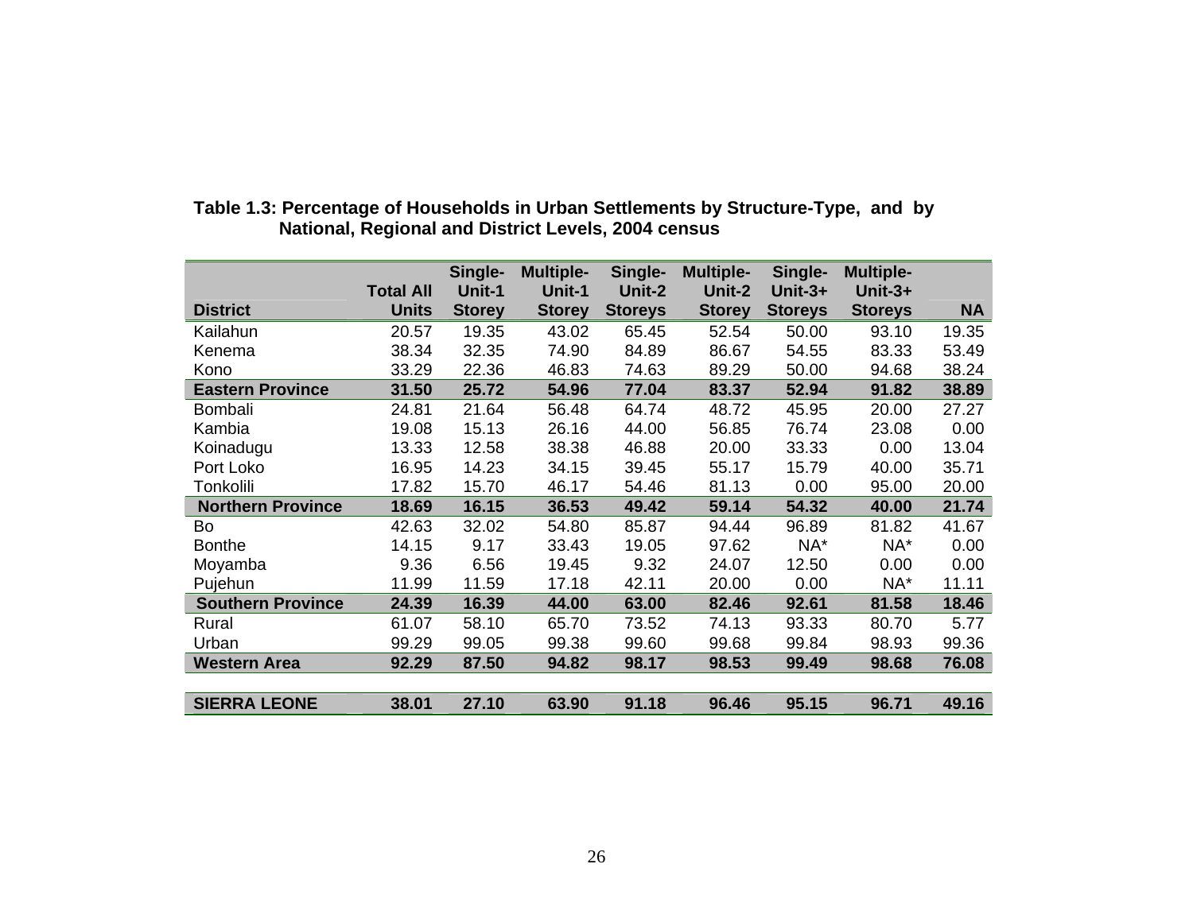**Table 1.3: Percentage of Households in Urban Settlements by Structure-Type, and by National, Regional and District Levels, 2004 census**

| District | Total All Units | Single-Unit-1 Storey | Multiple-Unit-1 Storey | Single-Unit-2 Storeys | Multiple-Unit-2 Storey | Single-Unit-3+ Storeys | Multiple-Unit-3+ Storeys | NA |
|---|---|---|---|---|---|---|---|---|
| Kailahun | 20.57 | 19.35 | 43.02 | 65.45 | 52.54 | 50.00 | 93.10 | 19.35 |
| Kenema | 38.34 | 32.35 | 74.90 | 84.89 | 86.67 | 54.55 | 83.33 | 53.49 |
| Kono | 33.29 | 22.36 | 46.83 | 74.63 | 89.29 | 50.00 | 94.68 | 38.24 |
| **Eastern Province** | **31.50** | **25.72** | **54.96** | **77.04** | **83.37** | **52.94** | **91.82** | **38.89** |
| Bombali | 24.81 | 21.64 | 56.48 | 64.74 | 48.72 | 45.95 | 20.00 | 27.27 |
| Kambia | 19.08 | 15.13 | 26.16 | 44.00 | 56.85 | 76.74 | 23.08 | 0.00 |
| Koinadugu | 13.33 | 12.58 | 38.38 | 46.88 | 20.00 | 33.33 | 0.00 | 13.04 |
| Port Loko | 16.95 | 14.23 | 34.15 | 39.45 | 55.17 | 15.79 | 40.00 | 35.71 |
| Tonkolili | 17.82 | 15.70 | 46.17 | 54.46 | 81.13 | 0.00 | 95.00 | 20.00 |
| **Northern Province** | **18.69** | **16.15** | **36.53** | **49.42** | **59.14** | **54.32** | **40.00** | **21.74** |
| Bo | 42.63 | 32.02 | 54.80 | 85.87 | 94.44 | 96.89 | 81.82 | 41.67 |
| Bonthe | 14.15 | 9.17 | 33.43 | 19.05 | 97.62 | NA* | NA* | 0.00 |
| Moyamba | 9.36 | 6.56 | 19.45 | 9.32 | 24.07 | 12.50 | 0.00 | 0.00 |
| Pujehun | 11.99 | 11.59 | 17.18 | 42.11 | 20.00 | 0.00 | NA* | 11.11 |
| **Southern Province** | **24.39** | **16.39** | **44.00** | **63.00** | **82.46** | **92.61** | **81.58** | **18.46** |
| Rural | 61.07 | 58.10 | 65.70 | 73.52 | 74.13 | 93.33 | 80.70 | 5.77 |
| Urban | 99.29 | 99.05 | 99.38 | 99.60 | 99.68 | 99.84 | 98.93 | 99.36 |
| **Western Area** | **92.29** | **87.50** | **94.82** | **98.17** | **98.53** | **99.49** | **98.68** | **76.08** |
| | | | | | | | | |
| **SIERRA LEONE** | **38.01** | **27.10** | **63.90** | **91.18** | **96.46** | **95.15** | **96.71** | **49.16** |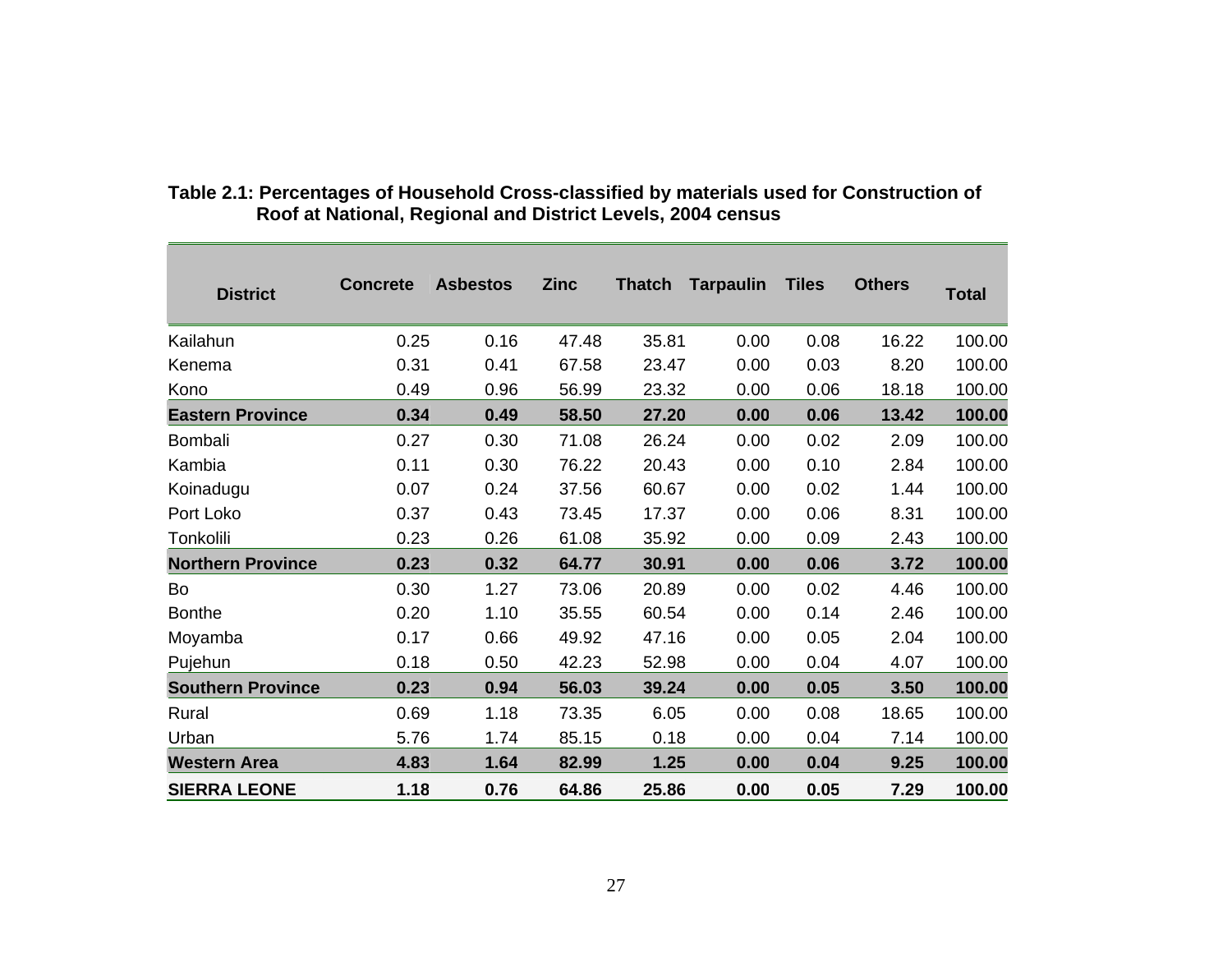**Table 2.1: Percentages of Household Cross-classified by materials used for Construction of Roof at National, Regional and District Levels, 2004 census**

| District | Concrete | Asbestos | Zinc | Thatch | Tarpaulin | Tiles | Others | Total |
|---|---|---|---|---|---|---|---|---|
| Kailahun | 0.25 | 0.16 | 47.48 | 35.81 | 0.00 | 0.08 | 16.22 | 100.00 |
| Kenema | 0.31 | 0.41 | 67.58 | 23.47 | 0.00 | 0.03 | 8.20 | 100.00 |
| Kono | 0.49 | 0.96 | 56.99 | 23.32 | 0.00 | 0.06 | 18.18 | 100.00 |
| **Eastern Province** | **0.34** | **0.49** | **58.50** | **27.20** | **0.00** | **0.06** | **13.42** | **100.00** |
| Bombali | 0.27 | 0.30 | 71.08 | 26.24 | 0.00 | 0.02 | 2.09 | 100.00 |
| Kambia | 0.11 | 0.30 | 76.22 | 20.43 | 0.00 | 0.10 | 2.84 | 100.00 |
| Koinadugu | 0.07 | 0.24 | 37.56 | 60.67 | 0.00 | 0.02 | 1.44 | 100.00 |
| Port Loko | 0.37 | 0.43 | 73.45 | 17.37 | 0.00 | 0.06 | 8.31 | 100.00 |
| Tonkolili | 0.23 | 0.26 | 61.08 | 35.92 | 0.00 | 0.09 | 2.43 | 100.00 |
| **Northern Province** | **0.23** | **0.32** | **64.77** | **30.91** | **0.00** | **0.06** | **3.72** | **100.00** |
| Bo | 0.30 | 1.27 | 73.06 | 20.89 | 0.00 | 0.02 | 4.46 | 100.00 |
| Bonthe | 0.20 | 1.10 | 35.55 | 60.54 | 0.00 | 0.14 | 2.46 | 100.00 |
| Moyamba | 0.17 | 0.66 | 49.92 | 47.16 | 0.00 | 0.05 | 2.04 | 100.00 |
| Pujehun | 0.18 | 0.50 | 42.23 | 52.98 | 0.00 | 0.04 | 4.07 | 100.00 |
| **Southern Province** | **0.23** | **0.94** | **56.03** | **39.24** | **0.00** | **0.05** | **3.50** | **100.00** |
| Rural | 0.69 | 1.18 | 73.35 | 6.05 | 0.00 | 0.08 | 18.65 | 100.00 |
| Urban | 5.76 | 1.74 | 85.15 | 0.18 | 0.00 | 0.04 | 7.14 | 100.00 |
| **Western Area** | **4.83** | **1.64** | **82.99** | **1.25** | **0.00** | **0.04** | **9.25** | **100.00** |
| **SIERRA LEONE** | **1.18** | **0.76** | **64.86** | **25.86** | **0.00** | **0.05** | **7.29** | **100.00** |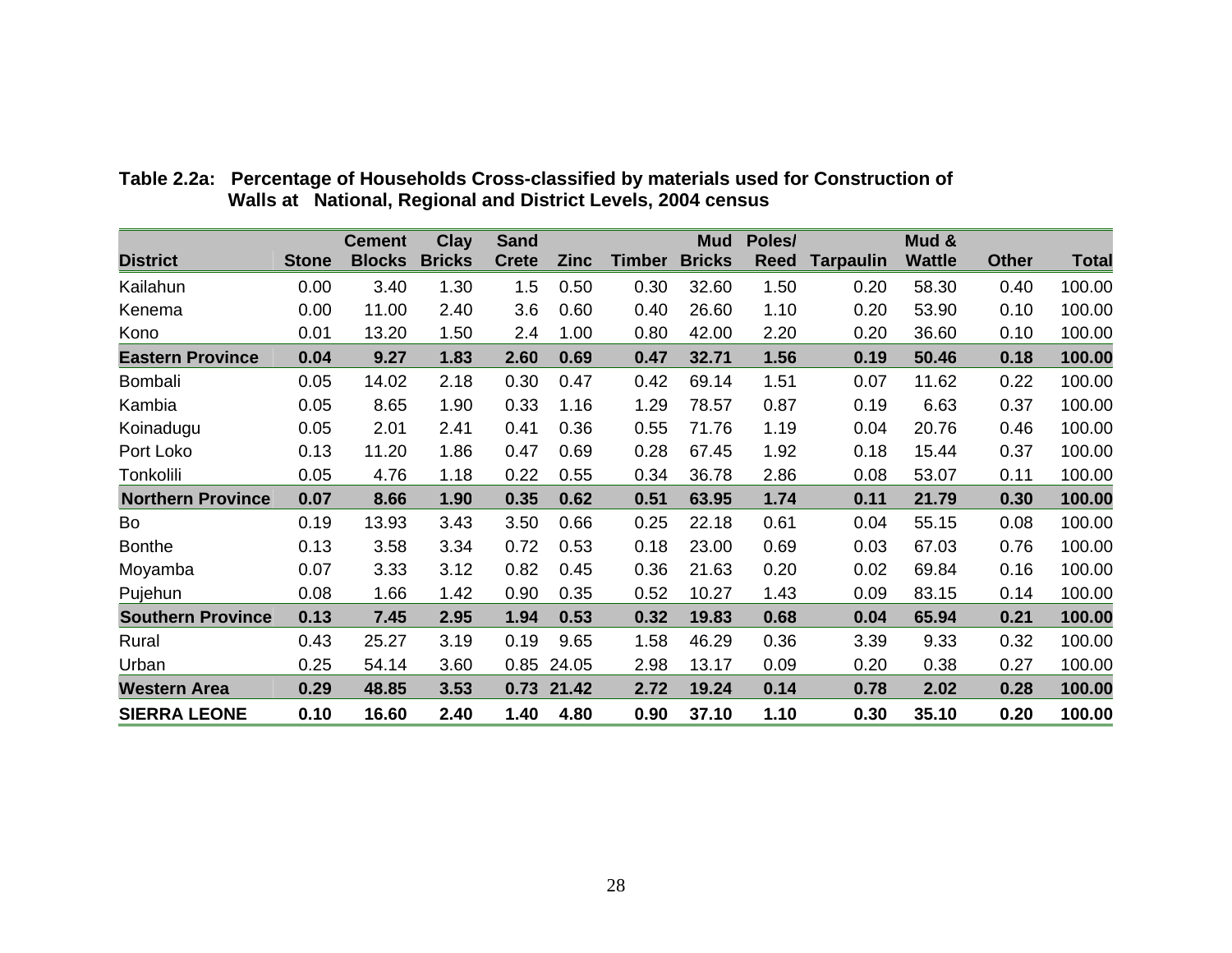**Table 2.2a: Percentage of Households Cross-classified by materials used for Construction of Walls at National, Regional and District Levels, 2004 census**

| District | Stone | Cement Blocks | Clay Bricks | Sand Crete | Zinc | Timber | Mud Bricks | Poles/ Reed | Tarpaulin | Mud & Wattle | Other | Total |
|---|---|---|---|---|---|---|---|---|---|---|---|---|
| Kailahun | 0.00 | 3.40 | 1.30 | 1.5 | 0.50 | 0.30 | 32.60 | 1.50 | 0.20 | 58.30 | 0.40 | 100.00 |
| Kenema | 0.00 | 11.00 | 2.40 | 3.6 | 0.60 | 0.40 | 26.60 | 1.10 | 0.20 | 53.90 | 0.10 | 100.00 |
| Kono | 0.01 | 13.20 | 1.50 | 2.4 | 1.00 | 0.80 | 42.00 | 2.20 | 0.20 | 36.60 | 0.10 | 100.00 |
| **Eastern Province** | **0.04** | **9.27** | **1.83** | **2.60** | **0.69** | **0.47** | **32.71** | **1.56** | **0.19** | **50.46** | **0.18** | **100.00** |
| Bombali | 0.05 | 14.02 | 2.18 | 0.30 | 0.47 | 0.42 | 69.14 | 1.51 | 0.07 | 11.62 | 0.22 | 100.00 |
| Kambia | 0.05 | 8.65 | 1.90 | 0.33 | 1.16 | 1.29 | 78.57 | 0.87 | 0.19 | 6.63 | 0.37 | 100.00 |
| Koinadugu | 0.05 | 2.01 | 2.41 | 0.41 | 0.36 | 0.55 | 71.76 | 1.19 | 0.04 | 20.76 | 0.46 | 100.00 |
| Port Loko | 0.13 | 11.20 | 1.86 | 0.47 | 0.69 | 0.28 | 67.45 | 1.92 | 0.18 | 15.44 | 0.37 | 100.00 |
| Tonkolili | 0.05 | 4.76 | 1.18 | 0.22 | 0.55 | 0.34 | 36.78 | 2.86 | 0.08 | 53.07 | 0.11 | 100.00 |
| **Northern Province** | **0.07** | **8.66** | **1.90** | **0.35** | **0.62** | **0.51** | **63.95** | **1.74** | **0.11** | **21.79** | **0.30** | **100.00** |
| Bo | 0.19 | 13.93 | 3.43 | 3.50 | 0.66 | 0.25 | 22.18 | 0.61 | 0.04 | 55.15 | 0.08 | 100.00 |
| Bonthe | 0.13 | 3.58 | 3.34 | 0.72 | 0.53 | 0.18 | 23.00 | 0.69 | 0.03 | 67.03 | 0.76 | 100.00 |
| Moyamba | 0.07 | 3.33 | 3.12 | 0.82 | 0.45 | 0.36 | 21.63 | 0.20 | 0.02 | 69.84 | 0.16 | 100.00 |
| Pujehun | 0.08 | 1.66 | 1.42 | 0.90 | 0.35 | 0.52 | 10.27 | 1.43 | 0.09 | 83.15 | 0.14 | 100.00 |
| **Southern Province** | **0.13** | **7.45** | **2.95** | **1.94** | **0.53** | **0.32** | **19.83** | **0.68** | **0.04** | **65.94** | **0.21** | **100.00** |
| Rural | 0.43 | 25.27 | 3.19 | 0.19 | 9.65 | 1.58 | 46.29 | 0.36 | 3.39 | 9.33 | 0.32 | 100.00 |
| Urban | 0.25 | 54.14 | 3.60 | 0.85 | 24.05 | 2.98 | 13.17 | 0.09 | 0.20 | 0.38 | 0.27 | 100.00 |
| **Western Area** | **0.29** | **48.85** | **3.53** | **0.73** | **21.42** | **2.72** | **19.24** | **0.14** | **0.78** | **2.02** | **0.28** | **100.00** |
| **SIERRA LEONE** | **0.10** | **16.60** | **2.40** | **1.40** | **4.80** | **0.90** | **37.10** | **1.10** | **0.30** | **35.10** | **0.20** | **100.00** |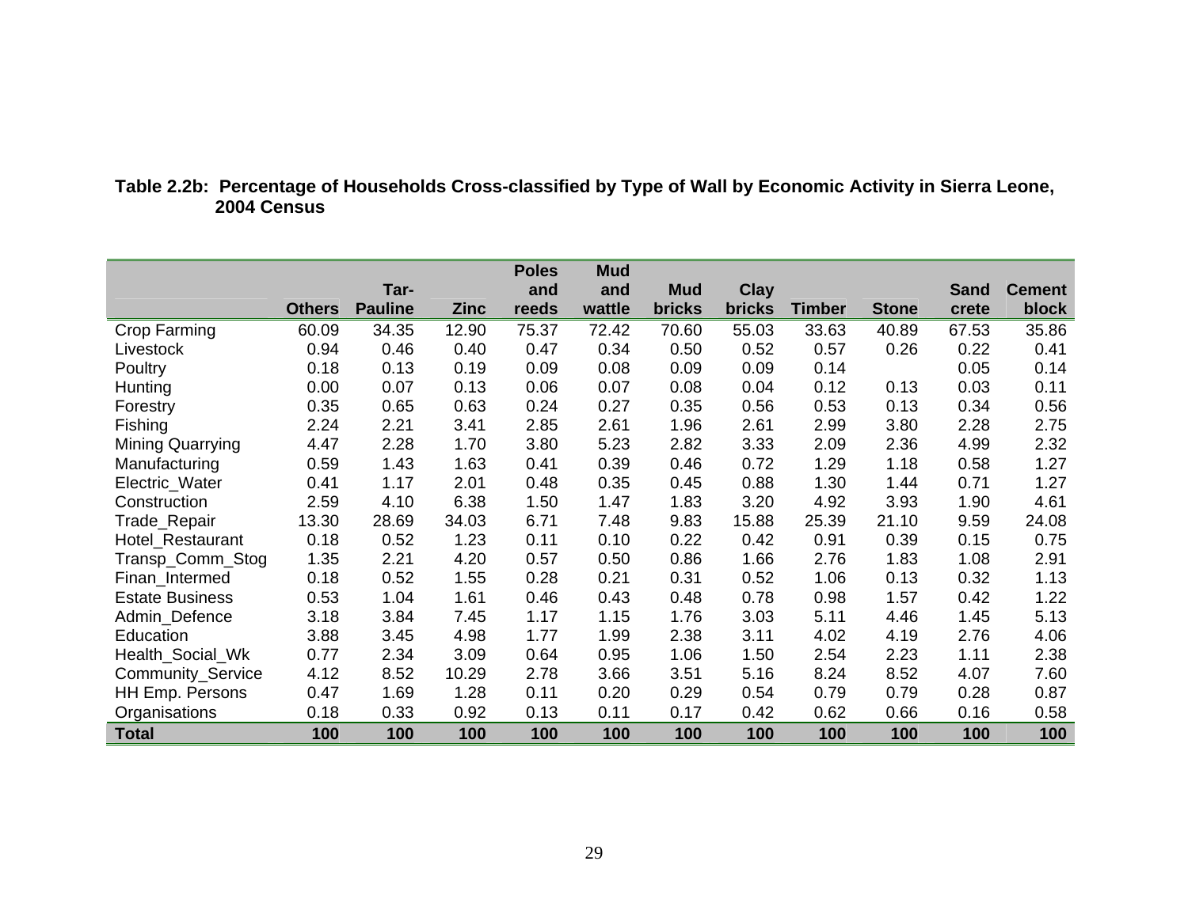**Table 2.2b: Percentage of Households Cross-classified by Type of Wall by Economic Activity in Sierra Leone, 2004 Census**

| | Others | Tar-Pauline | Zinc | Poles and reeds | Mud and wattle | Mud bricks | Clay bricks | Timber | Stone | Sand crete | Cement block |
|---|---|---|---|---|---|---|---|---|---|---|---|
| Crop Farming | 60.09 | 34.35 | 12.90 | 75.37 | 72.42 | 70.60 | 55.03 | 33.63 | 40.89 | 67.53 | 35.86 |
| Livestock | 0.94 | 0.46 | 0.40 | 0.47 | 0.34 | 0.50 | 0.52 | 0.57 | 0.26 | 0.22 | 0.41 |
| Poultry | 0.18 | 0.13 | 0.19 | 0.09 | 0.08 | 0.09 | 0.09 | 0.14 | | 0.05 | 0.14 |
| Hunting | 0.00 | 0.07 | 0.13 | 0.06 | 0.07 | 0.08 | 0.04 | 0.12 | 0.13 | 0.03 | 0.11 |
| Forestry | 0.35 | 0.65 | 0.63 | 0.24 | 0.27 | 0.35 | 0.56 | 0.53 | 0.13 | 0.34 | 0.56 |
| Fishing | 2.24 | 2.21 | 3.41 | 2.85 | 2.61 | 1.96 | 2.61 | 2.99 | 3.80 | 2.28 | 2.75 |
| Mining Quarrying | 4.47 | 2.28 | 1.70 | 3.80 | 5.23 | 2.82 | 3.33 | 2.09 | 2.36 | 4.99 | 2.32 |
| Manufacturing | 0.59 | 1.43 | 1.63 | 0.41 | 0.39 | 0.46 | 0.72 | 1.29 | 1.18 | 0.58 | 1.27 |
| Electric_Water | 0.41 | 1.17 | 2.01 | 0.48 | 0.35 | 0.45 | 0.88 | 1.30 | 1.44 | 0.71 | 1.27 |
| Construction | 2.59 | 4.10 | 6.38 | 1.50 | 1.47 | 1.83 | 3.20 | 4.92 | 3.93 | 1.90 | 4.61 |
| Trade_Repair | 13.30 | 28.69 | 34.03 | 6.71 | 7.48 | 9.83 | 15.88 | 25.39 | 21.10 | 9.59 | 24.08 |
| Hotel_Restaurant | 0.18 | 0.52 | 1.23 | 0.11 | 0.10 | 0.22 | 0.42 | 0.91 | 0.39 | 0.15 | 0.75 |
| Transp_Comm_Stog | 1.35 | 2.21 | 4.20 | 0.57 | 0.50 | 0.86 | 1.66 | 2.76 | 1.83 | 1.08 | 2.91 |
| Finan_Intermed | 0.18 | 0.52 | 1.55 | 0.28 | 0.21 | 0.31 | 0.52 | 1.06 | 0.13 | 0.32 | 1.13 |
| Estate Business | 0.53 | 1.04 | 1.61 | 0.46 | 0.43 | 0.48 | 0.78 | 0.98 | 1.57 | 0.42 | 1.22 |
| Admin_Defence | 3.18 | 3.84 | 7.45 | 1.17 | 1.15 | 1.76 | 3.03 | 5.11 | 4.46 | 1.45 | 5.13 |
| Education | 3.88 | 3.45 | 4.98 | 1.77 | 1.99 | 2.38 | 3.11 | 4.02 | 4.19 | 2.76 | 4.06 |
| Health_Social_Wk | 0.77 | 2.34 | 3.09 | 0.64 | 0.95 | 1.06 | 1.50 | 2.54 | 2.23 | 1.11 | 2.38 |
| Community_Service | 4.12 | 8.52 | 10.29 | 2.78 | 3.66 | 3.51 | 5.16 | 8.24 | 8.52 | 4.07 | 7.60 |
| HH Emp. Persons | 0.47 | 1.69 | 1.28 | 0.11 | 0.20 | 0.29 | 0.54 | 0.79 | 0.79 | 0.28 | 0.87 |
| Organisations | 0.18 | 0.33 | 0.92 | 0.13 | 0.11 | 0.17 | 0.42 | 0.62 | 0.66 | 0.16 | 0.58 |
| **Total** | **100** | **100** | **100** | **100** | **100** | **100** | **100** | **100** | **100** | **100** | **100** |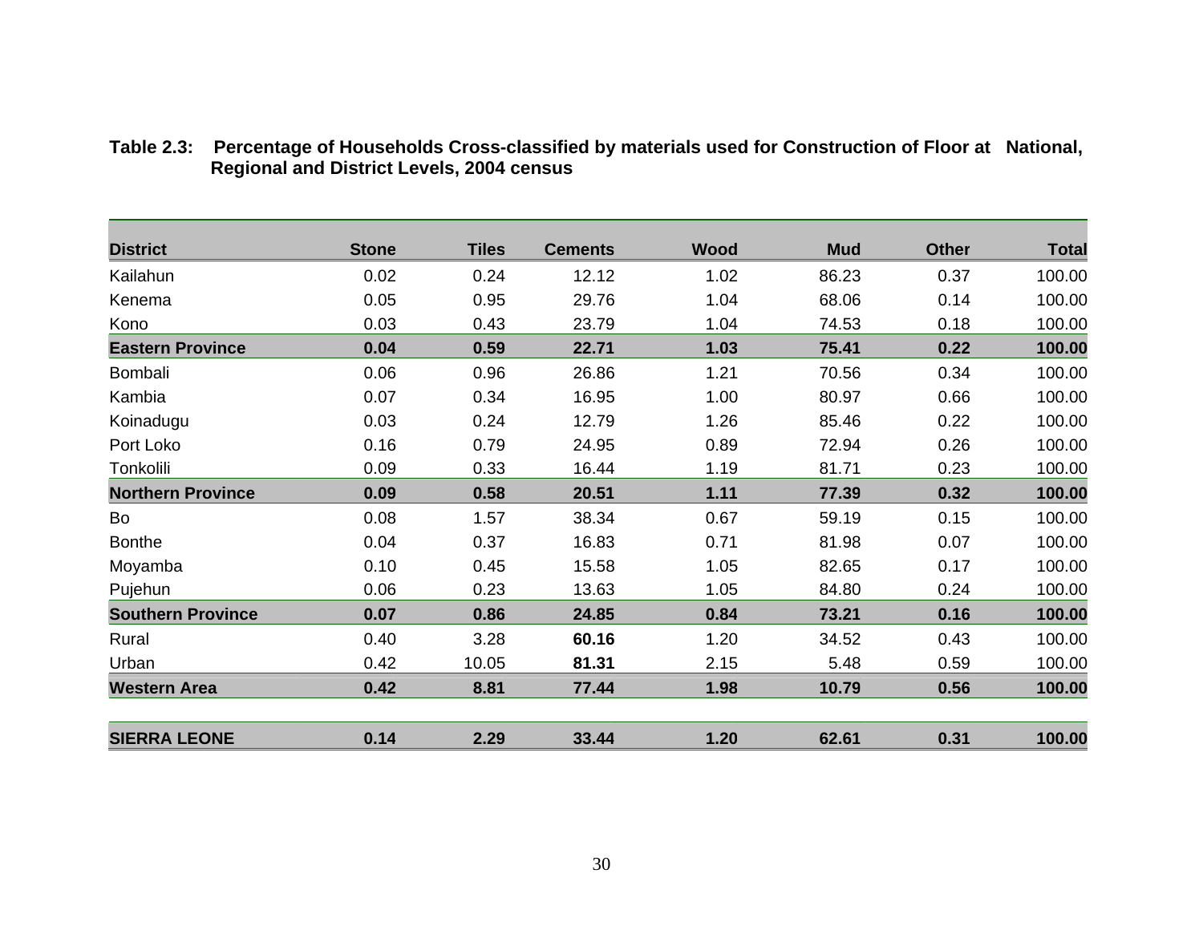**Table 2.3: Percentage of Households Cross-classified by materials used for Construction of Floor at National, Regional and District Levels, 2004 census**

| District | Stone | Tiles | Cements | Wood | Mud | Other | Total |
|---|---|---|---|---|---|---|---|
| Kailahun | 0.02 | 0.24 | 12.12 | 1.02 | 86.23 | 0.37 | 100.00 |
| Kenema | 0.05 | 0.95 | 29.76 | 1.04 | 68.06 | 0.14 | 100.00 |
| Kono | 0.03 | 0.43 | 23.79 | 1.04 | 74.53 | 0.18 | 100.00 |
| **Eastern Province** | **0.04** | **0.59** | **22.71** | **1.03** | **75.41** | **0.22** | **100.00** |
| Bombali | 0.06 | 0.96 | 26.86 | 1.21 | 70.56 | 0.34 | 100.00 |
| Kambia | 0.07 | 0.34 | 16.95 | 1.00 | 80.97 | 0.66 | 100.00 |
| Koinadugu | 0.03 | 0.24 | 12.79 | 1.26 | 85.46 | 0.22 | 100.00 |
| Port Loko | 0.16 | 0.79 | 24.95 | 0.89 | 72.94 | 0.26 | 100.00 |
| Tonkolili | 0.09 | 0.33 | 16.44 | 1.19 | 81.71 | 0.23 | 100.00 |
| **Northern Province** | **0.09** | **0.58** | **20.51** | **1.11** | **77.39** | **0.32** | **100.00** |
| Bo | 0.08 | 1.57 | 38.34 | 0.67 | 59.19 | 0.15 | 100.00 |
| Bonthe | 0.04 | 0.37 | 16.83 | 0.71 | 81.98 | 0.07 | 100.00 |
| Moyamba | 0.10 | 0.45 | 15.58 | 1.05 | 82.65 | 0.17 | 100.00 |
| Pujehun | 0.06 | 0.23 | 13.63 | 1.05 | 84.80 | 0.24 | 100.00 |
| **Southern Province** | **0.07** | **0.86** | **24.85** | **0.84** | **73.21** | **0.16** | **100.00** |
| Rural | 0.40 | 3.28 | **60.16** | 1.20 | 34.52 | 0.43 | 100.00 |
| Urban | 0.42 | 10.05 | **81.31** | 2.15 | 5.48 | 0.59 | 100.00 |
| **Western Area** | **0.42** | **8.81** | **77.44** | **1.98** | **10.79** | **0.56** | **100.00** |
| **SIERRA LEONE** | **0.14** | **2.29** | **33.44** | **1.20** | **62.61** | **0.31** | **100.00** |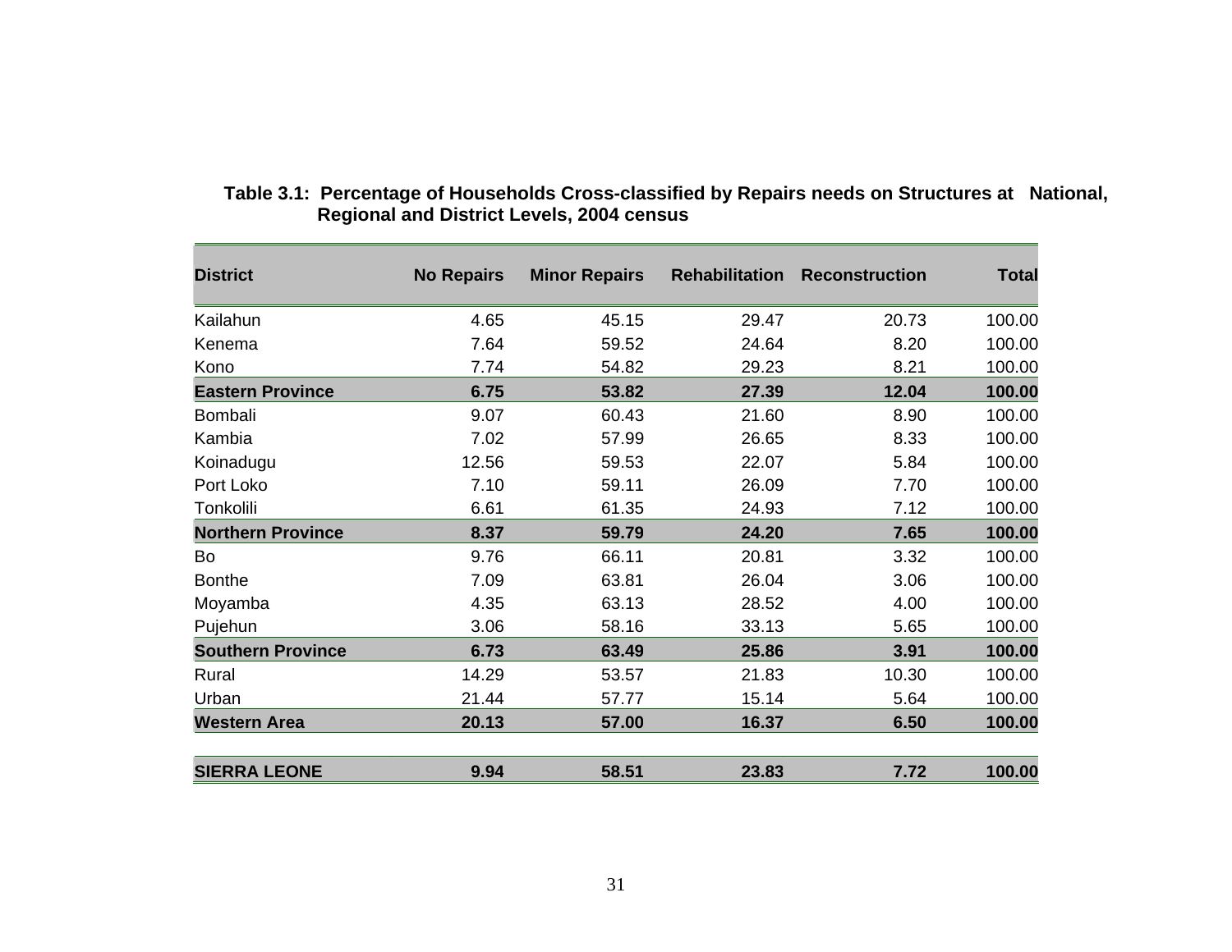**Table 3.1: Percentage of Households Cross-classified by Repairs needs on Structures at National, Regional and District Levels, 2004 census**

| District | No Repairs | Minor Repairs | Rehabilitation | Reconstruction | Total |
|---|---|---|---|---|---|
| Kailahun | 4.65 | 45.15 | 29.47 | 20.73 | 100.00 |
| Kenema | 7.64 | 59.52 | 24.64 | 8.20 | 100.00 |
| Kono | 7.74 | 54.82 | 29.23 | 8.21 | 100.00 |
| **Eastern Province** | **6.75** | **53.82** | **27.39** | **12.04** | **100.00** |
| Bombali | 9.07 | 60.43 | 21.60 | 8.90 | 100.00 |
| Kambia | 7.02 | 57.99 | 26.65 | 8.33 | 100.00 |
| Koinadugu | 12.56 | 59.53 | 22.07 | 5.84 | 100.00 |
| Port Loko | 7.10 | 59.11 | 26.09 | 7.70 | 100.00 |
| Tonkolili | 6.61 | 61.35 | 24.93 | 7.12 | 100.00 |
| **Northern Province** | **8.37** | **59.79** | **24.20** | **7.65** | **100.00** |
| Bo | 9.76 | 66.11 | 20.81 | 3.32 | 100.00 |
| Bonthe | 7.09 | 63.81 | 26.04 | 3.06 | 100.00 |
| Moyamba | 4.35 | 63.13 | 28.52 | 4.00 | 100.00 |
| Pujehun | 3.06 | 58.16 | 33.13 | 5.65 | 100.00 |
| **Southern Province** | **6.73** | **63.49** | **25.86** | **3.91** | **100.00** |
| Rural | 14.29 | 53.57 | 21.83 | 10.30 | 100.00 |
| Urban | 21.44 | 57.77 | 15.14 | 5.64 | 100.00 |
| **Western Area** | **20.13** | **57.00** | **16.37** | **6.50** | **100.00** |
| **SIERRA LEONE** | **9.94** | **58.51** | **23.83** | **7.72** | **100.00** |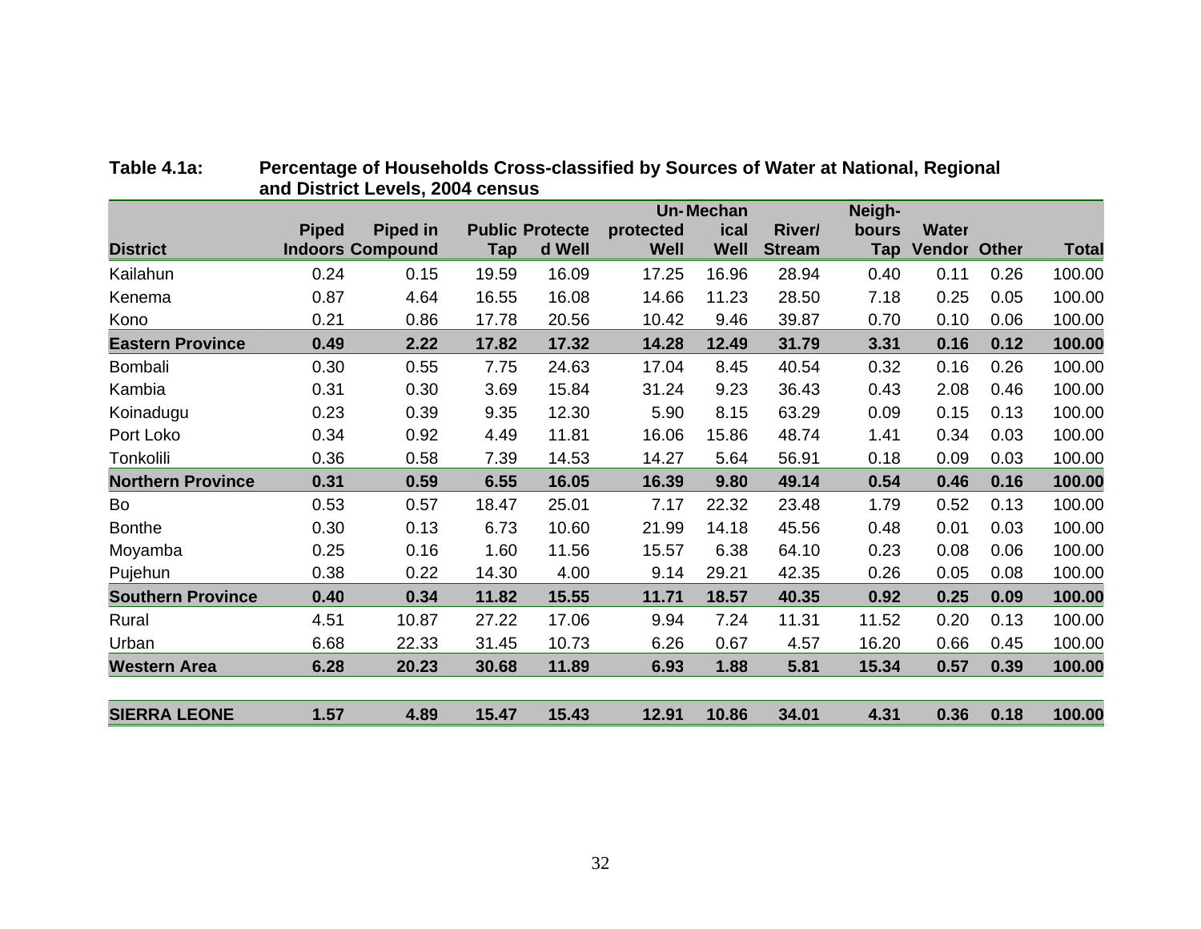**Table 4.1a: Percentage of Households Cross-classified by Sources of Water at National, Regional and District Levels, 2004 census**

| District | Piped Indoors | Piped in Compound | Public Tap | Protected Well | Un-protected Well | Mechanical Well | River/ Stream | Neigh-bours Tap | Water Vendor | Other | Total |
|---|---|---|---|---|---|---|---|---|---|---|---|
| Kailahun | 0.24 | 0.15 | 19.59 | 16.09 | 17.25 | 16.96 | 28.94 | 0.40 | 0.11 | 0.26 | 100.00 |
| Kenema | 0.87 | 4.64 | 16.55 | 16.08 | 14.66 | 11.23 | 28.50 | 7.18 | 0.25 | 0.05 | 100.00 |
| Kono | 0.21 | 0.86 | 17.78 | 20.56 | 10.42 | 9.46 | 39.87 | 0.70 | 0.10 | 0.06 | 100.00 |
| **Eastern Province** | **0.49** | **2.22** | **17.82** | **17.32** | **14.28** | **12.49** | **31.79** | **3.31** | **0.16** | **0.12** | **100.00** |
| Bombali | 0.30 | 0.55 | 7.75 | 24.63 | 17.04 | 8.45 | 40.54 | 0.32 | 0.16 | 0.26 | 100.00 |
| Kambia | 0.31 | 0.30 | 3.69 | 15.84 | 31.24 | 9.23 | 36.43 | 0.43 | 2.08 | 0.46 | 100.00 |
| Koinadugu | 0.23 | 0.39 | 9.35 | 12.30 | 5.90 | 8.15 | 63.29 | 0.09 | 0.15 | 0.13 | 100.00 |
| Port Loko | 0.34 | 0.92 | 4.49 | 11.81 | 16.06 | 15.86 | 48.74 | 1.41 | 0.34 | 0.03 | 100.00 |
| Tonkolili | 0.36 | 0.58 | 7.39 | 14.53 | 14.27 | 5.64 | 56.91 | 0.18 | 0.09 | 0.03 | 100.00 |
| **Northern Province** | **0.31** | **0.59** | **6.55** | **16.05** | **16.39** | **9.80** | **49.14** | **0.54** | **0.46** | **0.16** | **100.00** |
| Bo | 0.53 | 0.57 | 18.47 | 25.01 | 7.17 | 22.32 | 23.48 | 1.79 | 0.52 | 0.13 | 100.00 |
| Bonthe | 0.30 | 0.13 | 6.73 | 10.60 | 21.99 | 14.18 | 45.56 | 0.48 | 0.01 | 0.03 | 100.00 |
| Moyamba | 0.25 | 0.16 | 1.60 | 11.56 | 15.57 | 6.38 | 64.10 | 0.23 | 0.08 | 0.06 | 100.00 |
| Pujehun | 0.38 | 0.22 | 14.30 | 4.00 | 9.14 | 29.21 | 42.35 | 0.26 | 0.05 | 0.08 | 100.00 |
| **Southern Province** | **0.40** | **0.34** | **11.82** | **15.55** | **11.71** | **18.57** | **40.35** | **0.92** | **0.25** | **0.09** | **100.00** |
| Rural | 4.51 | 10.87 | 27.22 | 17.06 | 9.94 | 7.24 | 11.31 | 11.52 | 0.20 | 0.13 | 100.00 |
| Urban | 6.68 | 22.33 | 31.45 | 10.73 | 6.26 | 0.67 | 4.57 | 16.20 | 0.66 | 0.45 | 100.00 |
| **Western Area** | **6.28** | **20.23** | **30.68** | **11.89** | **6.93** | **1.88** | **5.81** | **15.34** | **0.57** | **0.39** | **100.00** |
| **SIERRA LEONE** | **1.57** | **4.89** | **15.47** | **15.43** | **12.91** | **10.86** | **34.01** | **4.31** | **0.36** | **0.18** | **100.00** |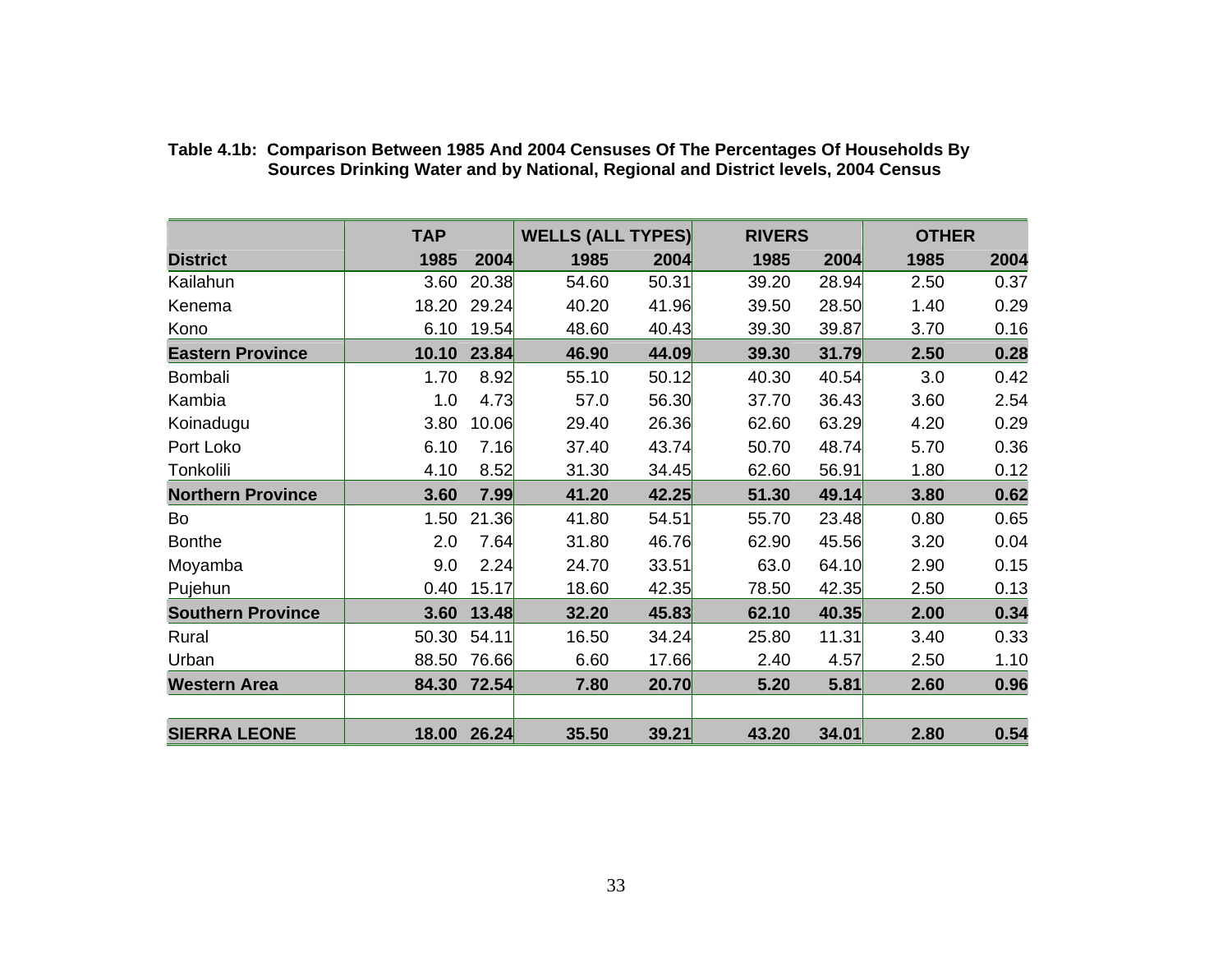**Table 4.1b: Comparison Between 1985 And 2004 Censuses Of The Percentages Of Households By Sources Drinking Water and by National, Regional and District levels, 2004 Census**

| | TAP | | WELLS (ALL TYPES) | | RIVERS | | OTHER | |
|---|---|---|---|---|---|---|---|---|
| **District** | **1985** | **2004** | **1985** | **2004** | **1985** | **2004** | **1985** | **2004** |
| Kailahun | 3.60 | 20.38 | 54.60 | 50.31 | 39.20 | 28.94 | 2.50 | 0.37 |
| Kenema | 18.20 | 29.24 | 40.20 | 41.96 | 39.50 | 28.50 | 1.40 | 0.29 |
| Kono | 6.10 | 19.54 | 48.60 | 40.43 | 39.30 | 39.87 | 3.70 | 0.16 |
| **Eastern Province** | **10.10** | **23.84** | **46.90** | **44.09** | **39.30** | **31.79** | **2.50** | **0.28** |
| Bombali | 1.70 | 8.92 | 55.10 | 50.12 | 40.30 | 40.54 | 3.0 | 0.42 |
| Kambia | 1.0 | 4.73 | 57.0 | 56.30 | 37.70 | 36.43 | 3.60 | 2.54 |
| Koinadugu | 3.80 | 10.06 | 29.40 | 26.36 | 62.60 | 63.29 | 4.20 | 0.29 |
| Port Loko | 6.10 | 7.16 | 37.40 | 43.74 | 50.70 | 48.74 | 5.70 | 0.36 |
| Tonkolili | 4.10 | 8.52 | 31.30 | 34.45 | 62.60 | 56.91 | 1.80 | 0.12 |
| **Northern Province** | **3.60** | **7.99** | **41.20** | **42.25** | **51.30** | **49.14** | **3.80** | **0.62** |
| Bo | 1.50 | 21.36 | 41.80 | 54.51 | 55.70 | 23.48 | 0.80 | 0.65 |
| Bonthe | 2.0 | 7.64 | 31.80 | 46.76 | 62.90 | 45.56 | 3.20 | 0.04 |
| Moyamba | 9.0 | 2.24 | 24.70 | 33.51 | 63.0 | 64.10 | 2.90 | 0.15 |
| Pujehun | 0.40 | 15.17 | 18.60 | 42.35 | 78.50 | 42.35 | 2.50 | 0.13 |
| **Southern Province** | **3.60** | **13.48** | **32.20** | **45.83** | **62.10** | **40.35** | **2.00** | **0.34** |
| Rural | 50.30 | 54.11 | 16.50 | 34.24 | 25.80 | 11.31 | 3.40 | 0.33 |
| Urban | 88.50 | 76.66 | 6.60 | 17.66 | 2.40 | 4.57 | 2.50 | 1.10 |
| **Western Area** | **84.30** | **72.54** | **7.80** | **20.70** | **5.20** | **5.81** | **2.60** | **0.96** |
| | | | | | | | | |
| **SIERRA LEONE** | **18.00** | **26.24** | **35.50** | **39.21** | **43.20** | **34.01** | **2.80** | **0.54** |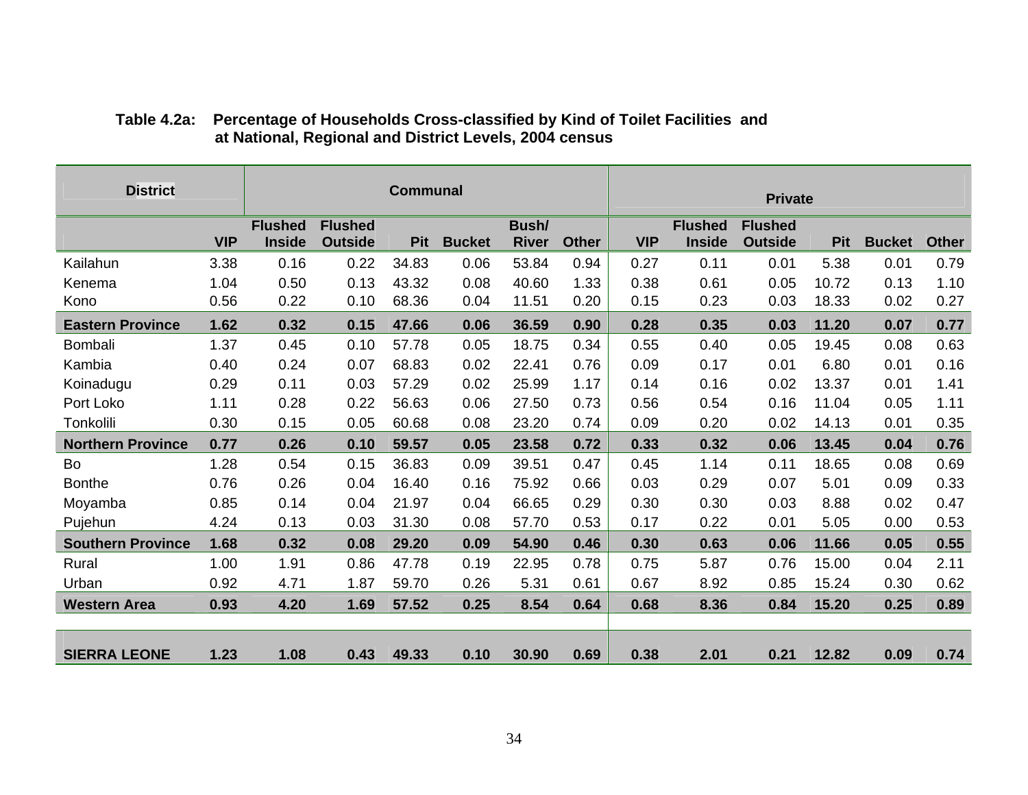**Table 4.2a: Percentage of Households Cross-classified by Kind of Toilet Facilities and at National, Regional and District Levels, 2004 census**

| District | Communal | | | | | | | Private | | | | | |
|---|---|---|---|---|---|---|---|---|---|---|---|---|---|
| | VIP | Flushed Inside | Flushed Outside | Pit | Bucket | Bush/ River | Other | VIP | Flushed Inside | Flushed Outside | Pit | Bucket | Other |
| Kailahun | 3.38 | 0.16 | 0.22 | 34.83 | 0.06 | 53.84 | 0.94 | 0.27 | 0.11 | 0.01 | 5.38 | 0.01 | 0.79 |
| Kenema | 1.04 | 0.50 | 0.13 | 43.32 | 0.08 | 40.60 | 1.33 | 0.38 | 0.61 | 0.05 | 10.72 | 0.13 | 1.10 |
| Kono | 0.56 | 0.22 | 0.10 | 68.36 | 0.04 | 11.51 | 0.20 | 0.15 | 0.23 | 0.03 | 18.33 | 0.02 | 0.27 |
| **Eastern Province** | **1.62** | **0.32** | **0.15** | **47.66** | **0.06** | **36.59** | **0.90** | **0.28** | **0.35** | **0.03** | **11.20** | **0.07** | **0.77** |
| Bombali | 1.37 | 0.45 | 0.10 | 57.78 | 0.05 | 18.75 | 0.34 | 0.55 | 0.40 | 0.05 | 19.45 | 0.08 | 0.63 |
| Kambia | 0.40 | 0.24 | 0.07 | 68.83 | 0.02 | 22.41 | 0.76 | 0.09 | 0.17 | 0.01 | 6.80 | 0.01 | 0.16 |
| Koinadugu | 0.29 | 0.11 | 0.03 | 57.29 | 0.02 | 25.99 | 1.17 | 0.14 | 0.16 | 0.02 | 13.37 | 0.01 | 1.41 |
| Port Loko | 1.11 | 0.28 | 0.22 | 56.63 | 0.06 | 27.50 | 0.73 | 0.56 | 0.54 | 0.16 | 11.04 | 0.05 | 1.11 |
| Tonkolili | 0.30 | 0.15 | 0.05 | 60.68 | 0.08 | 23.20 | 0.74 | 0.09 | 0.20 | 0.02 | 14.13 | 0.01 | 0.35 |
| **Northern Province** | **0.77** | **0.26** | **0.10** | **59.57** | **0.05** | **23.58** | **0.72** | **0.33** | **0.32** | **0.06** | **13.45** | **0.04** | **0.76** |
| Bo | 1.28 | 0.54 | 0.15 | 36.83 | 0.09 | 39.51 | 0.47 | 0.45 | 1.14 | 0.11 | 18.65 | 0.08 | 0.69 |
| Bonthe | 0.76 | 0.26 | 0.04 | 16.40 | 0.16 | 75.92 | 0.66 | 0.03 | 0.29 | 0.07 | 5.01 | 0.09 | 0.33 |
| Moyamba | 0.85 | 0.14 | 0.04 | 21.97 | 0.04 | 66.65 | 0.29 | 0.30 | 0.30 | 0.03 | 8.88 | 0.02 | 0.47 |
| Pujehun | 4.24 | 0.13 | 0.03 | 31.30 | 0.08 | 57.70 | 0.53 | 0.17 | 0.22 | 0.01 | 5.05 | 0.00 | 0.53 |
| **Southern Province** | **1.68** | **0.32** | **0.08** | **29.20** | **0.09** | **54.90** | **0.46** | **0.30** | **0.63** | **0.06** | **11.66** | **0.05** | **0.55** |
| Rural | 1.00 | 1.91 | 0.86 | 47.78 | 0.19 | 22.95 | 0.78 | 0.75 | 5.87 | 0.76 | 15.00 | 0.04 | 2.11 |
| Urban | 0.92 | 4.71 | 1.87 | 59.70 | 0.26 | 5.31 | 0.61 | 0.67 | 8.92 | 0.85 | 15.24 | 0.30 | 0.62 |
| **Western Area** | **0.93** | **4.20** | **1.69** | **57.52** | **0.25** | **8.54** | **0.64** | **0.68** | **8.36** | **0.84** | **15.20** | **0.25** | **0.89** |
| **SIERRA LEONE** | **1.23** | **1.08** | **0.43** | **49.33** | **0.10** | **30.90** | **0.69** | **0.38** | **2.01** | **0.21** | **12.82** | **0.09** | **0.74** |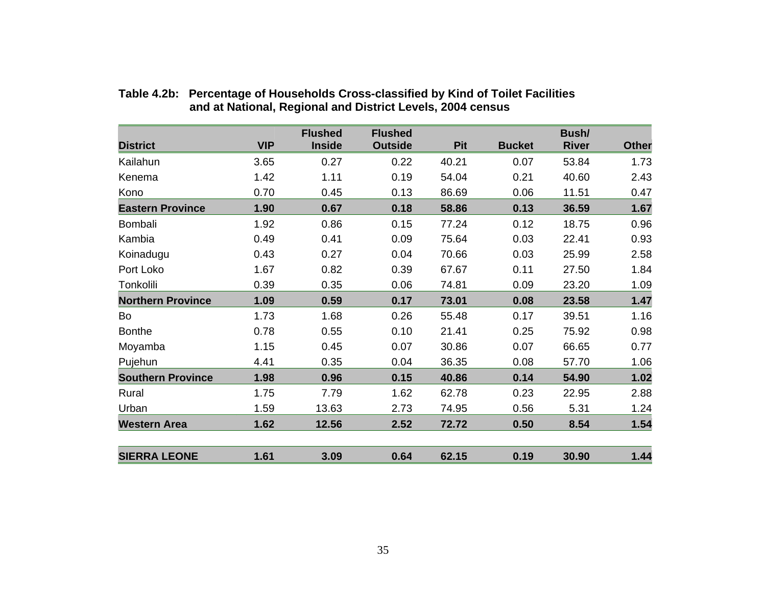**Table 4.2b: Percentage of Households Cross-classified by Kind of Toilet Facilities and at National, Regional and District Levels, 2004 census**

| District | VIP | Flushed Inside | Flushed Outside | Pit | Bucket | Bush/ River | Other |
|---|---|---|---|---|---|---|---|
| Kailahun | 3.65 | 0.27 | 0.22 | 40.21 | 0.07 | 53.84 | 1.73 |
| Kenema | 1.42 | 1.11 | 0.19 | 54.04 | 0.21 | 40.60 | 2.43 |
| Kono | 0.70 | 0.45 | 0.13 | 86.69 | 0.06 | 11.51 | 0.47 |
| **Eastern Province** | **1.90** | **0.67** | **0.18** | **58.86** | **0.13** | **36.59** | **1.67** |
| Bombali | 1.92 | 0.86 | 0.15 | 77.24 | 0.12 | 18.75 | 0.96 |
| Kambia | 0.49 | 0.41 | 0.09 | 75.64 | 0.03 | 22.41 | 0.93 |
| Koinadugu | 0.43 | 0.27 | 0.04 | 70.66 | 0.03 | 25.99 | 2.58 |
| Port Loko | 1.67 | 0.82 | 0.39 | 67.67 | 0.11 | 27.50 | 1.84 |
| Tonkolili | 0.39 | 0.35 | 0.06 | 74.81 | 0.09 | 23.20 | 1.09 |
| **Northern Province** | **1.09** | **0.59** | **0.17** | **73.01** | **0.08** | **23.58** | **1.47** |
| Bo | 1.73 | 1.68 | 0.26 | 55.48 | 0.17 | 39.51 | 1.16 |
| Bonthe | 0.78 | 0.55 | 0.10 | 21.41 | 0.25 | 75.92 | 0.98 |
| Moyamba | 1.15 | 0.45 | 0.07 | 30.86 | 0.07 | 66.65 | 0.77 |
| Pujehun | 4.41 | 0.35 | 0.04 | 36.35 | 0.08 | 57.70 | 1.06 |
| **Southern Province** | **1.98** | **0.96** | **0.15** | **40.86** | **0.14** | **54.90** | **1.02** |
| Rural | 1.75 | 7.79 | 1.62 | 62.78 | 0.23 | 22.95 | 2.88 |
| Urban | 1.59 | 13.63 | 2.73 | 74.95 | 0.56 | 5.31 | 1.24 |
| **Western Area** | **1.62** | **12.56** | **2.52** | **72.72** | **0.50** | **8.54** | **1.54** |
| **SIERRA LEONE** | **1.61** | **3.09** | **0.64** | **62.15** | **0.19** | **30.90** | **1.44** |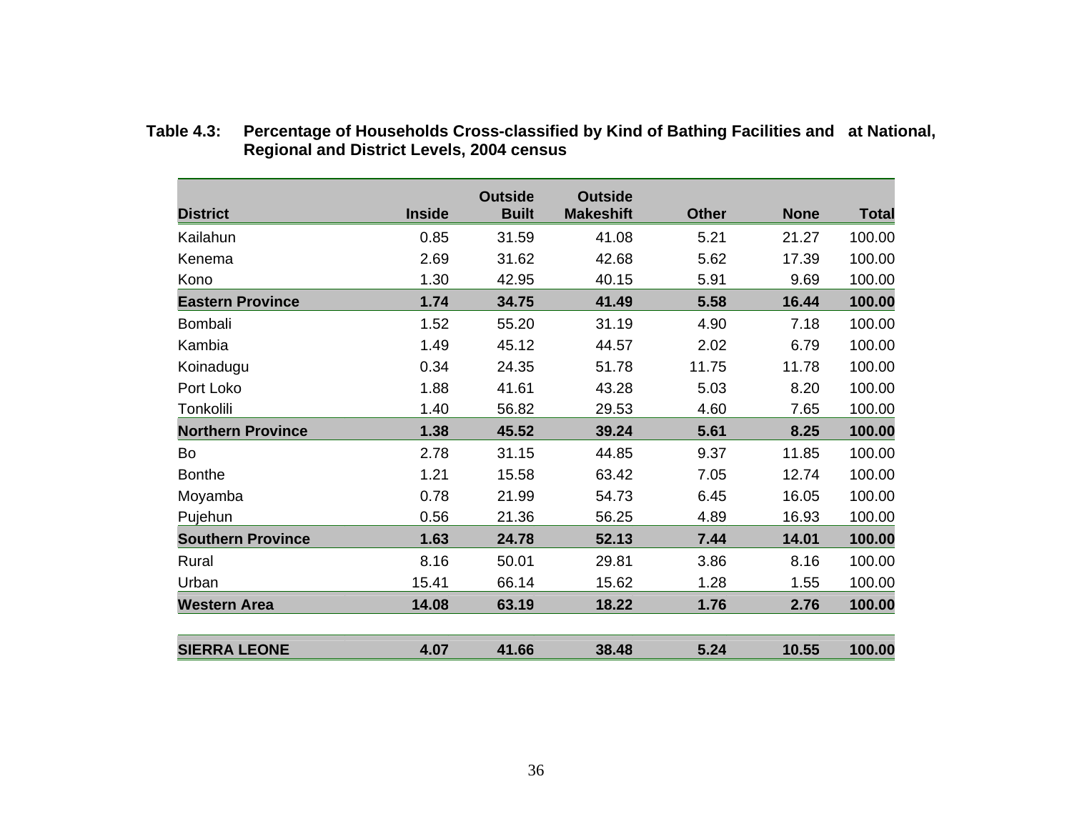**Table 4.3: Percentage of Households Cross-classified by Kind of Bathing Facilities and at National, Regional and District Levels, 2004 census**

| District | Inside | Outside Built | Outside Makeshift | Other | None | Total |
|---|---|---|---|---|---|---|
| Kailahun | 0.85 | 31.59 | 41.08 | 5.21 | 21.27 | 100.00 |
| Kenema | 2.69 | 31.62 | 42.68 | 5.62 | 17.39 | 100.00 |
| Kono | 1.30 | 42.95 | 40.15 | 5.91 | 9.69 | 100.00 |
| **Eastern Province** | **1.74** | **34.75** | **41.49** | **5.58** | **16.44** | **100.00** |
| Bombali | 1.52 | 55.20 | 31.19 | 4.90 | 7.18 | 100.00 |
| Kambia | 1.49 | 45.12 | 44.57 | 2.02 | 6.79 | 100.00 |
| Koinadugu | 0.34 | 24.35 | 51.78 | 11.75 | 11.78 | 100.00 |
| Port Loko | 1.88 | 41.61 | 43.28 | 5.03 | 8.20 | 100.00 |
| Tonkolili | 1.40 | 56.82 | 29.53 | 4.60 | 7.65 | 100.00 |
| **Northern Province** | **1.38** | **45.52** | **39.24** | **5.61** | **8.25** | **100.00** |
| Bo | 2.78 | 31.15 | 44.85 | 9.37 | 11.85 | 100.00 |
| Bonthe | 1.21 | 15.58 | 63.42 | 7.05 | 12.74 | 100.00 |
| Moyamba | 0.78 | 21.99 | 54.73 | 6.45 | 16.05 | 100.00 |
| Pujehun | 0.56 | 21.36 | 56.25 | 4.89 | 16.93 | 100.00 |
| **Southern Province** | **1.63** | **24.78** | **52.13** | **7.44** | **14.01** | **100.00** |
| Rural | 8.16 | 50.01 | 29.81 | 3.86 | 8.16 | 100.00 |
| Urban | 15.41 | 66.14 | 15.62 | 1.28 | 1.55 | 100.00 |
| **Western Area** | **14.08** | **63.19** | **18.22** | **1.76** | **2.76** | **100.00** |
| **SIERRA LEONE** | **4.07** | **41.66** | **38.48** | **5.24** | **10.55** | **100.00** |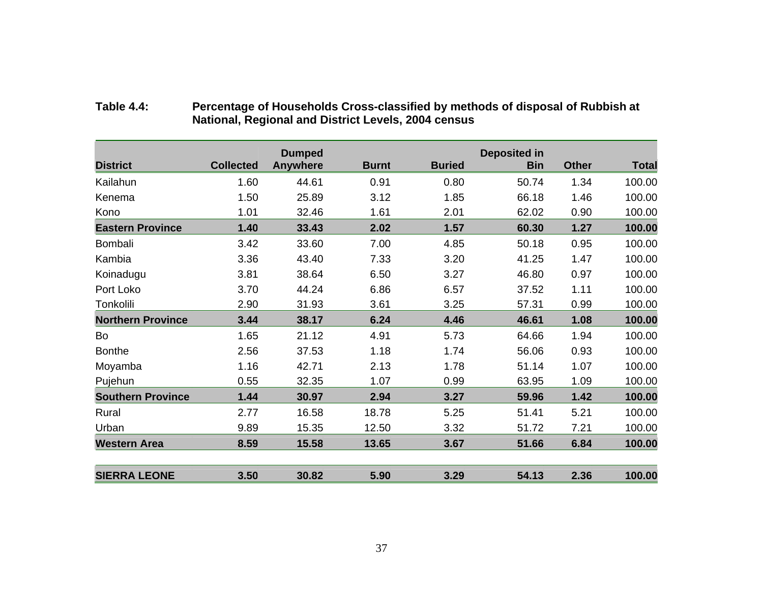**Table 4.4: Percentage of Households Cross-classified by methods of disposal of Rubbish at National, Regional and District Levels, 2004 census**

| District | Collected | Dumped Anywhere | Burnt | Buried | Deposited in Bin | Other | Total |
|---|---|---|---|---|---|---|---|
| Kailahun | 1.60 | 44.61 | 0.91 | 0.80 | 50.74 | 1.34 | 100.00 |
| Kenema | 1.50 | 25.89 | 3.12 | 1.85 | 66.18 | 1.46 | 100.00 |
| Kono | 1.01 | 32.46 | 1.61 | 2.01 | 62.02 | 0.90 | 100.00 |
| **Eastern Province** | **1.40** | **33.43** | **2.02** | **1.57** | **60.30** | **1.27** | **100.00** |
| Bombali | 3.42 | 33.60 | 7.00 | 4.85 | 50.18 | 0.95 | 100.00 |
| Kambia | 3.36 | 43.40 | 7.33 | 3.20 | 41.25 | 1.47 | 100.00 |
| Koinadugu | 3.81 | 38.64 | 6.50 | 3.27 | 46.80 | 0.97 | 100.00 |
| Port Loko | 3.70 | 44.24 | 6.86 | 6.57 | 37.52 | 1.11 | 100.00 |
| Tonkolili | 2.90 | 31.93 | 3.61 | 3.25 | 57.31 | 0.99 | 100.00 |
| **Northern Province** | **3.44** | **38.17** | **6.24** | **4.46** | **46.61** | **1.08** | **100.00** |
| Bo | 1.65 | 21.12 | 4.91 | 5.73 | 64.66 | 1.94 | 100.00 |
| Bonthe | 2.56 | 37.53 | 1.18 | 1.74 | 56.06 | 0.93 | 100.00 |
| Moyamba | 1.16 | 42.71 | 2.13 | 1.78 | 51.14 | 1.07 | 100.00 |
| Pujehun | 0.55 | 32.35 | 1.07 | 0.99 | 63.95 | 1.09 | 100.00 |
| **Southern Province** | **1.44** | **30.97** | **2.94** | **3.27** | **59.96** | **1.42** | **100.00** |
| Rural | 2.77 | 16.58 | 18.78 | 5.25 | 51.41 | 5.21 | 100.00 |
| Urban | 9.89 | 15.35 | 12.50 | 3.32 | 51.72 | 7.21 | 100.00 |
| **Western Area** | **8.59** | **15.58** | **13.65** | **3.67** | **51.66** | **6.84** | **100.00** |
| **SIERRA LEONE** | **3.50** | **30.82** | **5.90** | **3.29** | **54.13** | **2.36** | **100.00** |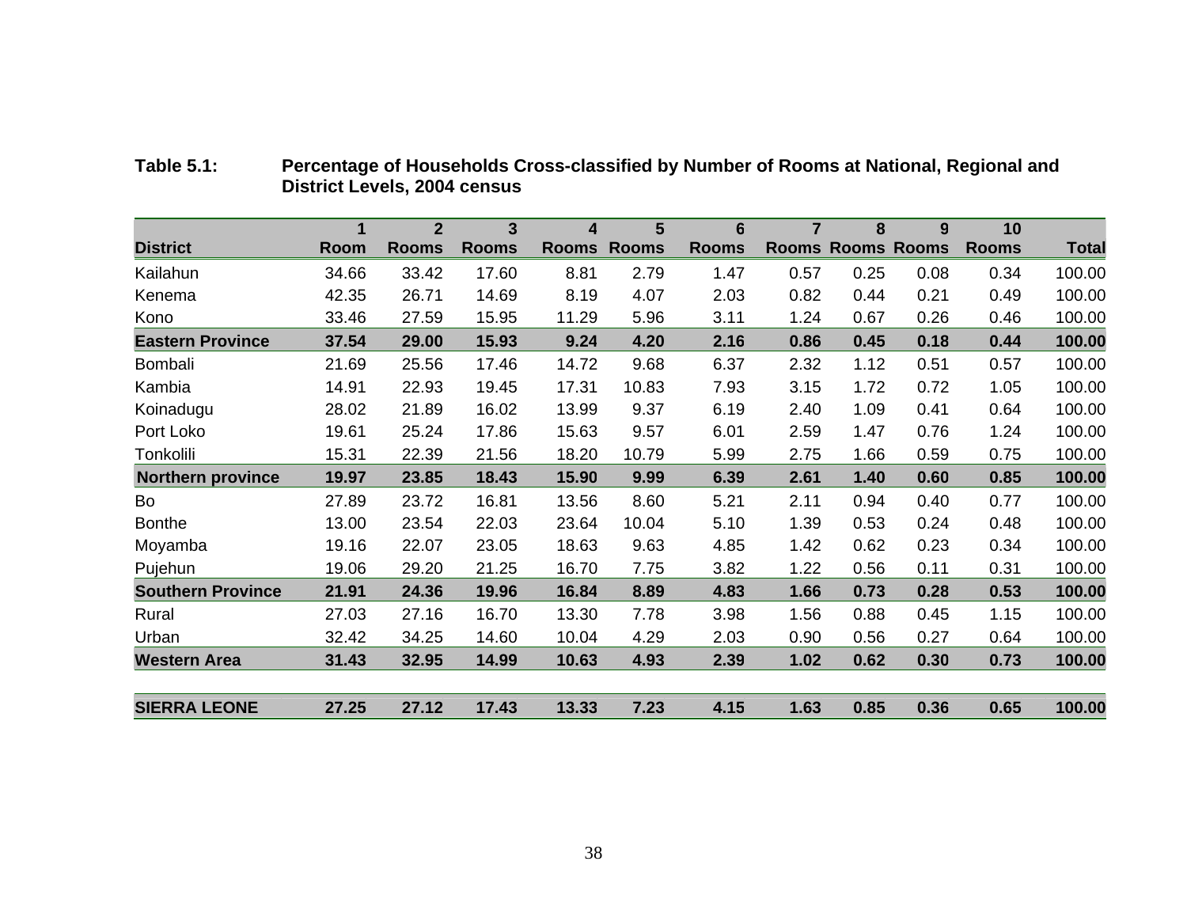**Table 5.1: Percentage of Households Cross-classified by Number of Rooms at National, Regional and District Levels, 2004 census**

| District | 1 Room | 2 Rooms | 3 Rooms | 4 Rooms | 5 Rooms | 6 Rooms | 7 Rooms | 8 Rooms | 9 Rooms | 10 Rooms | Total |
|---|---|---|---|---|---|---|---|---|---|---|---|
| Kailahun | 34.66 | 33.42 | 17.60 | 8.81 | 2.79 | 1.47 | 0.57 | 0.25 | 0.08 | 0.34 | 100.00 |
| Kenema | 42.35 | 26.71 | 14.69 | 8.19 | 4.07 | 2.03 | 0.82 | 0.44 | 0.21 | 0.49 | 100.00 |
| Kono | 33.46 | 27.59 | 15.95 | 11.29 | 5.96 | 3.11 | 1.24 | 0.67 | 0.26 | 0.46 | 100.00 |
| **Eastern Province** | **37.54** | **29.00** | **15.93** | **9.24** | **4.20** | **2.16** | **0.86** | **0.45** | **0.18** | **0.44** | **100.00** |
| Bombali | 21.69 | 25.56 | 17.46 | 14.72 | 9.68 | 6.37 | 2.32 | 1.12 | 0.51 | 0.57 | 100.00 |
| Kambia | 14.91 | 22.93 | 19.45 | 17.31 | 10.83 | 7.93 | 3.15 | 1.72 | 0.72 | 1.05 | 100.00 |
| Koinadugu | 28.02 | 21.89 | 16.02 | 13.99 | 9.37 | 6.19 | 2.40 | 1.09 | 0.41 | 0.64 | 100.00 |
| Port Loko | 19.61 | 25.24 | 17.86 | 15.63 | 9.57 | 6.01 | 2.59 | 1.47 | 0.76 | 1.24 | 100.00 |
| Tonkolili | 15.31 | 22.39 | 21.56 | 18.20 | 10.79 | 5.99 | 2.75 | 1.66 | 0.59 | 0.75 | 100.00 |
| **Northern province** | **19.97** | **23.85** | **18.43** | **15.90** | **9.99** | **6.39** | **2.61** | **1.40** | **0.60** | **0.85** | **100.00** |
| Bo | 27.89 | 23.72 | 16.81 | 13.56 | 8.60 | 5.21 | 2.11 | 0.94 | 0.40 | 0.77 | 100.00 |
| Bonthe | 13.00 | 23.54 | 22.03 | 23.64 | 10.04 | 5.10 | 1.39 | 0.53 | 0.24 | 0.48 | 100.00 |
| Moyamba | 19.16 | 22.07 | 23.05 | 18.63 | 9.63 | 4.85 | 1.42 | 0.62 | 0.23 | 0.34 | 100.00 |
| Pujehun | 19.06 | 29.20 | 21.25 | 16.70 | 7.75 | 3.82 | 1.22 | 0.56 | 0.11 | 0.31 | 100.00 |
| **Southern Province** | **21.91** | **24.36** | **19.96** | **16.84** | **8.89** | **4.83** | **1.66** | **0.73** | **0.28** | **0.53** | **100.00** |
| Rural | 27.03 | 27.16 | 16.70 | 13.30 | 7.78 | 3.98 | 1.56 | 0.88 | 0.45 | 1.15 | 100.00 |
| Urban | 32.42 | 34.25 | 14.60 | 10.04 | 4.29 | 2.03 | 0.90 | 0.56 | 0.27 | 0.64 | 100.00 |
| **Western Area** | **31.43** | **32.95** | **14.99** | **10.63** | **4.93** | **2.39** | **1.02** | **0.62** | **0.30** | **0.73** | **100.00** |
| **SIERRA LEONE** | **27.25** | **27.12** | **17.43** | **13.33** | **7.23** | **4.15** | **1.63** | **0.85** | **0.36** | **0.65** | **100.00** |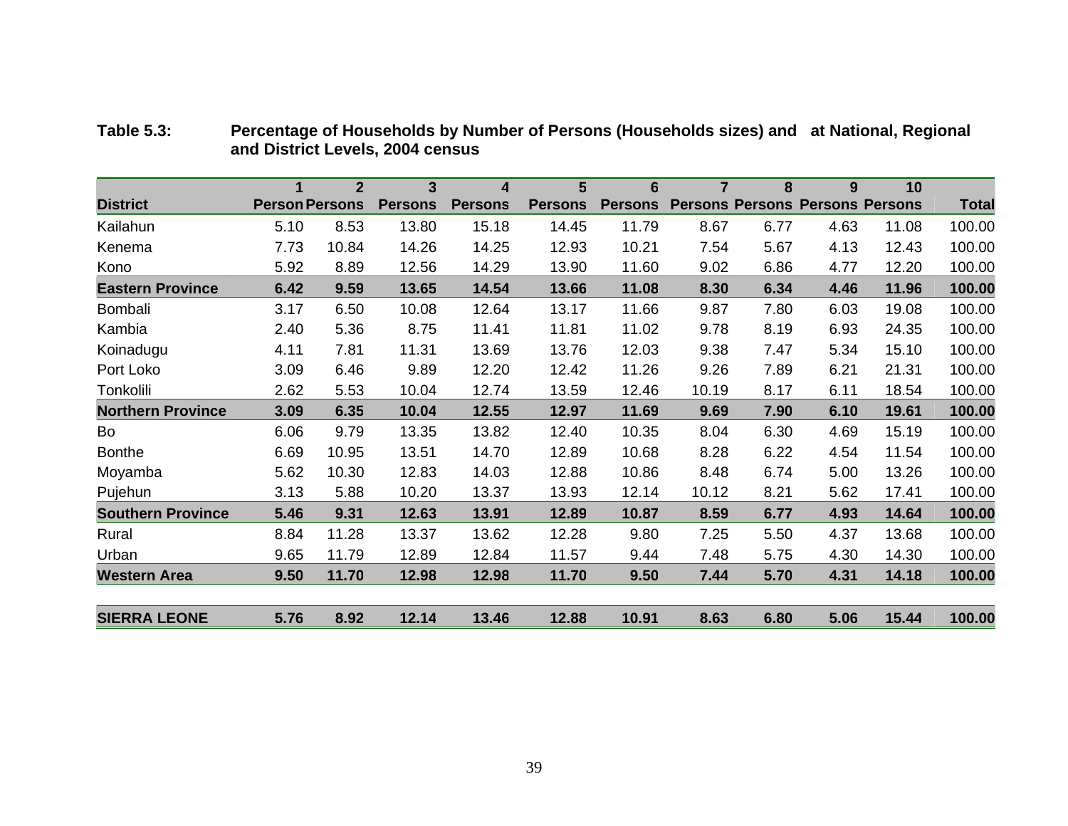**Table 5.3: Percentage of Households by Number of Persons (Households sizes) and at National, Regional and District Levels, 2004 census**

| District | 1 Person | 2 Persons | 3 Persons | 4 Persons | 5 Persons | 6 Persons | 7 Persons | 8 Persons | 9 Persons | 10 Persons | Total |
|---|---|---|---|---|---|---|---|---|---|---|---|
| Kailahun | 5.10 | 8.53 | 13.80 | 15.18 | 14.45 | 11.79 | 8.67 | 6.77 | 4.63 | 11.08 | 100.00 |
| Kenema | 7.73 | 10.84 | 14.26 | 14.25 | 12.93 | 10.21 | 7.54 | 5.67 | 4.13 | 12.43 | 100.00 |
| Kono | 5.92 | 8.89 | 12.56 | 14.29 | 13.90 | 11.60 | 9.02 | 6.86 | 4.77 | 12.20 | 100.00 |
| **Eastern Province** | **6.42** | **9.59** | **13.65** | **14.54** | **13.66** | **11.08** | **8.30** | **6.34** | **4.46** | **11.96** | **100.00** |
| Bombali | 3.17 | 6.50 | 10.08 | 12.64 | 13.17 | 11.66 | 9.87 | 7.80 | 6.03 | 19.08 | 100.00 |
| Kambia | 2.40 | 5.36 | 8.75 | 11.41 | 11.81 | 11.02 | 9.78 | 8.19 | 6.93 | 24.35 | 100.00 |
| Koinadugu | 4.11 | 7.81 | 11.31 | 13.69 | 13.76 | 12.03 | 9.38 | 7.47 | 5.34 | 15.10 | 100.00 |
| Port Loko | 3.09 | 6.46 | 9.89 | 12.20 | 12.42 | 11.26 | 9.26 | 7.89 | 6.21 | 21.31 | 100.00 |
| Tonkolili | 2.62 | 5.53 | 10.04 | 12.74 | 13.59 | 12.46 | 10.19 | 8.17 | 6.11 | 18.54 | 100.00 |
| **Northern Province** | **3.09** | **6.35** | **10.04** | **12.55** | **12.97** | **11.69** | **9.69** | **7.90** | **6.10** | **19.61** | **100.00** |
| Bo | 6.06 | 9.79 | 13.35 | 13.82 | 12.40 | 10.35 | 8.04 | 6.30 | 4.69 | 15.19 | 100.00 |
| Bonthe | 6.69 | 10.95 | 13.51 | 14.70 | 12.89 | 10.68 | 8.28 | 6.22 | 4.54 | 11.54 | 100.00 |
| Moyamba | 5.62 | 10.30 | 12.83 | 14.03 | 12.88 | 10.86 | 8.48 | 6.74 | 5.00 | 13.26 | 100.00 |
| Pujehun | 3.13 | 5.88 | 10.20 | 13.37 | 13.93 | 12.14 | 10.12 | 8.21 | 5.62 | 17.41 | 100.00 |
| **Southern Province** | **5.46** | **9.31** | **12.63** | **13.91** | **12.89** | **10.87** | **8.59** | **6.77** | **4.93** | **14.64** | **100.00** |
| Rural | 8.84 | 11.28 | 13.37 | 13.62 | 12.28 | 9.80 | 7.25 | 5.50 | 4.37 | 13.68 | 100.00 |
| Urban | 9.65 | 11.79 | 12.89 | 12.84 | 11.57 | 9.44 | 7.48 | 5.75 | 4.30 | 14.30 | 100.00 |
| **Western Area** | **9.50** | **11.70** | **12.98** | **12.98** | **11.70** | **9.50** | **7.44** | **5.70** | **4.31** | **14.18** | **100.00** |
| **SIERRA LEONE** | **5.76** | **8.92** | **12.14** | **13.46** | **12.88** | **10.91** | **8.63** | **6.80** | **5.06** | **15.44** | **100.00** |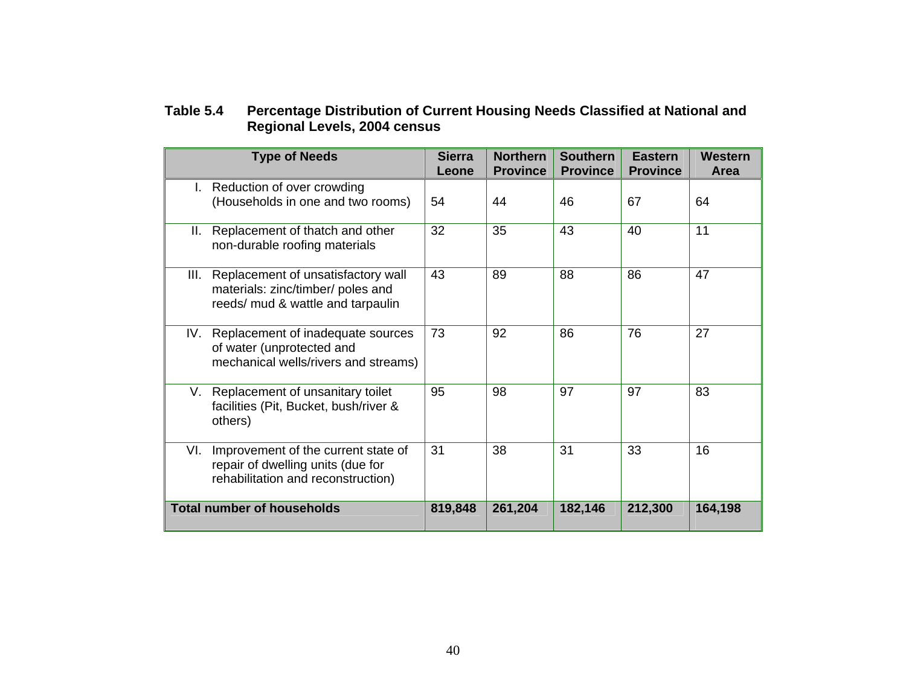**Table 5.4 Percentage Distribution of Current Housing Needs Classified at National and Regional Levels, 2004 census**

| Type of Needs | Sierra Leone | Northern Province | Southern Province | Eastern Province | Western Area |
|---|---|---|---|---|---|
| I. Reduction of over crowding (Households in one and two rooms) | 54 | 44 | 46 | 67 | 64 |
| II. Replacement of thatch and other non-durable roofing materials | 32 | 35 | 43 | 40 | 11 |
| III. Replacement of unsatisfactory wall materials: zinc/timber/ poles and reeds/ mud & wattle and tarpaulin | 43 | 89 | 88 | 86 | 47 |
| IV. Replacement of inadequate sources of water (unprotected and mechanical wells/rivers and streams) | 73 | 92 | 86 | 76 | 27 |
| V. Replacement of unsanitary toilet facilities (Pit, Bucket, bush/river & others) | 95 | 98 | 97 | 97 | 83 |
| VI. Improvement of the current state of repair of dwelling units (due for rehabilitation and reconstruction) | 31 | 38 | 31 | 33 | 16 |
| **Total number of households** | **819,848** | **261,204** | **182,146** | **212,300** | **164,198** |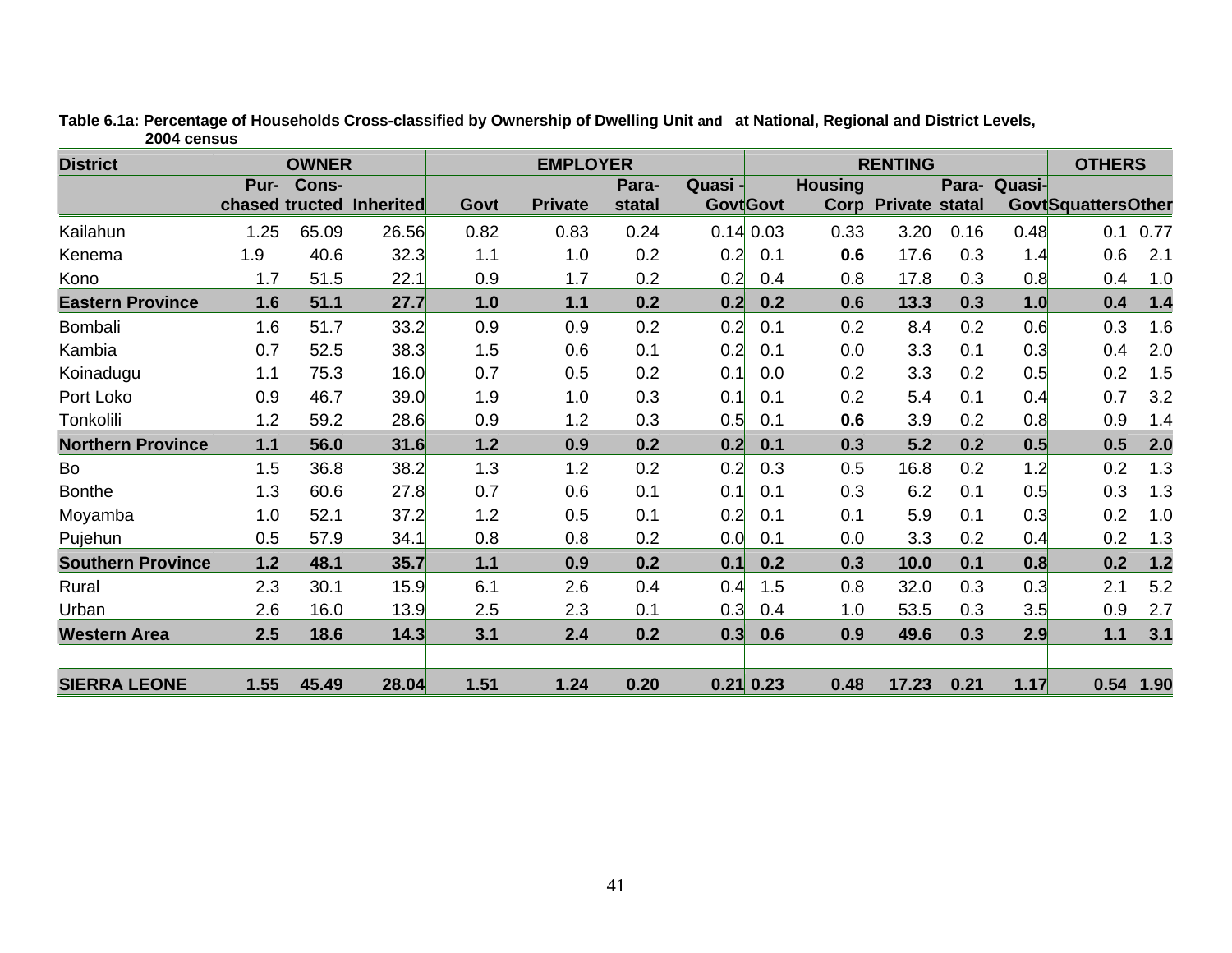**Table 6.1a: Percentage of Households Cross-classified by Ownership of Dwelling Unit and at National, Regional and District Levels, 2004 census**

| District | OWNER | | | EMPLOYER | | | | RENTING | | | | | OTHERS | |
|---|---|---|---|---|---|---|---|---|---|---|---|---|---|---|
| | Pur-chased | Cons-tructed | Inherited | Govt | Private | Para-statal | Quasi -Govt | Govt | Housing Corp | Private | Para-statal | Quasi-Govt | Squatters | Other |
| Kailahun | 1.25 | 65.09 | 26.56 | 0.82 | 0.83 | 0.24 | 0.14 | 0.03 | 0.33 | 3.20 | 0.16 | 0.48 | 0.1 | 0.77 |
| Kenema | 1.9 | 40.6 | 32.3 | 1.1 | 1.0 | 0.2 | 0.2 | 0.1 | **0.6** | 17.6 | 0.3 | 1.4 | 0.6 | 2.1 |
| Kono | 1.7 | 51.5 | 22.1 | 0.9 | 1.7 | 0.2 | 0.2 | 0.4 | 0.8 | 17.8 | 0.3 | 0.8 | 0.4 | 1.0 |
| **Eastern Province** | **1.6** | **51.1** | **27.7** | **1.0** | **1.1** | **0.2** | **0.2** | **0.2** | **0.6** | **13.3** | **0.3** | **1.0** | **0.4** | **1.4** |
| Bombali | 1.6 | 51.7 | 33.2 | 0.9 | 0.9 | 0.2 | 0.2 | 0.1 | 0.2 | 8.4 | 0.2 | 0.6 | 0.3 | 1.6 |
| Kambia | 0.7 | 52.5 | 38.3 | 1.5 | 0.6 | 0.1 | 0.2 | 0.1 | 0.0 | 3.3 | 0.1 | 0.3 | 0.4 | 2.0 |
| Koinadugu | 1.1 | 75.3 | 16.0 | 0.7 | 0.5 | 0.2 | 0.1 | 0.0 | 0.2 | 3.3 | 0.2 | 0.5 | 0.2 | 1.5 |
| Port Loko | 0.9 | 46.7 | 39.0 | 1.9 | 1.0 | 0.3 | 0.1 | 0.1 | 0.2 | 5.4 | 0.1 | 0.4 | 0.7 | 3.2 |
| Tonkolili | 1.2 | 59.2 | 28.6 | 0.9 | 1.2 | 0.3 | 0.5 | 0.1 | **0.6** | 3.9 | 0.2 | 0.8 | 0.9 | 1.4 |
| **Northern Province** | **1.1** | **56.0** | **31.6** | **1.2** | **0.9** | **0.2** | **0.2** | **0.1** | **0.3** | **5.2** | **0.2** | **0.5** | **0.5** | **2.0** |
| Bo | 1.5 | 36.8 | 38.2 | 1.3 | 1.2 | 0.2 | 0.2 | 0.3 | 0.5 | 16.8 | 0.2 | 1.2 | 0.2 | 1.3 |
| Bonthe | 1.3 | 60.6 | 27.8 | 0.7 | 0.6 | 0.1 | 0.1 | 0.1 | 0.3 | 6.2 | 0.1 | 0.5 | 0.3 | 1.3 |
| Moyamba | 1.0 | 52.1 | 37.2 | 1.2 | 0.5 | 0.1 | 0.2 | 0.1 | 0.1 | 5.9 | 0.1 | 0.3 | 0.2 | 1.0 |
| Pujehun | 0.5 | 57.9 | 34.1 | 0.8 | 0.8 | 0.2 | 0.0 | 0.1 | 0.0 | 3.3 | 0.2 | 0.4 | 0.2 | 1.3 |
| **Southern Province** | **1.2** | **48.1** | **35.7** | **1.1** | **0.9** | **0.2** | **0.1** | **0.2** | **0.3** | **10.0** | **0.1** | **0.8** | **0.2** | **1.2** |
| Rural | 2.3 | 30.1 | 15.9 | 6.1 | 2.6 | 0.4 | 0.4 | 1.5 | 0.8 | 32.0 | 0.3 | 0.3 | 2.1 | 5.2 |
| Urban | 2.6 | 16.0 | 13.9 | 2.5 | 2.3 | 0.1 | 0.3 | 0.4 | 1.0 | 53.5 | 0.3 | 3.5 | 0.9 | 2.7 |
| **Western Area** | **2.5** | **18.6** | **14.3** | **3.1** | **2.4** | **0.2** | **0.3** | **0.6** | **0.9** | **49.6** | **0.3** | **2.9** | **1.1** | **3.1** |
| **SIERRA LEONE** | **1.55** | **45.49** | **28.04** | **1.51** | **1.24** | **0.20** | **0.21** | **0.23** | **0.48** | **17.23** | **0.21** | **1.17** | **0.54** | **1.90** |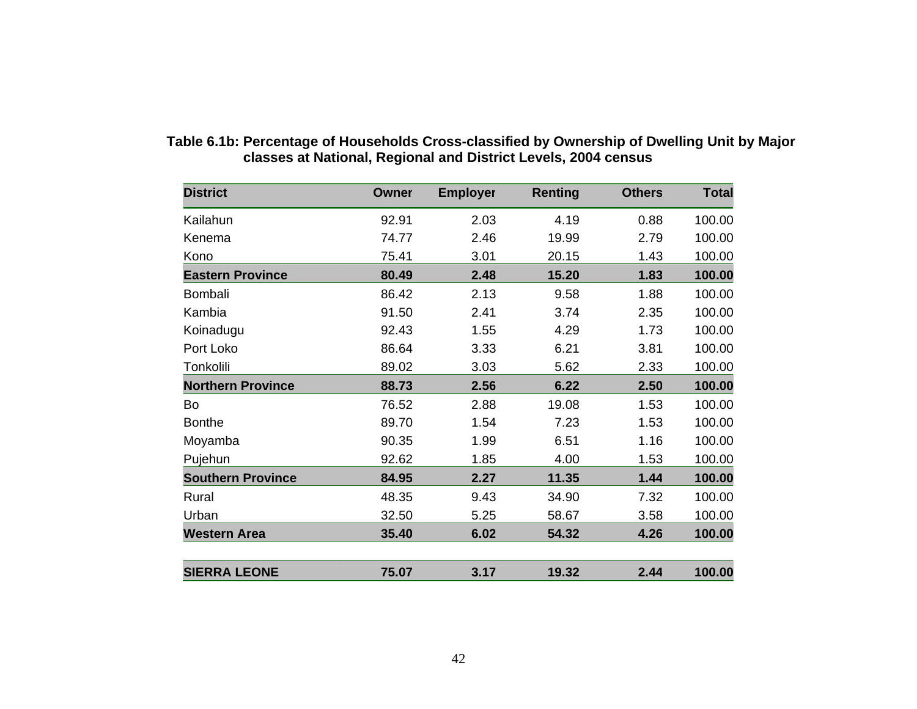**Table 6.1b: Percentage of Households Cross-classified by Ownership of Dwelling Unit by Major classes at National, Regional and District Levels, 2004 census**

| District | Owner | Employer | Renting | Others | Total |
|---|---|---|---|---|---|
| Kailahun | 92.91 | 2.03 | 4.19 | 0.88 | 100.00 |
| Kenema | 74.77 | 2.46 | 19.99 | 2.79 | 100.00 |
| Kono | 75.41 | 3.01 | 20.15 | 1.43 | 100.00 |
| **Eastern Province** | **80.49** | **2.48** | **15.20** | **1.83** | **100.00** |
| Bombali | 86.42 | 2.13 | 9.58 | 1.88 | 100.00 |
| Kambia | 91.50 | 2.41 | 3.74 | 2.35 | 100.00 |
| Koinadugu | 92.43 | 1.55 | 4.29 | 1.73 | 100.00 |
| Port Loko | 86.64 | 3.33 | 6.21 | 3.81 | 100.00 |
| Tonkolili | 89.02 | 3.03 | 5.62 | 2.33 | 100.00 |
| **Northern Province** | **88.73** | **2.56** | **6.22** | **2.50** | **100.00** |
| Bo | 76.52 | 2.88 | 19.08 | 1.53 | 100.00 |
| Bonthe | 89.70 | 1.54 | 7.23 | 1.53 | 100.00 |
| Moyamba | 90.35 | 1.99 | 6.51 | 1.16 | 100.00 |
| Pujehun | 92.62 | 1.85 | 4.00 | 1.53 | 100.00 |
| **Southern Province** | **84.95** | **2.27** | **11.35** | **1.44** | **100.00** |
| Rural | 48.35 | 9.43 | 34.90 | 7.32 | 100.00 |
| Urban | 32.50 | 5.25 | 58.67 | 3.58 | 100.00 |
| **Western Area** | **35.40** | **6.02** | **54.32** | **4.26** | **100.00** |
| **SIERRA LEONE** | **75.07** | **3.17** | **19.32** | **2.44** | **100.00** |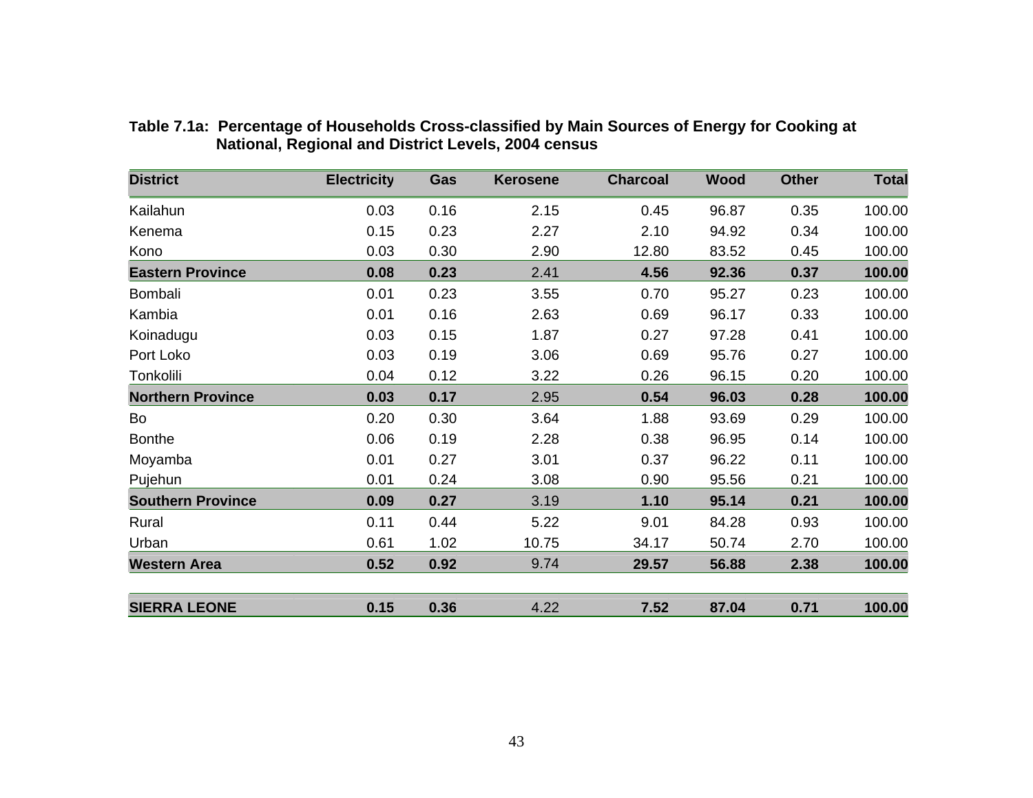**Table 7.1a: Percentage of Households Cross-classified by Main Sources of Energy for Cooking at National, Regional and District Levels, 2004 census**

| District | Electricity | Gas | Kerosene | Charcoal | Wood | Other | Total |
|---|---|---|---|---|---|---|---|
| Kailahun | 0.03 | 0.16 | 2.15 | 0.45 | 96.87 | 0.35 | 100.00 |
| Kenema | 0.15 | 0.23 | 2.27 | 2.10 | 94.92 | 0.34 | 100.00 |
| Kono | 0.03 | 0.30 | 2.90 | 12.80 | 83.52 | 0.45 | 100.00 |
| **Eastern Province** | **0.08** | **0.23** | 2.41 | **4.56** | **92.36** | **0.37** | **100.00** |
| Bombali | 0.01 | 0.23 | 3.55 | 0.70 | 95.27 | 0.23 | 100.00 |
| Kambia | 0.01 | 0.16 | 2.63 | 0.69 | 96.17 | 0.33 | 100.00 |
| Koinadugu | 0.03 | 0.15 | 1.87 | 0.27 | 97.28 | 0.41 | 100.00 |
| Port Loko | 0.03 | 0.19 | 3.06 | 0.69 | 95.76 | 0.27 | 100.00 |
| Tonkolili | 0.04 | 0.12 | 3.22 | 0.26 | 96.15 | 0.20 | 100.00 |
| **Northern Province** | **0.03** | **0.17** | 2.95 | **0.54** | **96.03** | **0.28** | **100.00** |
| Bo | 0.20 | 0.30 | 3.64 | 1.88 | 93.69 | 0.29 | 100.00 |
| Bonthe | 0.06 | 0.19 | 2.28 | 0.38 | 96.95 | 0.14 | 100.00 |
| Moyamba | 0.01 | 0.27 | 3.01 | 0.37 | 96.22 | 0.11 | 100.00 |
| Pujehun | 0.01 | 0.24 | 3.08 | 0.90 | 95.56 | 0.21 | 100.00 |
| **Southern Province** | **0.09** | **0.27** | 3.19 | **1.10** | **95.14** | **0.21** | **100.00** |
| Rural | 0.11 | 0.44 | 5.22 | 9.01 | 84.28 | 0.93 | 100.00 |
| Urban | 0.61 | 1.02 | 10.75 | 34.17 | 50.74 | 2.70 | 100.00 |
| **Western Area** | **0.52** | **0.92** | 9.74 | **29.57** | **56.88** | **2.38** | **100.00** |
| **SIERRA LEONE** | **0.15** | **0.36** | 4.22 | **7.52** | **87.04** | **0.71** | **100.00** |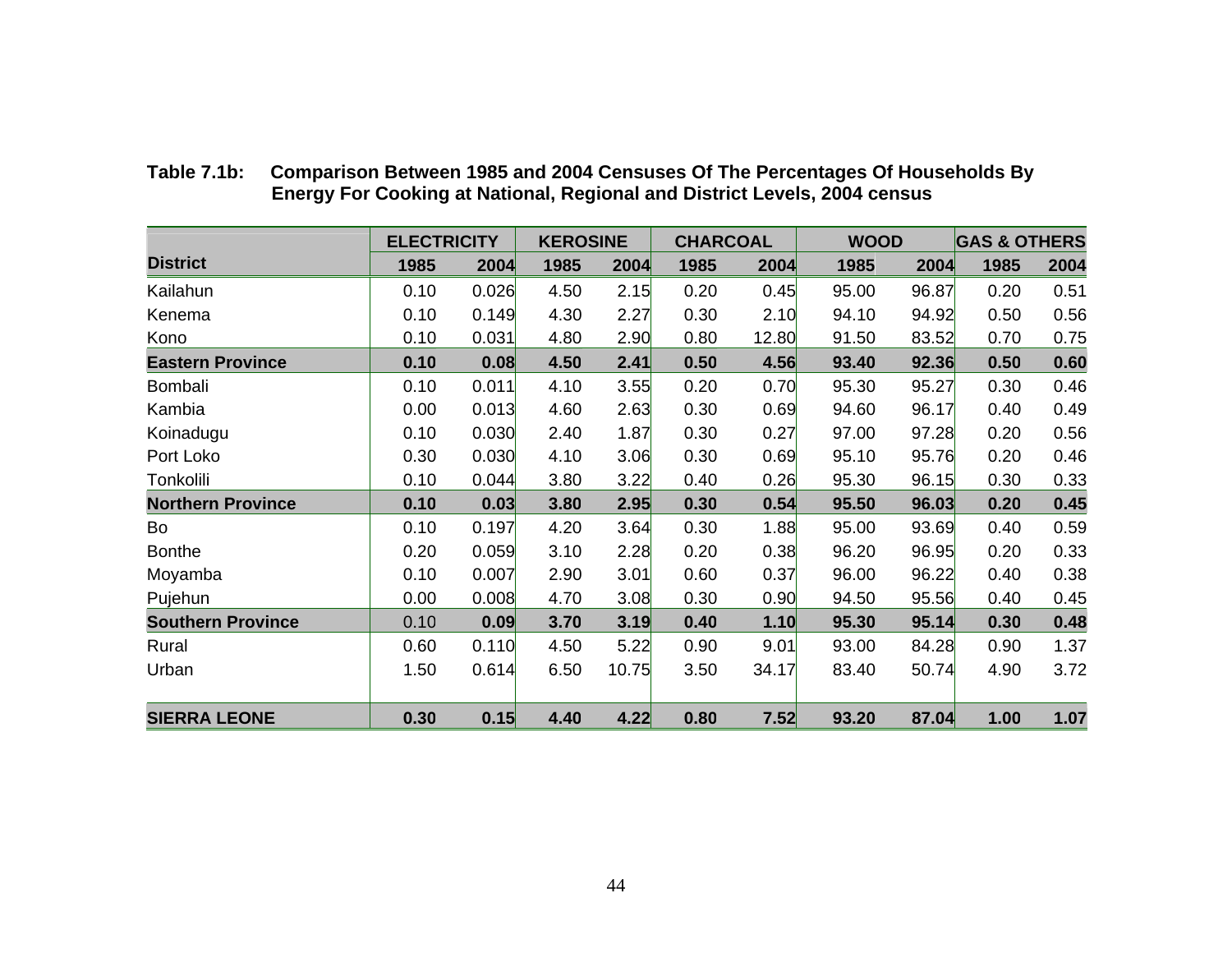**Table 7.1b: Comparison Between 1985 and 2004 Censuses Of The Percentages Of Households By Energy For Cooking at National, Regional and District Levels, 2004 census**

| | ELECTRICITY | | KEROSINE | | CHARCOAL | | WOOD | | GAS & OTHERS | |
|---|---|---|---|---|---|---|---|---|---|---|
| **District** | **1985** | **2004** | **1985** | **2004** | **1985** | **2004** | **1985** | **2004** | **1985** | **2004** |
| Kailahun | 0.10 | 0.026 | 4.50 | 2.15 | 0.20 | 0.45 | 95.00 | 96.87 | 0.20 | 0.51 |
| Kenema | 0.10 | 0.149 | 4.30 | 2.27 | 0.30 | 2.10 | 94.10 | 94.92 | 0.50 | 0.56 |
| Kono | 0.10 | 0.031 | 4.80 | 2.90 | 0.80 | 12.80 | 91.50 | 83.52 | 0.70 | 0.75 |
| **Eastern Province** | **0.10** | **0.08** | **4.50** | **2.41** | **0.50** | **4.56** | **93.40** | **92.36** | **0.50** | **0.60** |
| Bombali | 0.10 | 0.011 | 4.10 | 3.55 | 0.20 | 0.70 | 95.30 | 95.27 | 0.30 | 0.46 |
| Kambia | 0.00 | 0.013 | 4.60 | 2.63 | 0.30 | 0.69 | 94.60 | 96.17 | 0.40 | 0.49 |
| Koinadugu | 0.10 | 0.030 | 2.40 | 1.87 | 0.30 | 0.27 | 97.00 | 97.28 | 0.20 | 0.56 |
| Port Loko | 0.30 | 0.030 | 4.10 | 3.06 | 0.30 | 0.69 | 95.10 | 95.76 | 0.20 | 0.46 |
| Tonkolili | 0.10 | 0.044 | 3.80 | 3.22 | 0.40 | 0.26 | 95.30 | 96.15 | 0.30 | 0.33 |
| **Northern Province** | **0.10** | **0.03** | **3.80** | **2.95** | **0.30** | **0.54** | **95.50** | **96.03** | **0.20** | **0.45** |
| Bo | 0.10 | 0.197 | 4.20 | 3.64 | 0.30 | 1.88 | 95.00 | 93.69 | 0.40 | 0.59 |
| Bonthe | 0.20 | 0.059 | 3.10 | 2.28 | 0.20 | 0.38 | 96.20 | 96.95 | 0.20 | 0.33 |
| Moyamba | 0.10 | 0.007 | 2.90 | 3.01 | 0.60 | 0.37 | 96.00 | 96.22 | 0.40 | 0.38 |
| Pujehun | 0.00 | 0.008 | 4.70 | 3.08 | 0.30 | 0.90 | 94.50 | 95.56 | 0.40 | 0.45 |
| **Southern Province** | 0.10 | **0.09** | **3.70** | **3.19** | **0.40** | **1.10** | **95.30** | **95.14** | **0.30** | **0.48** |
| Rural | 0.60 | 0.110 | 4.50 | 5.22 | 0.90 | 9.01 | 93.00 | 84.28 | 0.90 | 1.37 |
| Urban | 1.50 | 0.614 | 6.50 | 10.75 | 3.50 | 34.17 | 83.40 | 50.74 | 4.90 | 3.72 |
| **SIERRA LEONE** | **0.30** | **0.15** | **4.40** | **4.22** | **0.80** | **7.52** | **93.20** | **87.04** | **1.00** | **1.07** |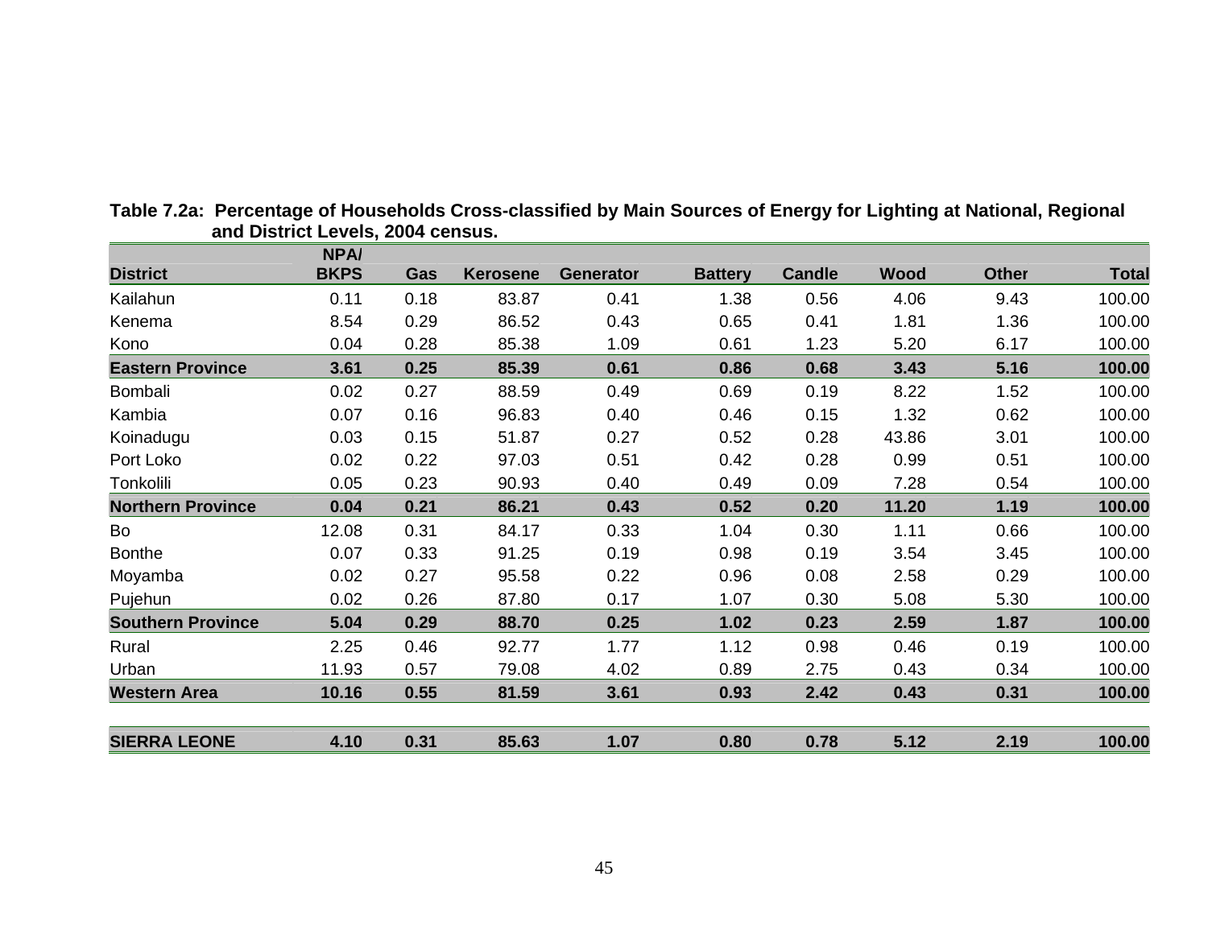**Table 7.2a: Percentage of Households Cross-classified by Main Sources of Energy for Lighting at National, Regional and District Levels, 2004 census.**

| District | NPA/ BKPS | Gas | Kerosene | Generator | Battery | Candle | Wood | Other | Total |
|---|---|---|---|---|---|---|---|---|---|
| Kailahun | 0.11 | 0.18 | 83.87 | 0.41 | 1.38 | 0.56 | 4.06 | 9.43 | 100.00 |
| Kenema | 8.54 | 0.29 | 86.52 | 0.43 | 0.65 | 0.41 | 1.81 | 1.36 | 100.00 |
| Kono | 0.04 | 0.28 | 85.38 | 1.09 | 0.61 | 1.23 | 5.20 | 6.17 | 100.00 |
| **Eastern Province** | **3.61** | **0.25** | **85.39** | **0.61** | **0.86** | **0.68** | **3.43** | **5.16** | **100.00** |
| Bombali | 0.02 | 0.27 | 88.59 | 0.49 | 0.69 | 0.19 | 8.22 | 1.52 | 100.00 |
| Kambia | 0.07 | 0.16 | 96.83 | 0.40 | 0.46 | 0.15 | 1.32 | 0.62 | 100.00 |
| Koinadugu | 0.03 | 0.15 | 51.87 | 0.27 | 0.52 | 0.28 | 43.86 | 3.01 | 100.00 |
| Port Loko | 0.02 | 0.22 | 97.03 | 0.51 | 0.42 | 0.28 | 0.99 | 0.51 | 100.00 |
| Tonkolili | 0.05 | 0.23 | 90.93 | 0.40 | 0.49 | 0.09 | 7.28 | 0.54 | 100.00 |
| **Northern Province** | **0.04** | **0.21** | **86.21** | **0.43** | **0.52** | **0.20** | **11.20** | **1.19** | **100.00** |
| Bo | 12.08 | 0.31 | 84.17 | 0.33 | 1.04 | 0.30 | 1.11 | 0.66 | 100.00 |
| Bonthe | 0.07 | 0.33 | 91.25 | 0.19 | 0.98 | 0.19 | 3.54 | 3.45 | 100.00 |
| Moyamba | 0.02 | 0.27 | 95.58 | 0.22 | 0.96 | 0.08 | 2.58 | 0.29 | 100.00 |
| Pujehun | 0.02 | 0.26 | 87.80 | 0.17 | 1.07 | 0.30 | 5.08 | 5.30 | 100.00 |
| **Southern Province** | **5.04** | **0.29** | **88.70** | **0.25** | **1.02** | **0.23** | **2.59** | **1.87** | **100.00** |
| Rural | 2.25 | 0.46 | 92.77 | 1.77 | 1.12 | 0.98 | 0.46 | 0.19 | 100.00 |
| Urban | 11.93 | 0.57 | 79.08 | 4.02 | 0.89 | 2.75 | 0.43 | 0.34 | 100.00 |
| **Western Area** | **10.16** | **0.55** | **81.59** | **3.61** | **0.93** | **2.42** | **0.43** | **0.31** | **100.00** |
| **SIERRA LEONE** | **4.10** | **0.31** | **85.63** | **1.07** | **0.80** | **0.78** | **5.12** | **2.19** | **100.00** |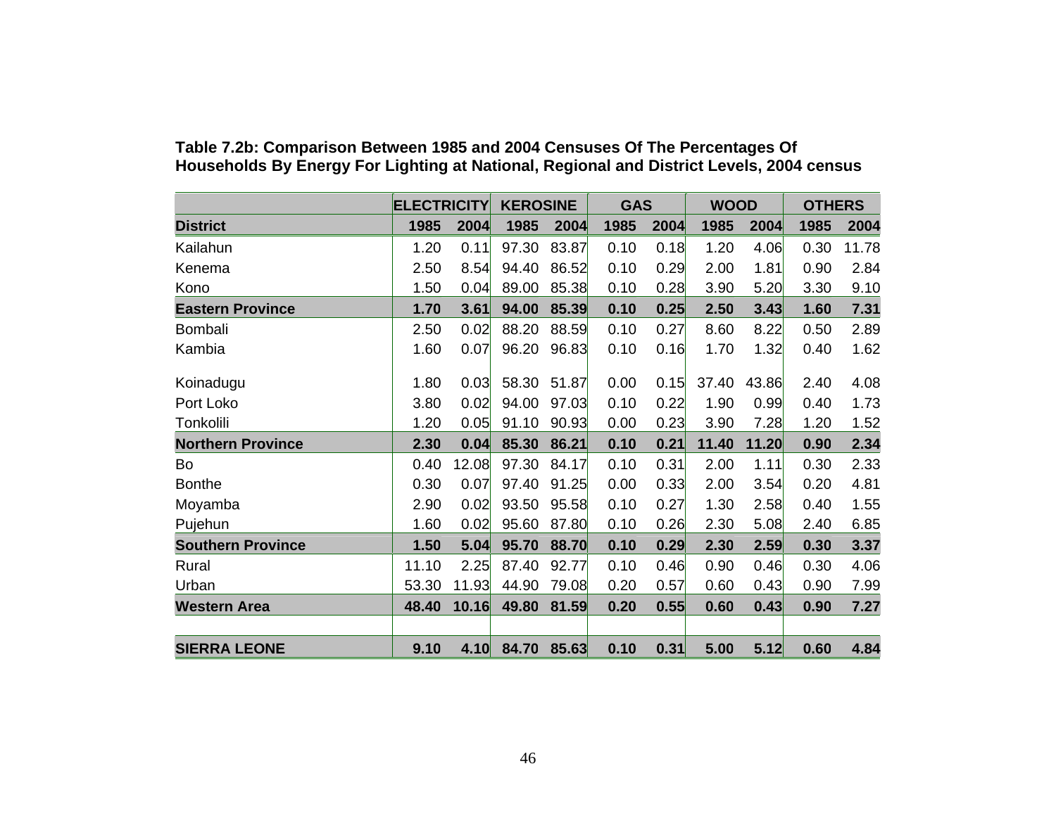**Table 7.2b: Comparison Between 1985 and 2004 Censuses Of The Percentages Of Households By Energy For Lighting at National, Regional and District Levels, 2004 census**

| | ELECTRICITY | | KEROSINE | | GAS | | WOOD | | OTHERS | |
|---|---|---|---|---|---|---|---|---|---|---|
| **District** | **1985** | **2004** | **1985** | **2004** | **1985** | **2004** | **1985** | **2004** | **1985** | **2004** |
| Kailahun | 1.20 | 0.11 | 97.30 | 83.87 | 0.10 | 0.18 | 1.20 | 4.06 | 0.30 | 11.78 |
| Kenema | 2.50 | 8.54 | 94.40 | 86.52 | 0.10 | 0.29 | 2.00 | 1.81 | 0.90 | 2.84 |
| Kono | 1.50 | 0.04 | 89.00 | 85.38 | 0.10 | 0.28 | 3.90 | 5.20 | 3.30 | 9.10 |
| **Eastern Province** | **1.70** | **3.61** | **94.00** | **85.39** | **0.10** | **0.25** | **2.50** | **3.43** | **1.60** | **7.31** |
| Bombali | 2.50 | 0.02 | 88.20 | 88.59 | 0.10 | 0.27 | 8.60 | 8.22 | 0.50 | 2.89 |
| Kambia | 1.60 | 0.07 | 96.20 | 96.83 | 0.10 | 0.16 | 1.70 | 1.32 | 0.40 | 1.62 |
| Koinadugu | 1.80 | 0.03 | 58.30 | 51.87 | 0.00 | 0.15 | 37.40 | 43.86 | 2.40 | 4.08 |
| Port Loko | 3.80 | 0.02 | 94.00 | 97.03 | 0.10 | 0.22 | 1.90 | 0.99 | 0.40 | 1.73 |
| Tonkolili | 1.20 | 0.05 | 91.10 | 90.93 | 0.00 | 0.23 | 3.90 | 7.28 | 1.20 | 1.52 |
| **Northern Province** | **2.30** | **0.04** | **85.30** | **86.21** | **0.10** | **0.21** | **11.40** | **11.20** | **0.90** | **2.34** |
| Bo | 0.40 | 12.08 | 97.30 | 84.17 | 0.10 | 0.31 | 2.00 | 1.11 | 0.30 | 2.33 |
| Bonthe | 0.30 | 0.07 | 97.40 | 91.25 | 0.00 | 0.33 | 2.00 | 3.54 | 0.20 | 4.81 |
| Moyamba | 2.90 | 0.02 | 93.50 | 95.58 | 0.10 | 0.27 | 1.30 | 2.58 | 0.40 | 1.55 |
| Pujehun | 1.60 | 0.02 | 95.60 | 87.80 | 0.10 | 0.26 | 2.30 | 5.08 | 2.40 | 6.85 |
| **Southern Province** | **1.50** | **5.04** | **95.70** | **88.70** | **0.10** | **0.29** | **2.30** | **2.59** | **0.30** | **3.37** |
| Rural | 11.10 | 2.25 | 87.40 | 92.77 | 0.10 | 0.46 | 0.90 | 0.46 | 0.30 | 4.06 |
| Urban | 53.30 | 11.93 | 44.90 | 79.08 | 0.20 | 0.57 | 0.60 | 0.43 | 0.90 | 7.99 |
| **Western Area** | **48.40** | **10.16** | **49.80** | **81.59** | **0.20** | **0.55** | **0.60** | **0.43** | **0.90** | **7.27** |
| **SIERRA LEONE** | **9.10** | **4.10** | **84.70** | **85.63** | **0.10** | **0.31** | **5.00** | **5.12** | **0.60** | **4.84** |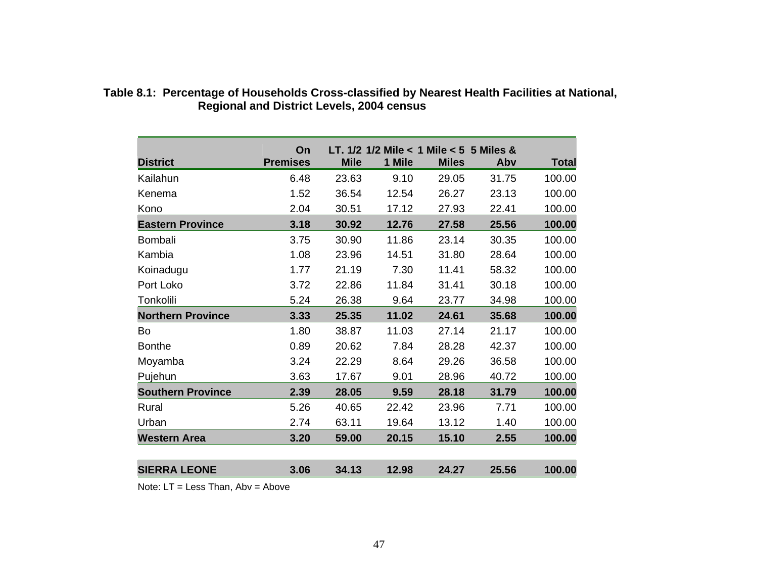**Table 8.1: Percentage of Households Cross-classified by Nearest Health Facilities at National, Regional and District Levels, 2004 census**

| District | On Premises | LT. 1/2 Mile | 1/2 Mile < 1 Mile | 1 Mile < 5 Miles | 5 Miles & Abv | Total |
|---|---|---|---|---|---|---|
| Kailahun | 6.48 | 23.63 | 9.10 | 29.05 | 31.75 | 100.00 |
| Kenema | 1.52 | 36.54 | 12.54 | 26.27 | 23.13 | 100.00 |
| Kono | 2.04 | 30.51 | 17.12 | 27.93 | 22.41 | 100.00 |
| **Eastern Province** | **3.18** | **30.92** | **12.76** | **27.58** | **25.56** | **100.00** |
| Bombali | 3.75 | 30.90 | 11.86 | 23.14 | 30.35 | 100.00 |
| Kambia | 1.08 | 23.96 | 14.51 | 31.80 | 28.64 | 100.00 |
| Koinadugu | 1.77 | 21.19 | 7.30 | 11.41 | 58.32 | 100.00 |
| Port Loko | 3.72 | 22.86 | 11.84 | 31.41 | 30.18 | 100.00 |
| Tonkolili | 5.24 | 26.38 | 9.64 | 23.77 | 34.98 | 100.00 |
| **Northern Province** | **3.33** | **25.35** | **11.02** | **24.61** | **35.68** | **100.00** |
| Bo | 1.80 | 38.87 | 11.03 | 27.14 | 21.17 | 100.00 |
| Bonthe | 0.89 | 20.62 | 7.84 | 28.28 | 42.37 | 100.00 |
| Moyamba | 3.24 | 22.29 | 8.64 | 29.26 | 36.58 | 100.00 |
| Pujehun | 3.63 | 17.67 | 9.01 | 28.96 | 40.72 | 100.00 |
| **Southern Province** | **2.39** | **28.05** | **9.59** | **28.18** | **31.79** | **100.00** |
| Rural | 5.26 | 40.65 | 22.42 | 23.96 | 7.71 | 100.00 |
| Urban | 2.74 | 63.11 | 19.64 | 13.12 | 1.40 | 100.00 |
| **Western Area** | **3.20** | **59.00** | **20.15** | **15.10** | **2.55** | **100.00** |
| **SIERRA LEONE** | **3.06** | **34.13** | **12.98** | **24.27** | **25.56** | **100.00** |

Note: LT = Less Than, Abv = Above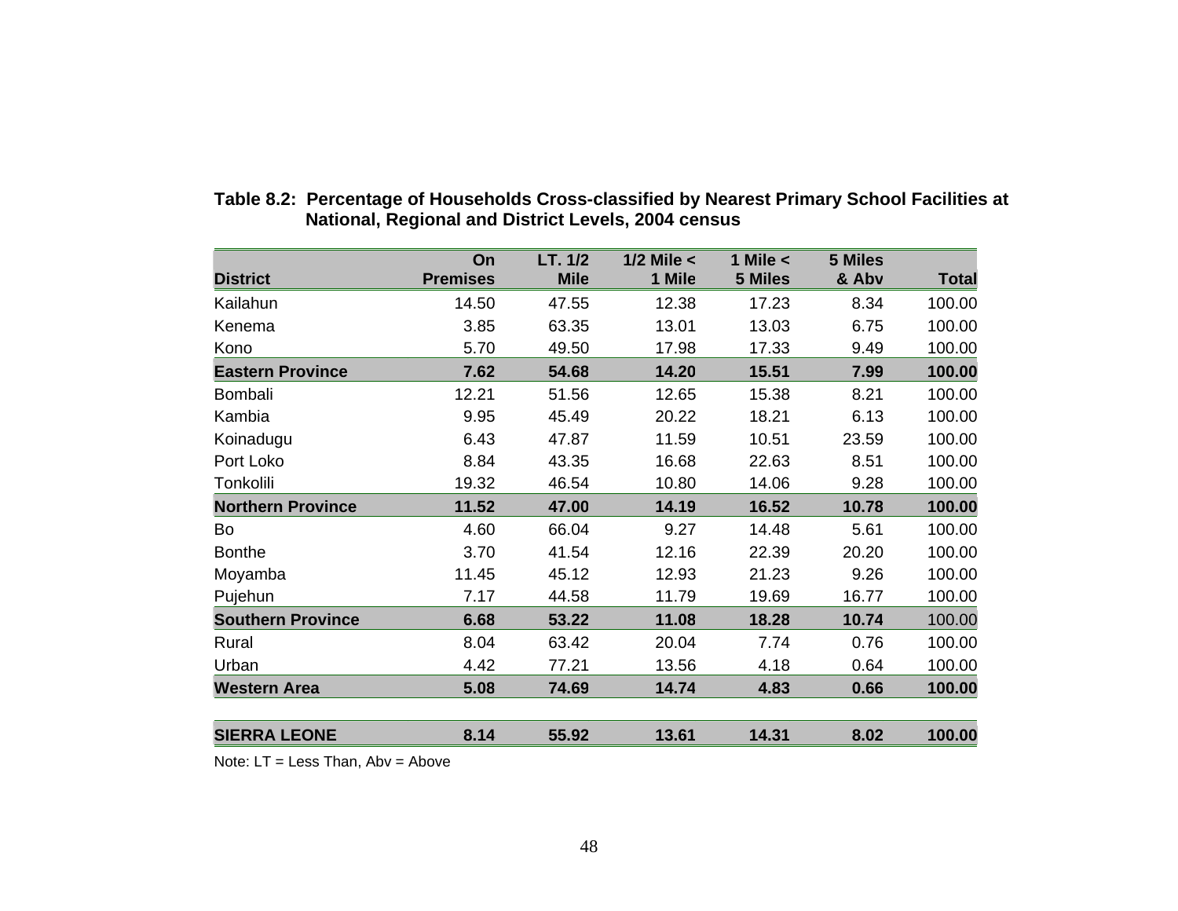**Table 8.2: Percentage of Households Cross-classified by Nearest Primary School Facilities at National, Regional and District Levels, 2004 census**

| District | On Premises | LT. 1/2 Mile | 1/2 Mile < 1 Mile | 1 Mile < 5 Miles | 5 Miles & Abv | Total |
|---|---|---|---|---|---|---|
| Kailahun | 14.50 | 47.55 | 12.38 | 17.23 | 8.34 | 100.00 |
| Kenema | 3.85 | 63.35 | 13.01 | 13.03 | 6.75 | 100.00 |
| Kono | 5.70 | 49.50 | 17.98 | 17.33 | 9.49 | 100.00 |
| **Eastern Province** | **7.62** | **54.68** | **14.20** | **15.51** | **7.99** | **100.00** |
| Bombali | 12.21 | 51.56 | 12.65 | 15.38 | 8.21 | 100.00 |
| Kambia | 9.95 | 45.49 | 20.22 | 18.21 | 6.13 | 100.00 |
| Koinadugu | 6.43 | 47.87 | 11.59 | 10.51 | 23.59 | 100.00 |
| Port Loko | 8.84 | 43.35 | 16.68 | 22.63 | 8.51 | 100.00 |
| Tonkolili | 19.32 | 46.54 | 10.80 | 14.06 | 9.28 | 100.00 |
| **Northern Province** | **11.52** | **47.00** | **14.19** | **16.52** | **10.78** | **100.00** |
| Bo | 4.60 | 66.04 | 9.27 | 14.48 | 5.61 | 100.00 |
| Bonthe | 3.70 | 41.54 | 12.16 | 22.39 | 20.20 | 100.00 |
| Moyamba | 11.45 | 45.12 | 12.93 | 21.23 | 9.26 | 100.00 |
| Pujehun | 7.17 | 44.58 | 11.79 | 19.69 | 16.77 | 100.00 |
| **Southern Province** | **6.68** | **53.22** | **11.08** | **18.28** | **10.74** | 100.00 |
| Rural | 8.04 | 63.42 | 20.04 | 7.74 | 0.76 | 100.00 |
| Urban | 4.42 | 77.21 | 13.56 | 4.18 | 0.64 | 100.00 |
| **Western Area** | **5.08** | **74.69** | **14.74** | **4.83** | **0.66** | **100.00** |
| | | | | | | |
| **SIERRA LEONE** | **8.14** | **55.92** | **13.61** | **14.31** | **8.02** | **100.00** |

Note: LT = Less Than, Abv = Above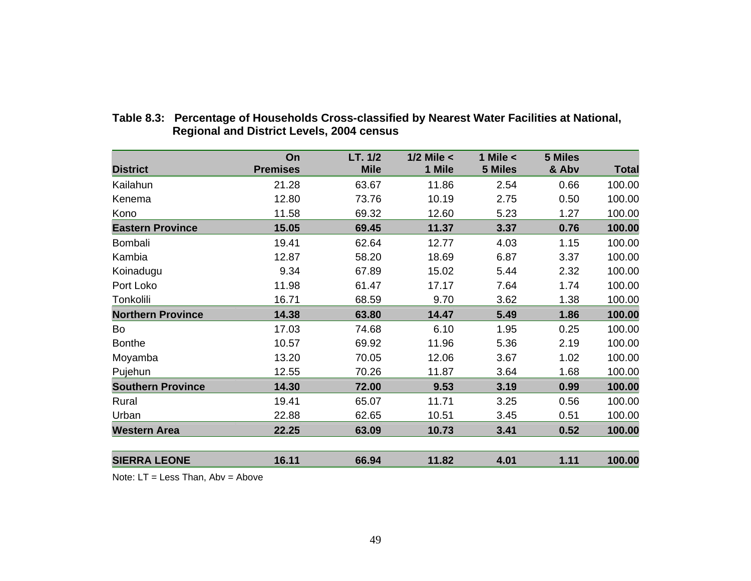**Table 8.3: Percentage of Households Cross-classified by Nearest Water Facilities at National, Regional and District Levels, 2004 census**

| District | On Premises | LT. 1/2 Mile | 1/2 Mile < 1 Mile | 1 Mile < 5 Miles | 5 Miles & Abv | Total |
|---|---|---|---|---|---|---|
| Kailahun | 21.28 | 63.67 | 11.86 | 2.54 | 0.66 | 100.00 |
| Kenema | 12.80 | 73.76 | 10.19 | 2.75 | 0.50 | 100.00 |
| Kono | 11.58 | 69.32 | 12.60 | 5.23 | 1.27 | 100.00 |
| **Eastern Province** | **15.05** | **69.45** | **11.37** | **3.37** | **0.76** | **100.00** |
| Bombali | 19.41 | 62.64 | 12.77 | 4.03 | 1.15 | 100.00 |
| Kambia | 12.87 | 58.20 | 18.69 | 6.87 | 3.37 | 100.00 |
| Koinadugu | 9.34 | 67.89 | 15.02 | 5.44 | 2.32 | 100.00 |
| Port Loko | 11.98 | 61.47 | 17.17 | 7.64 | 1.74 | 100.00 |
| Tonkolili | 16.71 | 68.59 | 9.70 | 3.62 | 1.38 | 100.00 |
| **Northern Province** | **14.38** | **63.80** | **14.47** | **5.49** | **1.86** | **100.00** |
| Bo | 17.03 | 74.68 | 6.10 | 1.95 | 0.25 | 100.00 |
| Bonthe | 10.57 | 69.92 | 11.96 | 5.36 | 2.19 | 100.00 |
| Moyamba | 13.20 | 70.05 | 12.06 | 3.67 | 1.02 | 100.00 |
| Pujehun | 12.55 | 70.26 | 11.87 | 3.64 | 1.68 | 100.00 |
| **Southern Province** | **14.30** | **72.00** | **9.53** | **3.19** | **0.99** | **100.00** |
| Rural | 19.41 | 65.07 | 11.71 | 3.25 | 0.56 | 100.00 |
| Urban | 22.88 | 62.65 | 10.51 | 3.45 | 0.51 | 100.00 |
| **Western Area** | **22.25** | **63.09** | **10.73** | **3.41** | **0.52** | **100.00** |
| **SIERRA LEONE** | **16.11** | **66.94** | **11.82** | **4.01** | **1.11** | **100.00** |

Note: LT = Less Than, Abv = Above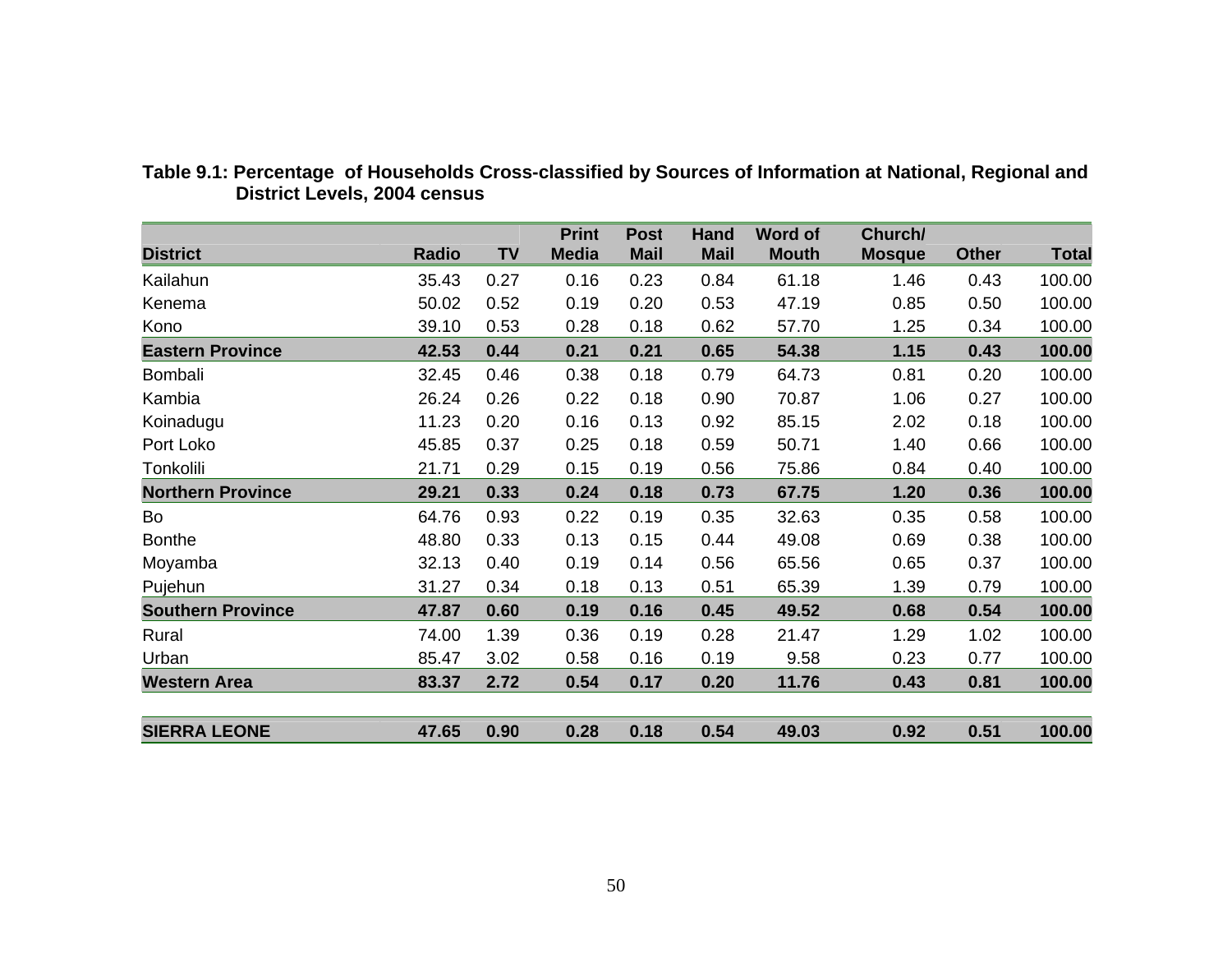**Table 9.1: Percentage of Households Cross-classified by Sources of Information at National, Regional and District Levels, 2004 census**

| District | Radio | TV | Print Media | Post Mail | Hand Mail | Word of Mouth | Church/ Mosque | Other | Total |
|---|---|---|---|---|---|---|---|---|---|
| Kailahun | 35.43 | 0.27 | 0.16 | 0.23 | 0.84 | 61.18 | 1.46 | 0.43 | 100.00 |
| Kenema | 50.02 | 0.52 | 0.19 | 0.20 | 0.53 | 47.19 | 0.85 | 0.50 | 100.00 |
| Kono | 39.10 | 0.53 | 0.28 | 0.18 | 0.62 | 57.70 | 1.25 | 0.34 | 100.00 |
| **Eastern Province** | **42.53** | **0.44** | **0.21** | **0.21** | **0.65** | **54.38** | **1.15** | **0.43** | **100.00** |
| Bombali | 32.45 | 0.46 | 0.38 | 0.18 | 0.79 | 64.73 | 0.81 | 0.20 | 100.00 |
| Kambia | 26.24 | 0.26 | 0.22 | 0.18 | 0.90 | 70.87 | 1.06 | 0.27 | 100.00 |
| Koinadugu | 11.23 | 0.20 | 0.16 | 0.13 | 0.92 | 85.15 | 2.02 | 0.18 | 100.00 |
| Port Loko | 45.85 | 0.37 | 0.25 | 0.18 | 0.59 | 50.71 | 1.40 | 0.66 | 100.00 |
| Tonkolili | 21.71 | 0.29 | 0.15 | 0.19 | 0.56 | 75.86 | 0.84 | 0.40 | 100.00 |
| **Northern Province** | **29.21** | **0.33** | **0.24** | **0.18** | **0.73** | **67.75** | **1.20** | **0.36** | **100.00** |
| Bo | 64.76 | 0.93 | 0.22 | 0.19 | 0.35 | 32.63 | 0.35 | 0.58 | 100.00 |
| Bonthe | 48.80 | 0.33 | 0.13 | 0.15 | 0.44 | 49.08 | 0.69 | 0.38 | 100.00 |
| Moyamba | 32.13 | 0.40 | 0.19 | 0.14 | 0.56 | 65.56 | 0.65 | 0.37 | 100.00 |
| Pujehun | 31.27 | 0.34 | 0.18 | 0.13 | 0.51 | 65.39 | 1.39 | 0.79 | 100.00 |
| **Southern Province** | **47.87** | **0.60** | **0.19** | **0.16** | **0.45** | **49.52** | **0.68** | **0.54** | **100.00** |
| Rural | 74.00 | 1.39 | 0.36 | 0.19 | 0.28 | 21.47 | 1.29 | 1.02 | 100.00 |
| Urban | 85.47 | 3.02 | 0.58 | 0.16 | 0.19 | 9.58 | 0.23 | 0.77 | 100.00 |
| **Western Area** | **83.37** | **2.72** | **0.54** | **0.17** | **0.20** | **11.76** | **0.43** | **0.81** | **100.00** |
| **SIERRA LEONE** | **47.65** | **0.90** | **0.28** | **0.18** | **0.54** | **49.03** | **0.92** | **0.51** | **100.00** |